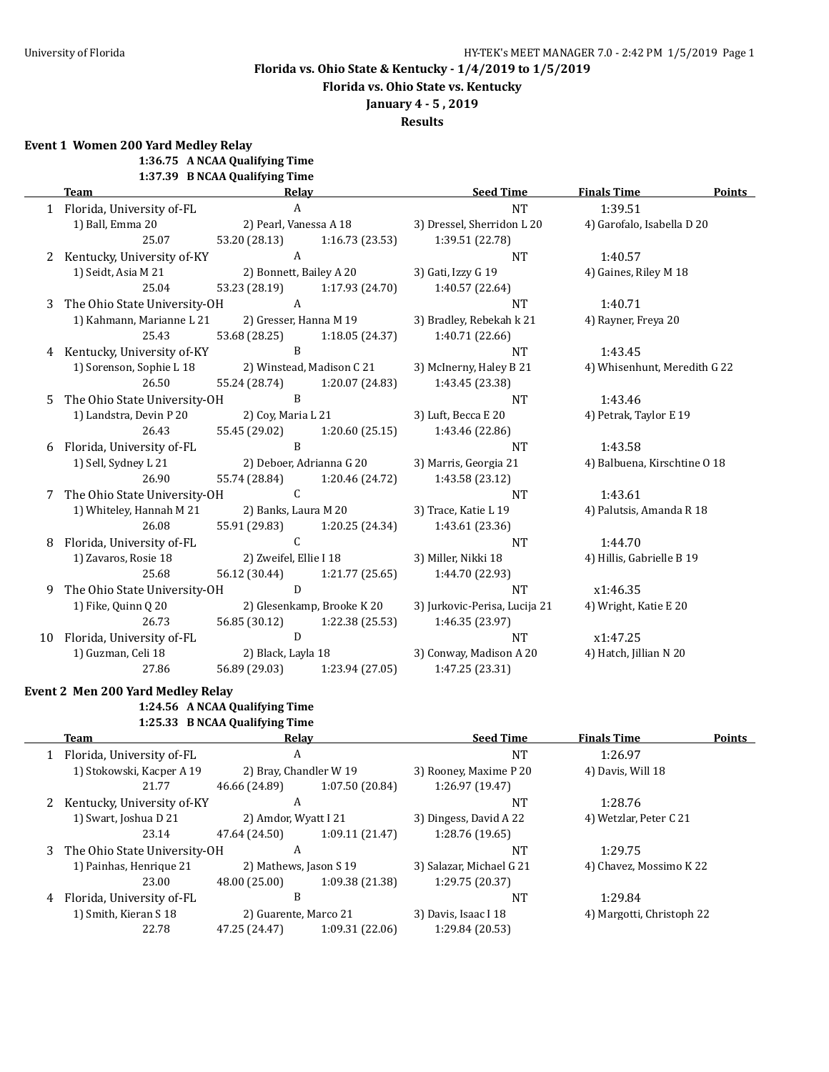University of Florida

**Florida vs. Ohio State & Kentucky - 1/4/2019 to 1/5/2019**

**Florida vs. Ohio State vs. Kentucky**

**January 4 - 5 , 2019**

**Results**

### Event 1 Women 200 Yard Medley Relay

**1:36.75 A NCAA Qualifying Time**
**1:37.39 B NCAA Qualifying Time**

| | Team | Relay | | Seed Time | Finals Time | Points |
|---|---|---|---|---|---|---|
| 1 | Florida, University of-FL | A | | NT | 1:39.51 | |
| | 1) Ball, Emma 20 | 2) Pearl, Vanessa A 18 | | 3) Dressel, Sherridon L 20 | 4) Garofalo, Isabella D 20 | |
| | 25.07 | 53.20 (28.13) | 1:16.73 (23.53) | 1:39.51 (22.78) | | |
| 2 | Kentucky, University of-KY | A | | NT | 1:40.57 | |
| | 1) Seidt, Asia M 21 | 2) Bonnett, Bailey A 20 | | 3) Gati, Izzy G 19 | 4) Gaines, Riley M 18 | |
| | 25.04 | 53.23 (28.19) | 1:17.93 (24.70) | 1:40.57 (22.64) | | |
| 3 | The Ohio State University-OH | A | | NT | 1:40.71 | |
| | 1) Kahmann, Marianne L 21 | 2) Gresser, Hanna M 19 | | 3) Bradley, Rebekah k 21 | 4) Rayner, Freya 20 | |
| | 25.43 | 53.68 (28.25) | 1:18.05 (24.37) | 1:40.71 (22.66) | | |
| 4 | Kentucky, University of-KY | B | | NT | 1:43.45 | |
| | 1) Sorenson, Sophie L 18 | 2) Winstead, Madison C 21 | | 3) McInerny, Haley B 21 | 4) Whisenhunt, Meredith G 22 | |
| | 26.50 | 55.24 (28.74) | 1:20.07 (24.83) | 1:43.45 (23.38) | | |
| 5 | The Ohio State University-OH | B | | NT | 1:43.46 | |
| | 1) Landstra, Devin P 20 | 2) Coy, Maria L 21 | | 3) Luft, Becca E 20 | 4) Petrak, Taylor E 19 | |
| | 26.43 | 55.45 (29.02) | 1:20.60 (25.15) | 1:43.46 (22.86) | | |
| 6 | Florida, University of-FL | B | | NT | 1:43.58 | |
| | 1) Sell, Sydney L 21 | 2) Deboer, Adrianna G 20 | | 3) Marris, Georgia 21 | 4) Balbuena, Kirschtine O 18 | |
| | 26.90 | 55.74 (28.84) | 1:20.46 (24.72) | 1:43.58 (23.12) | | |
| 7 | The Ohio State University-OH | C | | NT | 1:43.61 | |
| | 1) Whiteley, Hannah M 21 | 2) Banks, Laura M 20 | | 3) Trace, Katie L 19 | 4) Palutsis, Amanda R 18 | |
| | 26.08 | 55.91 (29.83) | 1:20.25 (24.34) | 1:43.61 (23.36) | | |
| 8 | Florida, University of-FL | C | | NT | 1:44.70 | |
| | 1) Zavaros, Rosie 18 | 2) Zweifel, Ellie I 18 | | 3) Miller, Nikki 18 | 4) Hillis, Gabrielle B 19 | |
| | 25.68 | 56.12 (30.44) | 1:21.77 (25.65) | 1:44.70 (22.93) | | |
| 9 | The Ohio State University-OH | D | | NT | x1:46.35 | |
| | 1) Fike, Quinn Q 20 | 2) Glesenkamp, Brooke K 20 | | 3) Jurkovic-Perisa, Lucija 21 | 4) Wright, Katie E 20 | |
| | 26.73 | 56.85 (30.12) | 1:22.38 (25.53) | 1:46.35 (23.97) | | |
| 10 | Florida, University of-FL | D | | NT | x1:47.25 | |
| | 1) Guzman, Celi 18 | 2) Black, Layla 18 | | 3) Conway, Madison A 20 | 4) Hatch, Jillian N 20 | |
| | 27.86 | 56.89 (29.03) | 1:23.94 (27.05) | 1:47.25 (23.31) | | |

### Event 2 Men 200 Yard Medley Relay

**1:24.56 A NCAA Qualifying Time**
**1:25.33 B NCAA Qualifying Time**

| | Team | Relay | | Seed Time | Finals Time | Points |
|---|---|---|---|---|---|---|
| 1 | Florida, University of-FL | A | | NT | 1:26.97 | |
| | 1) Stokowski, Kacper A 19 | 2) Bray, Chandler W 19 | | 3) Rooney, Maxime P 20 | 4) Davis, Will 18 | |
| | 21.77 | 46.66 (24.89) | 1:07.50 (20.84) | 1:26.97 (19.47) | | |
| 2 | Kentucky, University of-KY | A | | NT | 1:28.76 | |
| | 1) Swart, Joshua D 21 | 2) Amdor, Wyatt I 21 | | 3) Dingess, David A 22 | 4) Wetzlar, Peter C 21 | |
| | 23.14 | 47.64 (24.50) | 1:09.11 (21.47) | 1:28.76 (19.65) | | |
| 3 | The Ohio State University-OH | A | | NT | 1:29.75 | |
| | 1) Painhas, Henrique 21 | 2) Mathews, Jason S 19 | | 3) Salazar, Michael G 21 | 4) Chavez, Mossimo K 22 | |
| | 23.00 | 48.00 (25.00) | 1:09.38 (21.38) | 1:29.75 (20.37) | | |
| 4 | Florida, University of-FL | B | | NT | 1:29.84 | |
| | 1) Smith, Kieran S 18 | 2) Guarente, Marco 21 | | 3) Davis, Isaac I 18 | 4) Margotti, Christoph 22 | |
| | 22.78 | 47.25 (24.47) | 1:09.31 (22.06) | 1:29.84 (20.53) | | |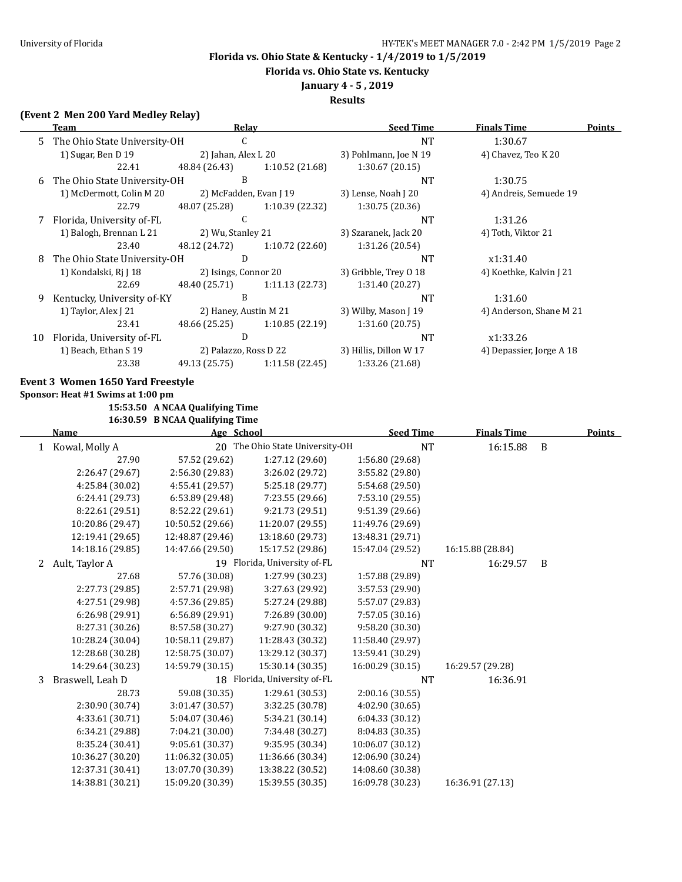Florida vs. Ohio State & Kentucky - 1/4/2019 to 1/5/2019

Florida vs. Ohio State vs. Kentucky

January 4 - 5 , 2019

Results

**(Event 2 Men 200 Yard Medley Relay)**

| | Team | Relay | | Seed Time | Finals Time | Points |
|---|---|---|---|---|---|---|
| 5 | The Ohio State University-OH | C | | NT | 1:30.67 | |
| | 1) Sugar, Ben D 19 | 2) Jahan, Alex L 20 | | 3) Pohlmann, Joe N 19 | 4) Chavez, Teo K 20 | |
| | 22.41 | 48.84 (26.43) | 1:10.52 (21.68) | 1:30.67 (20.15) | | |
| 6 | The Ohio State University-OH | B | | NT | 1:30.75 | |
| | 1) McDermott, Colin M 20 | 2) McFadden, Evan J 19 | | 3) Lense, Noah J 20 | 4) Andreis, Semuede 19 | |
| | 22.79 | 48.07 (25.28) | 1:10.39 (22.32) | 1:30.75 (20.36) | | |
| 7 | Florida, University of-FL | C | | NT | 1:31.26 | |
| | 1) Balogh, Brennan L 21 | 2) Wu, Stanley 21 | | 3) Szaranek, Jack 20 | 4) Toth, Viktor 21 | |
| | 23.40 | 48.12 (24.72) | 1:10.72 (22.60) | 1:31.26 (20.54) | | |
| 8 | The Ohio State University-OH | D | | NT | x1:31.40 | |
| | 1) Kondalski, Rj J 18 | 2) Isings, Connor 20 | | 3) Gribble, Trey O 18 | 4) Koethke, Kalvin J 21 | |
| | 22.69 | 48.40 (25.71) | 1:11.13 (22.73) | 1:31.40 (20.27) | | |
| 9 | Kentucky, University of-KY | B | | NT | 1:31.60 | |
| | 1) Taylor, Alex J 21 | 2) Haney, Austin M 21 | | 3) Wilby, Mason J 19 | 4) Anderson, Shane M 21 | |
| | 23.41 | 48.66 (25.25) | 1:10.85 (22.19) | 1:31.60 (20.75) | | |
| 10 | Florida, University of-FL | D | | NT | x1:33.26 | |
| | 1) Beach, Ethan S 19 | 2) Palazzo, Ross D 22 | | 3) Hillis, Dillon W 17 | 4) Depassier, Jorge A 18 | |
| | 23.38 | 49.13 (25.75) | 1:11.58 (22.45) | 1:33.26 (21.68) | | |

**Event 3 Women 1650 Yard Freestyle**

**Sponsor: Heat #1 Swims at 1:00 pm**

**15:53.50 A NCAA Qualifying Time**
**16:30.59 B NCAA Qualifying Time**

| | Name | Age School | | Seed Time | Finals Time | Points |
|---|---|---|---|---|---|---|
| 1 | Kowal, Molly A | 20 The Ohio State University-OH | | NT | 16:15.88 B | |
| | 27.90 | 57.52 (29.62) | 1:27.12 (29.60) | 1:56.80 (29.68) | | |
| | 2:26.47 (29.67) | 2:56.30 (29.83) | 3:26.02 (29.72) | 3:55.82 (29.80) | | |
| | 4:25.84 (30.02) | 4:55.41 (29.57) | 5:25.18 (29.77) | 5:54.68 (29.50) | | |
| | 6:24.41 (29.73) | 6:53.89 (29.48) | 7:23.55 (29.66) | 7:53.10 (29.55) | | |
| | 8:22.61 (29.51) | 8:52.22 (29.61) | 9:21.73 (29.51) | 9:51.39 (29.66) | | |
| | 10:20.86 (29.47) | 10:50.52 (29.66) | 11:20.07 (29.55) | 11:49.76 (29.69) | | |
| | 12:19.41 (29.65) | 12:48.87 (29.46) | 13:18.60 (29.73) | 13:48.31 (29.71) | | |
| | 14:18.16 (29.85) | 14:47.66 (29.50) | 15:17.52 (29.86) | 15:47.04 (29.52) | 16:15.88 (28.84) | |
| 2 | Ault, Taylor A | 19 Florida, University of-FL | | NT | 16:29.57 B | |
| | 27.68 | 57.76 (30.08) | 1:27.99 (30.23) | 1:57.88 (29.89) | | |
| | 2:27.73 (29.85) | 2:57.71 (29.98) | 3:27.63 (29.92) | 3:57.53 (29.90) | | |
| | 4:27.51 (29.98) | 4:57.36 (29.85) | 5:27.24 (29.88) | 5:57.07 (29.83) | | |
| | 6:26.98 (29.91) | 6:56.89 (29.91) | 7:26.89 (30.00) | 7:57.05 (30.16) | | |
| | 8:27.31 (30.26) | 8:57.58 (30.27) | 9:27.90 (30.32) | 9:58.20 (30.30) | | |
| | 10:28.24 (30.04) | 10:58.11 (29.87) | 11:28.43 (30.32) | 11:58.40 (29.97) | | |
| | 12:28.68 (30.28) | 12:58.75 (30.07) | 13:29.12 (30.37) | 13:59.41 (30.29) | | |
| | 14:29.64 (30.23) | 14:59.79 (30.15) | 15:30.14 (30.35) | 16:00.29 (30.15) | 16:29.57 (29.28) | |
| 3 | Braswell, Leah D | 18 Florida, University of-FL | | NT | 16:36.91 | |
| | 28.73 | 59.08 (30.35) | 1:29.61 (30.53) | 2:00.16 (30.55) | | |
| | 2:30.90 (30.74) | 3:01.47 (30.57) | 3:32.25 (30.78) | 4:02.90 (30.65) | | |
| | 4:33.61 (30.71) | 5:04.07 (30.46) | 5:34.21 (30.14) | 6:04.33 (30.12) | | |
| | 6:34.21 (29.88) | 7:04.21 (30.00) | 7:34.48 (30.27) | 8:04.83 (30.35) | | |
| | 8:35.24 (30.41) | 9:05.61 (30.37) | 9:35.95 (30.34) | 10:06.07 (30.12) | | |
| | 10:36.27 (30.20) | 11:06.32 (30.05) | 11:36.66 (30.34) | 12:06.90 (30.24) | | |
| | 12:37.31 (30.41) | 13:07.70 (30.39) | 13:38.22 (30.52) | 14:08.60 (30.38) | | |
| | 14:38.81 (30.21) | 15:09.20 (30.39) | 15:39.55 (30.35) | 16:09.78 (30.23) | 16:36.91 (27.13) | |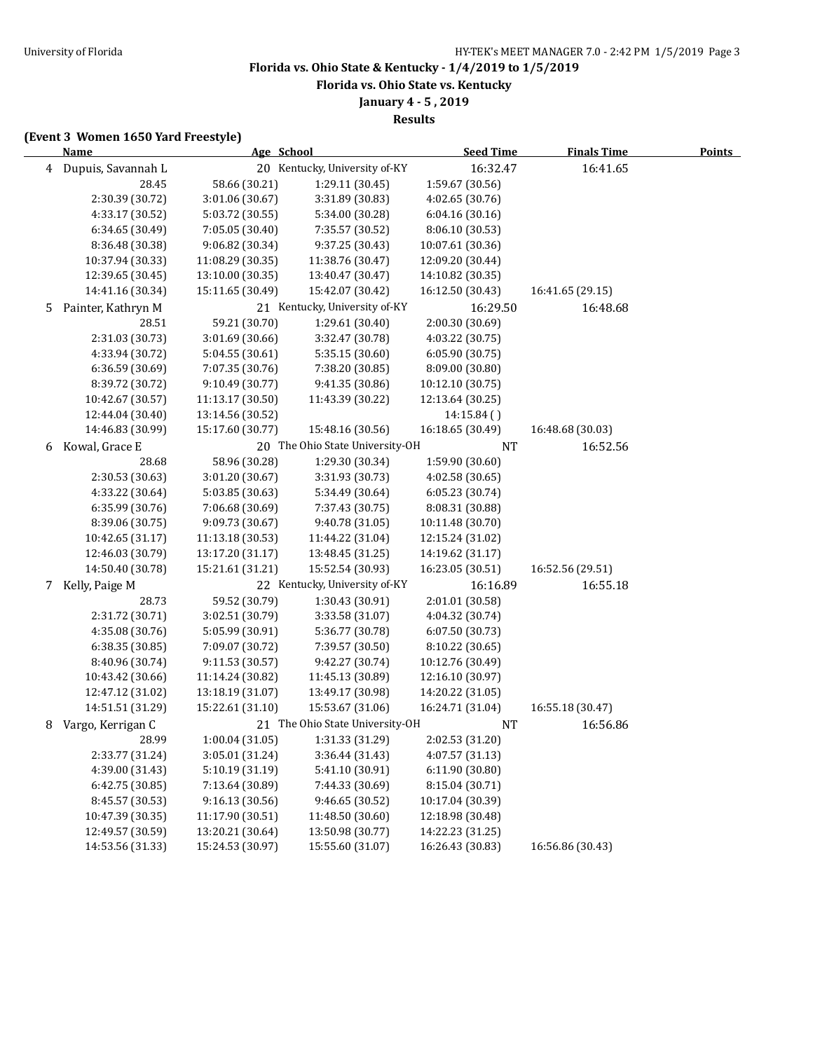**Florida vs. Ohio State & Kentucky - 1/4/2019 to 1/5/2019**

**Florida vs. Ohio State vs. Kentucky**

**January 4 - 5 , 2019**

**Results**

**(Event 3 Women 1650 Yard Freestyle)**

| | Name | Age | School | Seed Time | Finals Time | Points |
|---|---|---|---|---|---|---|
| 4 | Dupuis, Savannah L | 20 | Kentucky, University of-KY | 16:32.47 | 16:41.65 | |
| | 28.45 | 58.66 (30.21) | 1:29.11 (30.45) | 1:59.67 (30.56) | | |
| | 2:30.39 (30.72) | 3:01.06 (30.67) | 3:31.89 (30.83) | 4:02.65 (30.76) | | |
| | 4:33.17 (30.52) | 5:03.72 (30.55) | 5:34.00 (30.28) | 6:04.16 (30.16) | | |
| | 6:34.65 (30.49) | 7:05.05 (30.40) | 7:35.57 (30.52) | 8:06.10 (30.53) | | |
| | 8:36.48 (30.38) | 9:06.82 (30.34) | 9:37.25 (30.43) | 10:07.61 (30.36) | | |
| | 10:37.94 (30.33) | 11:08.29 (30.35) | 11:38.76 (30.47) | 12:09.20 (30.44) | | |
| | 12:39.65 (30.45) | 13:10.00 (30.35) | 13:40.47 (30.47) | 14:10.82 (30.35) | | |
| | 14:41.16 (30.34) | 15:11.65 (30.49) | 15:42.07 (30.42) | 16:12.50 (30.43) | 16:41.65 (29.15) | |
| 5 | Painter, Kathryn M | 21 | Kentucky, University of-KY | 16:29.50 | 16:48.68 | |
| | 28.51 | 59.21 (30.70) | 1:29.61 (30.40) | 2:00.30 (30.69) | | |
| | 2:31.03 (30.73) | 3:01.69 (30.66) | 3:32.47 (30.78) | 4:03.22 (30.75) | | |
| | 4:33.94 (30.72) | 5:04.55 (30.61) | 5:35.15 (30.60) | 6:05.90 (30.75) | | |
| | 6:36.59 (30.69) | 7:07.35 (30.76) | 7:38.20 (30.85) | 8:09.00 (30.80) | | |
| | 8:39.72 (30.72) | 9:10.49 (30.77) | 9:41.35 (30.86) | 10:12.10 (30.75) | | |
| | 10:42.67 (30.57) | 11:13.17 (30.50) | 11:43.39 (30.22) | 12:13.64 (30.25) | | |
| | 12:44.04 (30.40) | 13:14.56 (30.52) | | 14:15.84 ( ) | | |
| | 14:46.83 (30.99) | 15:17.60 (30.77) | 15:48.16 (30.56) | 16:18.65 (30.49) | 16:48.68 (30.03) | |
| 6 | Kowal, Grace E | 20 | The Ohio State University-OH | NT | 16:52.56 | |
| | 28.68 | 58.96 (30.28) | 1:29.30 (30.34) | 1:59.90 (30.60) | | |
| | 2:30.53 (30.63) | 3:01.20 (30.67) | 3:31.93 (30.73) | 4:02.58 (30.65) | | |
| | 4:33.22 (30.64) | 5:03.85 (30.63) | 5:34.49 (30.64) | 6:05.23 (30.74) | | |
| | 6:35.99 (30.76) | 7:06.68 (30.69) | 7:37.43 (30.75) | 8:08.31 (30.88) | | |
| | 8:39.06 (30.75) | 9:09.73 (30.67) | 9:40.78 (31.05) | 10:11.48 (30.70) | | |
| | 10:42.65 (31.17) | 11:13.18 (30.53) | 11:44.22 (31.04) | 12:15.24 (31.02) | | |
| | 12:46.03 (30.79) | 13:17.20 (31.17) | 13:48.45 (31.25) | 14:19.62 (31.17) | | |
| | 14:50.40 (30.78) | 15:21.61 (31.21) | 15:52.54 (30.93) | 16:23.05 (30.51) | 16:52.56 (29.51) | |
| 7 | Kelly, Paige M | 22 | Kentucky, University of-KY | 16:16.89 | 16:55.18 | |
| | 28.73 | 59.52 (30.79) | 1:30.43 (30.91) | 2:01.01 (30.58) | | |
| | 2:31.72 (30.71) | 3:02.51 (30.79) | 3:33.58 (31.07) | 4:04.32 (30.74) | | |
| | 4:35.08 (30.76) | 5:05.99 (30.91) | 5:36.77 (30.78) | 6:07.50 (30.73) | | |
| | 6:38.35 (30.85) | 7:09.07 (30.72) | 7:39.57 (30.50) | 8:10.22 (30.65) | | |
| | 8:40.96 (30.74) | 9:11.53 (30.57) | 9:42.27 (30.74) | 10:12.76 (30.49) | | |
| | 10:43.42 (30.66) | 11:14.24 (30.82) | 11:45.13 (30.89) | 12:16.10 (30.97) | | |
| | 12:47.12 (31.02) | 13:18.19 (31.07) | 13:49.17 (30.98) | 14:20.22 (31.05) | | |
| | 14:51.51 (31.29) | 15:22.61 (31.10) | 15:53.67 (31.06) | 16:24.71 (31.04) | 16:55.18 (30.47) | |
| 8 | Vargo, Kerrigan C | 21 | The Ohio State University-OH | NT | 16:56.86 | |
| | 28.99 | 1:00.04 (31.05) | 1:31.33 (31.29) | 2:02.53 (31.20) | | |
| | 2:33.77 (31.24) | 3:05.01 (31.24) | 3:36.44 (31.43) | 4:07.57 (31.13) | | |
| | 4:39.00 (31.43) | 5:10.19 (31.19) | 5:41.10 (30.91) | 6:11.90 (30.80) | | |
| | 6:42.75 (30.85) | 7:13.64 (30.89) | 7:44.33 (30.69) | 8:15.04 (30.71) | | |
| | 8:45.57 (30.53) | 9:16.13 (30.56) | 9:46.65 (30.52) | 10:17.04 (30.39) | | |
| | 10:47.39 (30.35) | 11:17.90 (30.51) | 11:48.50 (30.60) | 12:18.98 (30.48) | | |
| | 12:49.57 (30.59) | 13:20.21 (30.64) | 13:50.98 (30.77) | 14:22.23 (31.25) | | |
| | 14:53.56 (31.33) | 15:24.53 (30.97) | 15:55.60 (31.07) | 16:26.43 (30.83) | 16:56.86 (30.43) | |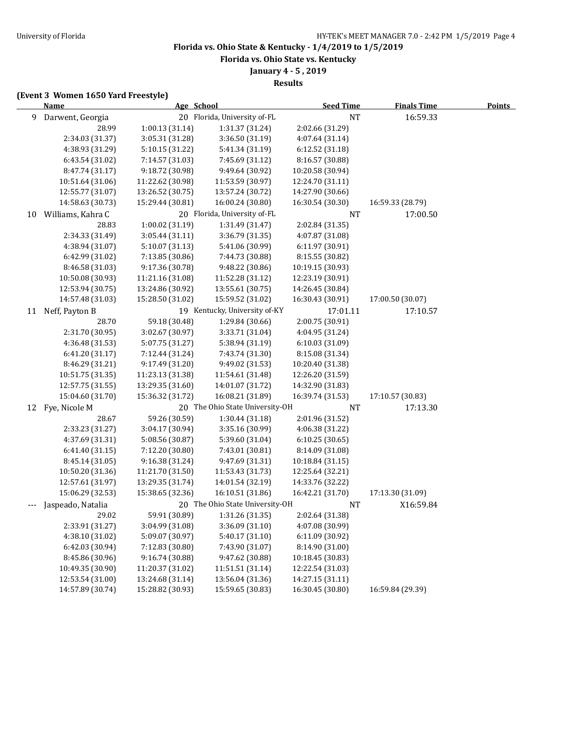Florida vs. Ohio State & Kentucky - 1/4/2019 to 1/5/2019

Florida vs. Ohio State vs. Kentucky

January 4 - 5 , 2019

Results

**(Event 3 Women 1650 Yard Freestyle)**

| | Name | Age | School | Seed Time | Finals Time | Points |
|---|---|---|---|---|---|---|
| 9 | Darwent, Georgia | 20 | Florida, University of-FL | NT | 16:59.33 | |
| | 28.99 | 1:00.13 (31.14) | 1:31.37 (31.24) | 2:02.66 (31.29) | | |
| | 2:34.03 (31.37) | 3:05.31 (31.28) | 3:36.50 (31.19) | 4:07.64 (31.14) | | |
| | 4:38.93 (31.29) | 5:10.15 (31.22) | 5:41.34 (31.19) | 6:12.52 (31.18) | | |
| | 6:43.54 (31.02) | 7:14.57 (31.03) | 7:45.69 (31.12) | 8:16.57 (30.88) | | |
| | 8:47.74 (31.17) | 9:18.72 (30.98) | 9:49.64 (30.92) | 10:20.58 (30.94) | | |
| | 10:51.64 (31.06) | 11:22.62 (30.98) | 11:53.59 (30.97) | 12:24.70 (31.11) | | |
| | 12:55.77 (31.07) | 13:26.52 (30.75) | 13:57.24 (30.72) | 14:27.90 (30.66) | | |
| | 14:58.63 (30.73) | 15:29.44 (30.81) | 16:00.24 (30.80) | 16:30.54 (30.30) | 16:59.33 (28.79) | |
| 10 | Williams, Kahra C | 20 | Florida, University of-FL | NT | 17:00.50 | |
| | 28.83 | 1:00.02 (31.19) | 1:31.49 (31.47) | 2:02.84 (31.35) | | |
| | 2:34.33 (31.49) | 3:05.44 (31.11) | 3:36.79 (31.35) | 4:07.87 (31.08) | | |
| | 4:38.94 (31.07) | 5:10.07 (31.13) | 5:41.06 (30.99) | 6:11.97 (30.91) | | |
| | 6:42.99 (31.02) | 7:13.85 (30.86) | 7:44.73 (30.88) | 8:15.55 (30.82) | | |
| | 8:46.58 (31.03) | 9:17.36 (30.78) | 9:48.22 (30.86) | 10:19.15 (30.93) | | |
| | 10:50.08 (30.93) | 11:21.16 (31.08) | 11:52.28 (31.12) | 12:23.19 (30.91) | | |
| | 12:53.94 (30.75) | 13:24.86 (30.92) | 13:55.61 (30.75) | 14:26.45 (30.84) | | |
| | 14:57.48 (31.03) | 15:28.50 (31.02) | 15:59.52 (31.02) | 16:30.43 (30.91) | 17:00.50 (30.07) | |
| 11 | Neff, Payton B | 19 | Kentucky, University of-KY | 17:01.11 | 17:10.57 | |
| | 28.70 | 59.18 (30.48) | 1:29.84 (30.66) | 2:00.75 (30.91) | | |
| | 2:31.70 (30.95) | 3:02.67 (30.97) | 3:33.71 (31.04) | 4:04.95 (31.24) | | |
| | 4:36.48 (31.53) | 5:07.75 (31.27) | 5:38.94 (31.19) | 6:10.03 (31.09) | | |
| | 6:41.20 (31.17) | 7:12.44 (31.24) | 7:43.74 (31.30) | 8:15.08 (31.34) | | |
| | 8:46.29 (31.21) | 9:17.49 (31.20) | 9:49.02 (31.53) | 10:20.40 (31.38) | | |
| | 10:51.75 (31.35) | 11:23.13 (31.38) | 11:54.61 (31.48) | 12:26.20 (31.59) | | |
| | 12:57.75 (31.55) | 13:29.35 (31.60) | 14:01.07 (31.72) | 14:32.90 (31.83) | | |
| | 15:04.60 (31.70) | 15:36.32 (31.72) | 16:08.21 (31.89) | 16:39.74 (31.53) | 17:10.57 (30.83) | |
| 12 | Fye, Nicole M | 20 | The Ohio State University-OH | NT | 17:13.30 | |
| | 28.67 | 59.26 (30.59) | 1:30.44 (31.18) | 2:01.96 (31.52) | | |
| | 2:33.23 (31.27) | 3:04.17 (30.94) | 3:35.16 (30.99) | 4:06.38 (31.22) | | |
| | 4:37.69 (31.31) | 5:08.56 (30.87) | 5:39.60 (31.04) | 6:10.25 (30.65) | | |
| | 6:41.40 (31.15) | 7:12.20 (30.80) | 7:43.01 (30.81) | 8:14.09 (31.08) | | |
| | 8:45.14 (31.05) | 9:16.38 (31.24) | 9:47.69 (31.31) | 10:18.84 (31.15) | | |
| | 10:50.20 (31.36) | 11:21.70 (31.50) | 11:53.43 (31.73) | 12:25.64 (32.21) | | |
| | 12:57.61 (31.97) | 13:29.35 (31.74) | 14:01.54 (32.19) | 14:33.76 (32.22) | | |
| | 15:06.29 (32.53) | 15:38.65 (32.36) | 16:10.51 (31.86) | 16:42.21 (31.70) | 17:13.30 (31.09) | |
| --- | Jaspeado, Natalia | 20 | The Ohio State University-OH | NT | X16:59.84 | |
| | 29.02 | 59.91 (30.89) | 1:31.26 (31.35) | 2:02.64 (31.38) | | |
| | 2:33.91 (31.27) | 3:04.99 (31.08) | 3:36.09 (31.10) | 4:07.08 (30.99) | | |
| | 4:38.10 (31.02) | 5:09.07 (30.97) | 5:40.17 (31.10) | 6:11.09 (30.92) | | |
| | 6:42.03 (30.94) | 7:12.83 (30.80) | 7:43.90 (31.07) | 8:14.90 (31.00) | | |
| | 8:45.86 (30.96) | 9:16.74 (30.88) | 9:47.62 (30.88) | 10:18.45 (30.83) | | |
| | 10:49.35 (30.90) | 11:20.37 (31.02) | 11:51.51 (31.14) | 12:22.54 (31.03) | | |
| | 12:53.54 (31.00) | 13:24.68 (31.14) | 13:56.04 (31.36) | 14:27.15 (31.11) | | |
| | 14:57.89 (30.74) | 15:28.82 (30.93) | 15:59.65 (30.83) | 16:30.45 (30.80) | 16:59.84 (29.39) | |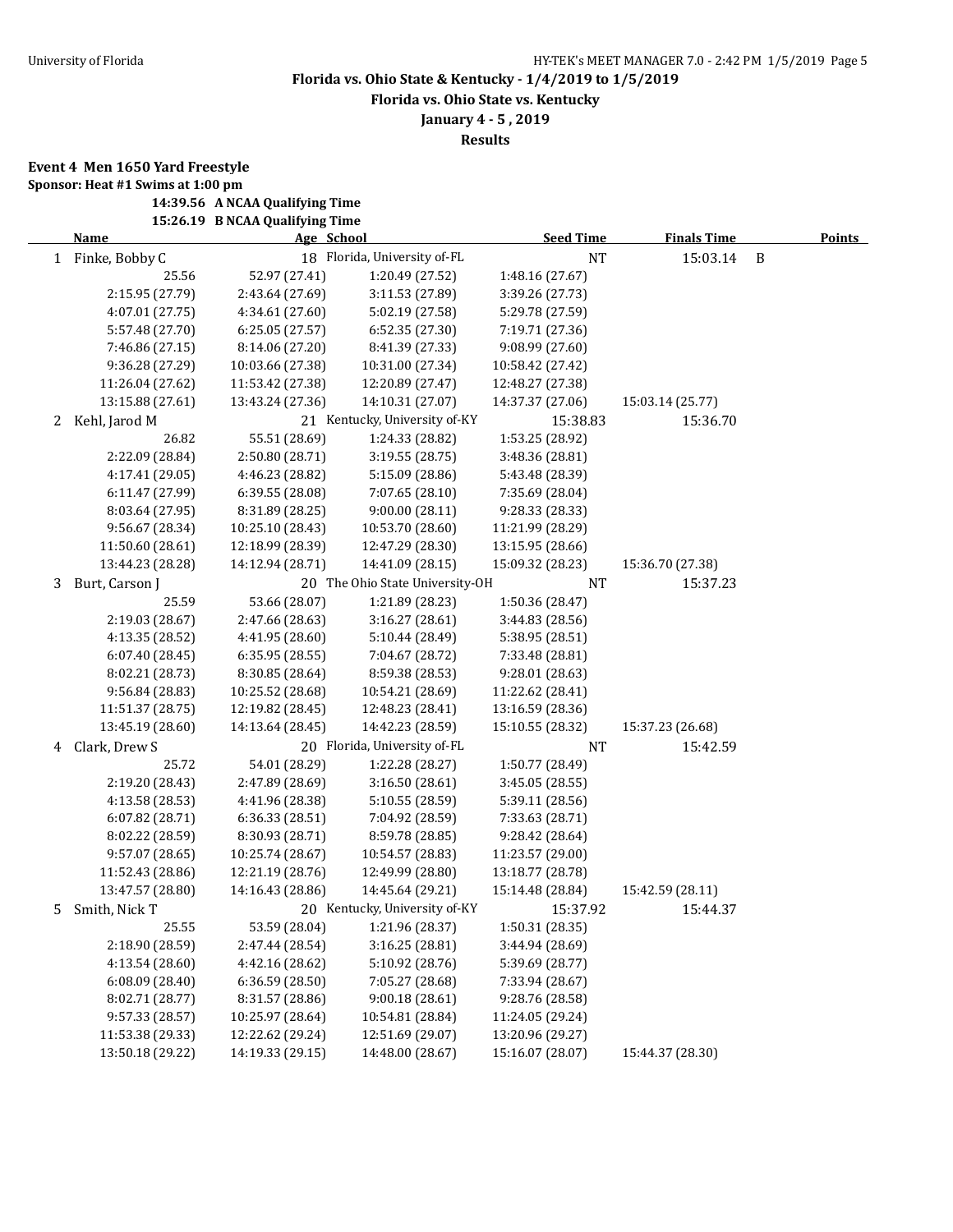## Florida vs. Ohio State & Kentucky - 1/4/2019 to 1/5/2019

### Florida vs. Ohio State vs. Kentucky

### January 4 - 5 , 2019

### Results

**Event 4 Men 1650 Yard Freestyle**

**Sponsor: Heat #1 Swims at 1:00 pm**

**14:39.56 A NCAA Qualifying Time**

**15:26.19 B NCAA Qualifying Time**

| | Name | Age | School | Seed Time | Finals Time | | Points |
|---|---|---|---|---|---|---|---|
| 1 | Finke, Bobby C | 18 | Florida, University of-FL | NT | 15:03.14 | B | |
| | 25.56 | 52.97 (27.41) | 1:20.49 (27.52) | 1:48.16 (27.67) | | | |
| | 2:15.95 (27.79) | 2:43.64 (27.69) | 3:11.53 (27.89) | 3:39.26 (27.73) | | | |
| | 4:07.01 (27.75) | 4:34.61 (27.60) | 5:02.19 (27.58) | 5:29.78 (27.59) | | | |
| | 5:57.48 (27.70) | 6:25.05 (27.57) | 6:52.35 (27.30) | 7:19.71 (27.36) | | | |
| | 7:46.86 (27.15) | 8:14.06 (27.20) | 8:41.39 (27.33) | 9:08.99 (27.60) | | | |
| | 9:36.28 (27.29) | 10:03.66 (27.38) | 10:31.00 (27.34) | 10:58.42 (27.42) | | | |
| | 11:26.04 (27.62) | 11:53.42 (27.38) | 12:20.89 (27.47) | 12:48.27 (27.38) | | | |
| | 13:15.88 (27.61) | 13:43.24 (27.36) | 14:10.31 (27.07) | 14:37.37 (27.06) | 15:03.14 (25.77) | | |
| 2 | Kehl, Jarod M | 21 | Kentucky, University of-KY | 15:38.83 | 15:36.70 | | |
| | 26.82 | 55.51 (28.69) | 1:24.33 (28.82) | 1:53.25 (28.92) | | | |
| | 2:22.09 (28.84) | 2:50.80 (28.71) | 3:19.55 (28.75) | 3:48.36 (28.81) | | | |
| | 4:17.41 (29.05) | 4:46.23 (28.82) | 5:15.09 (28.86) | 5:43.48 (28.39) | | | |
| | 6:11.47 (27.99) | 6:39.55 (28.08) | 7:07.65 (28.10) | 7:35.69 (28.04) | | | |
| | 8:03.64 (27.95) | 8:31.89 (28.25) | 9:00.00 (28.11) | 9:28.33 (28.33) | | | |
| | 9:56.67 (28.34) | 10:25.10 (28.43) | 10:53.70 (28.60) | 11:21.99 (28.29) | | | |
| | 11:50.60 (28.61) | 12:18.99 (28.39) | 12:47.29 (28.30) | 13:15.95 (28.66) | | | |
| | 13:44.23 (28.28) | 14:12.94 (28.71) | 14:41.09 (28.15) | 15:09.32 (28.23) | 15:36.70 (27.38) | | |
| 3 | Burt, Carson J | 20 | The Ohio State University-OH | NT | 15:37.23 | | |
| | 25.59 | 53.66 (28.07) | 1:21.89 (28.23) | 1:50.36 (28.47) | | | |
| | 2:19.03 (28.67) | 2:47.66 (28.63) | 3:16.27 (28.61) | 3:44.83 (28.56) | | | |
| | 4:13.35 (28.52) | 4:41.95 (28.60) | 5:10.44 (28.49) | 5:38.95 (28.51) | | | |
| | 6:07.40 (28.45) | 6:35.95 (28.55) | 7:04.67 (28.72) | 7:33.48 (28.81) | | | |
| | 8:02.21 (28.73) | 8:30.85 (28.64) | 8:59.38 (28.53) | 9:28.01 (28.63) | | | |
| | 9:56.84 (28.83) | 10:25.52 (28.68) | 10:54.21 (28.69) | 11:22.62 (28.41) | | | |
| | 11:51.37 (28.75) | 12:19.82 (28.45) | 12:48.23 (28.41) | 13:16.59 (28.36) | | | |
| | 13:45.19 (28.60) | 14:13.64 (28.45) | 14:42.23 (28.59) | 15:10.55 (28.32) | 15:37.23 (26.68) | | |
| 4 | Clark, Drew S | 20 | Florida, University of-FL | NT | 15:42.59 | | |
| | 25.72 | 54.01 (28.29) | 1:22.28 (28.27) | 1:50.77 (28.49) | | | |
| | 2:19.20 (28.43) | 2:47.89 (28.69) | 3:16.50 (28.61) | 3:45.05 (28.55) | | | |
| | 4:13.58 (28.53) | 4:41.96 (28.38) | 5:10.55 (28.59) | 5:39.11 (28.56) | | | |
| | 6:07.82 (28.71) | 6:36.33 (28.51) | 7:04.92 (28.59) | 7:33.63 (28.71) | | | |
| | 8:02.22 (28.59) | 8:30.93 (28.71) | 8:59.78 (28.85) | 9:28.42 (28.64) | | | |
| | 9:57.07 (28.65) | 10:25.74 (28.67) | 10:54.57 (28.83) | 11:23.57 (29.00) | | | |
| | 11:52.43 (28.86) | 12:21.19 (28.76) | 12:49.99 (28.80) | 13:18.77 (28.78) | | | |
| | 13:47.57 (28.80) | 14:16.43 (28.86) | 14:45.64 (29.21) | 15:14.48 (28.84) | 15:42.59 (28.11) | | |
| 5 | Smith, Nick T | 20 | Kentucky, University of-KY | 15:37.92 | 15:44.37 | | |
| | 25.55 | 53.59 (28.04) | 1:21.96 (28.37) | 1:50.31 (28.35) | | | |
| | 2:18.90 (28.59) | 2:47.44 (28.54) | 3:16.25 (28.81) | 3:44.94 (28.69) | | | |
| | 4:13.54 (28.60) | 4:42.16 (28.62) | 5:10.92 (28.76) | 5:39.69 (28.77) | | | |
| | 6:08.09 (28.40) | 6:36.59 (28.50) | 7:05.27 (28.68) | 7:33.94 (28.67) | | | |
| | 8:02.71 (28.77) | 8:31.57 (28.86) | 9:00.18 (28.61) | 9:28.76 (28.58) | | | |
| | 9:57.33 (28.57) | 10:25.97 (28.64) | 10:54.81 (28.84) | 11:24.05 (29.24) | | | |
| | 11:53.38 (29.33) | 12:22.62 (29.24) | 12:51.69 (29.07) | 13:20.96 (29.27) | | | |
| | 13:50.18 (29.22) | 14:19.33 (29.15) | 14:48.00 (28.67) | 15:16.07 (28.07) | 15:44.37 (28.30) | | |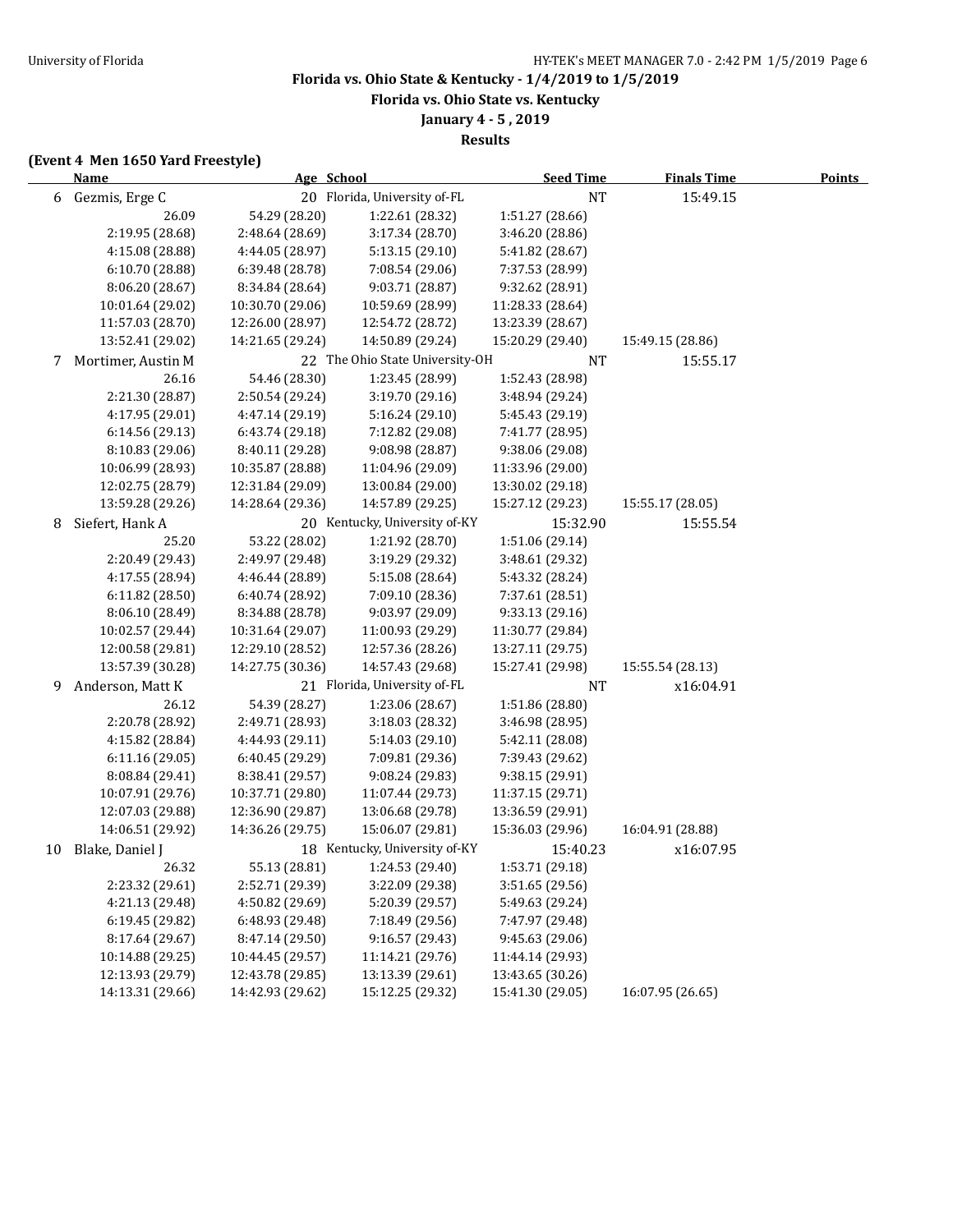**Florida vs. Ohio State & Kentucky - 1/4/2019 to 1/5/2019**

**Florida vs. Ohio State vs. Kentucky**

**January 4 - 5 , 2019**

**Results**

**(Event 4 Men 1650 Yard Freestyle)**

| | Name | Age | School | Seed Time | Finals Time | Points |
|---|---|---|---|---|---|---|
| 6 | Gezmis, Erge C | 20 | Florida, University of-FL | NT | 15:49.15 | |

26.09 | 54.29 (28.20) | 1:22.61 (28.32) | 1:51.27 (28.66)
2:19.95 (28.68) | 2:48.64 (28.69) | 3:17.34 (28.70) | 3:46.20 (28.86)
4:15.08 (28.88) | 4:44.05 (28.97) | 5:13.15 (29.10) | 5:41.82 (28.67)
6:10.70 (28.88) | 6:39.48 (28.78) | 7:08.54 (29.06) | 7:37.53 (28.99)
8:06.20 (28.67) | 8:34.84 (28.64) | 9:03.71 (28.87) | 9:32.62 (28.91)
10:01.64 (29.02) | 10:30.70 (29.06) | 10:59.69 (28.99) | 11:28.33 (28.64)
11:57.03 (28.70) | 12:26.00 (28.97) | 12:54.72 (28.72) | 13:23.39 (28.67)
13:52.41 (29.02) | 14:21.65 (29.24) | 14:50.89 (29.24) | 15:20.29 (29.40) | 15:49.15 (28.86)

| | Name | Age | School | Seed Time | Finals Time | Points |
|---|---|---|---|---|---|---|
| 7 | Mortimer, Austin M | 22 | The Ohio State University-OH | NT | 15:55.17 | |

26.16 | 54.46 (28.30) | 1:23.45 (28.99) | 1:52.43 (28.98)
2:21.30 (28.87) | 2:50.54 (29.24) | 3:19.70 (29.16) | 3:48.94 (29.24)
4:17.95 (29.01) | 4:47.14 (29.19) | 5:16.24 (29.10) | 5:45.43 (29.19)
6:14.56 (29.13) | 6:43.74 (29.18) | 7:12.82 (29.08) | 7:41.77 (28.95)
8:10.83 (29.06) | 8:40.11 (29.28) | 9:08.98 (28.87) | 9:38.06 (29.08)
10:06.99 (28.93) | 10:35.87 (28.88) | 11:04.96 (29.09) | 11:33.96 (29.00)
12:02.75 (28.79) | 12:31.84 (29.09) | 13:00.84 (29.00) | 13:30.02 (29.18)
13:59.28 (29.26) | 14:28.64 (29.36) | 14:57.89 (29.25) | 15:27.12 (29.23) | 15:55.17 (28.05)

| | Name | Age | School | Seed Time | Finals Time | Points |
|---|---|---|---|---|---|---|
| 8 | Siefert, Hank A | 20 | Kentucky, University of-KY | 15:32.90 | 15:55.54 | |

25.20 | 53.22 (28.02) | 1:21.92 (28.70) | 1:51.06 (29.14)
2:20.49 (29.43) | 2:49.97 (29.48) | 3:19.29 (29.32) | 3:48.61 (29.32)
4:17.55 (28.94) | 4:46.44 (28.89) | 5:15.08 (28.64) | 5:43.32 (28.24)
6:11.82 (28.50) | 6:40.74 (28.92) | 7:09.10 (28.36) | 7:37.61 (28.51)
8:06.10 (28.49) | 8:34.88 (28.78) | 9:03.97 (29.09) | 9:33.13 (29.16)
10:02.57 (29.44) | 10:31.64 (29.07) | 11:00.93 (29.29) | 11:30.77 (29.84)
12:00.58 (29.81) | 12:29.10 (28.52) | 12:57.36 (28.26) | 13:27.11 (29.75)
13:57.39 (30.28) | 14:27.75 (30.36) | 14:57.43 (29.68) | 15:27.41 (29.98) | 15:55.54 (28.13)

| | Name | Age | School | Seed Time | Finals Time | Points |
|---|---|---|---|---|---|---|
| 9 | Anderson, Matt K | 21 | Florida, University of-FL | NT | x16:04.91 | |

26.12 | 54.39 (28.27) | 1:23.06 (28.67) | 1:51.86 (28.80)
2:20.78 (28.92) | 2:49.71 (28.93) | 3:18.03 (28.32) | 3:46.98 (28.95)
4:15.82 (28.84) | 4:44.93 (29.11) | 5:14.03 (29.10) | 5:42.11 (28.08)
6:11.16 (29.05) | 6:40.45 (29.29) | 7:09.81 (29.36) | 7:39.43 (29.62)
8:08.84 (29.41) | 8:38.41 (29.57) | 9:08.24 (29.83) | 9:38.15 (29.91)
10:07.91 (29.76) | 10:37.71 (29.80) | 11:07.44 (29.73) | 11:37.15 (29.71)
12:07.03 (29.88) | 12:36.90 (29.87) | 13:06.68 (29.78) | 13:36.59 (29.91)
14:06.51 (29.92) | 14:36.26 (29.75) | 15:06.07 (29.81) | 15:36.03 (29.96) | 16:04.91 (28.88)

| | Name | Age | School | Seed Time | Finals Time | Points |
|---|---|---|---|---|---|---|
| 10 | Blake, Daniel J | 18 | Kentucky, University of-KY | 15:40.23 | x16:07.95 | |

26.32 | 55.13 (28.81) | 1:24.53 (29.40) | 1:53.71 (29.18)
2:23.32 (29.61) | 2:52.71 (29.39) | 3:22.09 (29.38) | 3:51.65 (29.56)
4:21.13 (29.48) | 4:50.82 (29.69) | 5:20.39 (29.57) | 5:49.63 (29.24)
6:19.45 (29.82) | 6:48.93 (29.48) | 7:18.49 (29.56) | 7:47.97 (29.48)
8:17.64 (29.67) | 8:47.14 (29.50) | 9:16.57 (29.43) | 9:45.63 (29.06)
10:14.88 (29.25) | 10:44.45 (29.57) | 11:14.21 (29.76) | 11:44.14 (29.93)
12:13.93 (29.79) | 12:43.78 (29.85) | 13:13.39 (29.61) | 13:43.65 (30.26)
14:13.31 (29.66) | 14:42.93 (29.62) | 15:12.25 (29.32) | 15:41.30 (29.05) | 16:07.95 (26.65)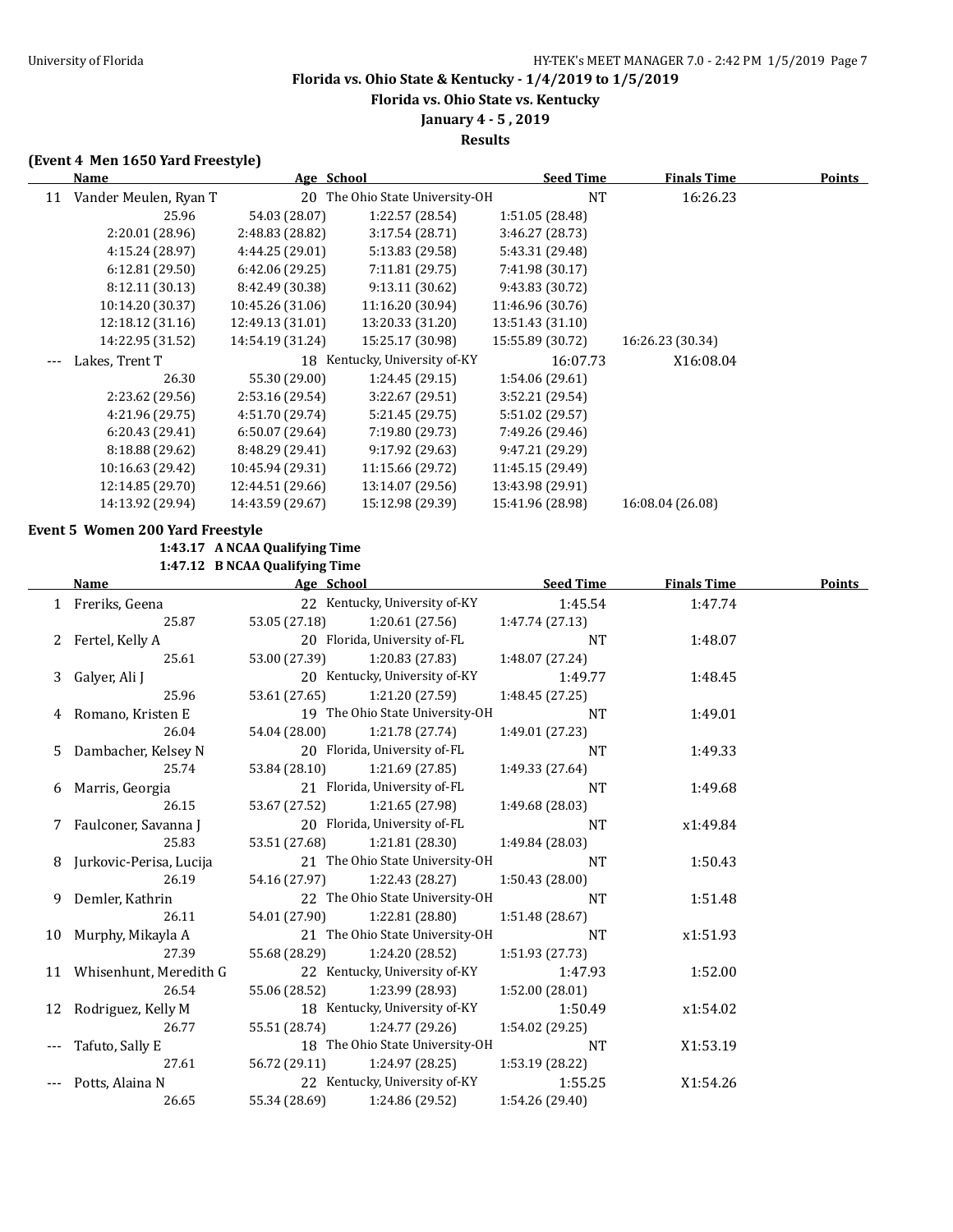**Florida vs. Ohio State & Kentucky - 1/4/2019 to 1/5/2019**

**Florida vs. Ohio State vs. Kentucky**

**January 4 - 5 , 2019**

**Results**

**(Event 4 Men 1650 Yard Freestyle)**

| | Name | Age | School | Seed Time | Finals Time | Points |
|---|---|---|---|---|---|---|
| 11 | Vander Meulen, Ryan T | 20 | The Ohio State University-OH | NT | 16:26.23 | |
| | 25.96 | 54.03 (28.07) | 1:22.57 (28.54) | 1:51.05 (28.48) | | |
| | 2:20.01 (28.96) | 2:48.83 (28.82) | 3:17.54 (28.71) | 3:46.27 (28.73) | | |
| | 4:15.24 (28.97) | 4:44.25 (29.01) | 5:13.83 (29.58) | 5:43.31 (29.48) | | |
| | 6:12.81 (29.50) | 6:42.06 (29.25) | 7:11.81 (29.75) | 7:41.98 (30.17) | | |
| | 8:12.11 (30.13) | 8:42.49 (30.38) | 9:13.11 (30.62) | 9:43.83 (30.72) | | |
| | 10:14.20 (30.37) | 10:45.26 (31.06) | 11:16.20 (30.94) | 11:46.96 (30.76) | | |
| | 12:18.12 (31.16) | 12:49.13 (31.01) | 13:20.33 (31.20) | 13:51.43 (31.10) | | |
| | 14:22.95 (31.52) | 14:54.19 (31.24) | 15:25.17 (30.98) | 15:55.89 (30.72) | 16:26.23 (30.34) | |
| --- | Lakes, Trent T | 18 | Kentucky, University of-KY | 16:07.73 | X16:08.04 | |
| | 26.30 | 55.30 (29.00) | 1:24.45 (29.15) | 1:54.06 (29.61) | | |
| | 2:23.62 (29.56) | 2:53.16 (29.54) | 3:22.67 (29.51) | 3:52.21 (29.54) | | |
| | 4:21.96 (29.75) | 4:51.70 (29.74) | 5:21.45 (29.75) | 5:51.02 (29.57) | | |
| | 6:20.43 (29.41) | 6:50.07 (29.64) | 7:19.80 (29.73) | 7:49.26 (29.46) | | |
| | 8:18.88 (29.62) | 8:48.29 (29.41) | 9:17.92 (29.63) | 9:47.21 (29.29) | | |
| | 10:16.63 (29.42) | 10:45.94 (29.31) | 11:15.66 (29.72) | 11:45.15 (29.49) | | |
| | 12:14.85 (29.70) | 12:44.51 (29.66) | 13:14.07 (29.56) | 13:43.98 (29.91) | | |
| | 14:13.92 (29.94) | 14:43.59 (29.67) | 15:12.98 (29.39) | 15:41.96 (28.98) | 16:08.04 (26.08) | |

**Event 5 Women 200 Yard Freestyle**

**1:43.17 A NCAA Qualifying Time**

**1:47.12 B NCAA Qualifying Time**

| | Name | Age | School | Seed Time | Finals Time | Points |
|---|---|---|---|---|---|---|
| 1 | Freriks, Geena | 22 | Kentucky, University of-KY | 1:45.54 | 1:47.74 | |
| | 25.87 | 53.05 (27.18) | 1:20.61 (27.56) | 1:47.74 (27.13) | | |
| 2 | Fertel, Kelly A | 20 | Florida, University of-FL | NT | 1:48.07 | |
| | 25.61 | 53.00 (27.39) | 1:20.83 (27.83) | 1:48.07 (27.24) | | |
| 3 | Galyer, Ali J | 20 | Kentucky, University of-KY | 1:49.77 | 1:48.45 | |
| | 25.96 | 53.61 (27.65) | 1:21.20 (27.59) | 1:48.45 (27.25) | | |
| 4 | Romano, Kristen E | 19 | The Ohio State University-OH | NT | 1:49.01 | |
| | 26.04 | 54.04 (28.00) | 1:21.78 (27.74) | 1:49.01 (27.23) | | |
| 5 | Dambacher, Kelsey N | 20 | Florida, University of-FL | NT | 1:49.33 | |
| | 25.74 | 53.84 (28.10) | 1:21.69 (27.85) | 1:49.33 (27.64) | | |
| 6 | Marris, Georgia | 21 | Florida, University of-FL | NT | 1:49.68 | |
| | 26.15 | 53.67 (27.52) | 1:21.65 (27.98) | 1:49.68 (28.03) | | |
| 7 | Faulconer, Savanna J | 20 | Florida, University of-FL | NT | x1:49.84 | |
| | 25.83 | 53.51 (27.68) | 1:21.81 (28.30) | 1:49.84 (28.03) | | |
| 8 | Jurkovic-Perisa, Lucija | 21 | The Ohio State University-OH | NT | 1:50.43 | |
| | 26.19 | 54.16 (27.97) | 1:22.43 (28.27) | 1:50.43 (28.00) | | |
| 9 | Demler, Kathrin | 22 | The Ohio State University-OH | NT | 1:51.48 | |
| | 26.11 | 54.01 (27.90) | 1:22.81 (28.80) | 1:51.48 (28.67) | | |
| 10 | Murphy, Mikayla A | 21 | The Ohio State University-OH | NT | x1:51.93 | |
| | 27.39 | 55.68 (28.29) | 1:24.20 (28.52) | 1:51.93 (27.73) | | |
| 11 | Whisenhunt, Meredith G | 22 | Kentucky, University of-KY | 1:47.93 | 1:52.00 | |
| | 26.54 | 55.06 (28.52) | 1:23.99 (28.93) | 1:52.00 (28.01) | | |
| 12 | Rodriguez, Kelly M | 18 | Kentucky, University of-KY | 1:50.49 | x1:54.02 | |
| | 26.77 | 55.51 (28.74) | 1:24.77 (29.26) | 1:54.02 (29.25) | | |
| --- | Tafuto, Sally E | 18 | The Ohio State University-OH | NT | X1:53.19 | |
| | 27.61 | 56.72 (29.11) | 1:24.97 (28.25) | 1:53.19 (28.22) | | |
| --- | Potts, Alaina N | 22 | Kentucky, University of-KY | 1:55.25 | X1:54.26 | |
| | 26.65 | 55.34 (28.69) | 1:24.86 (29.52) | 1:54.26 (29.40) | | |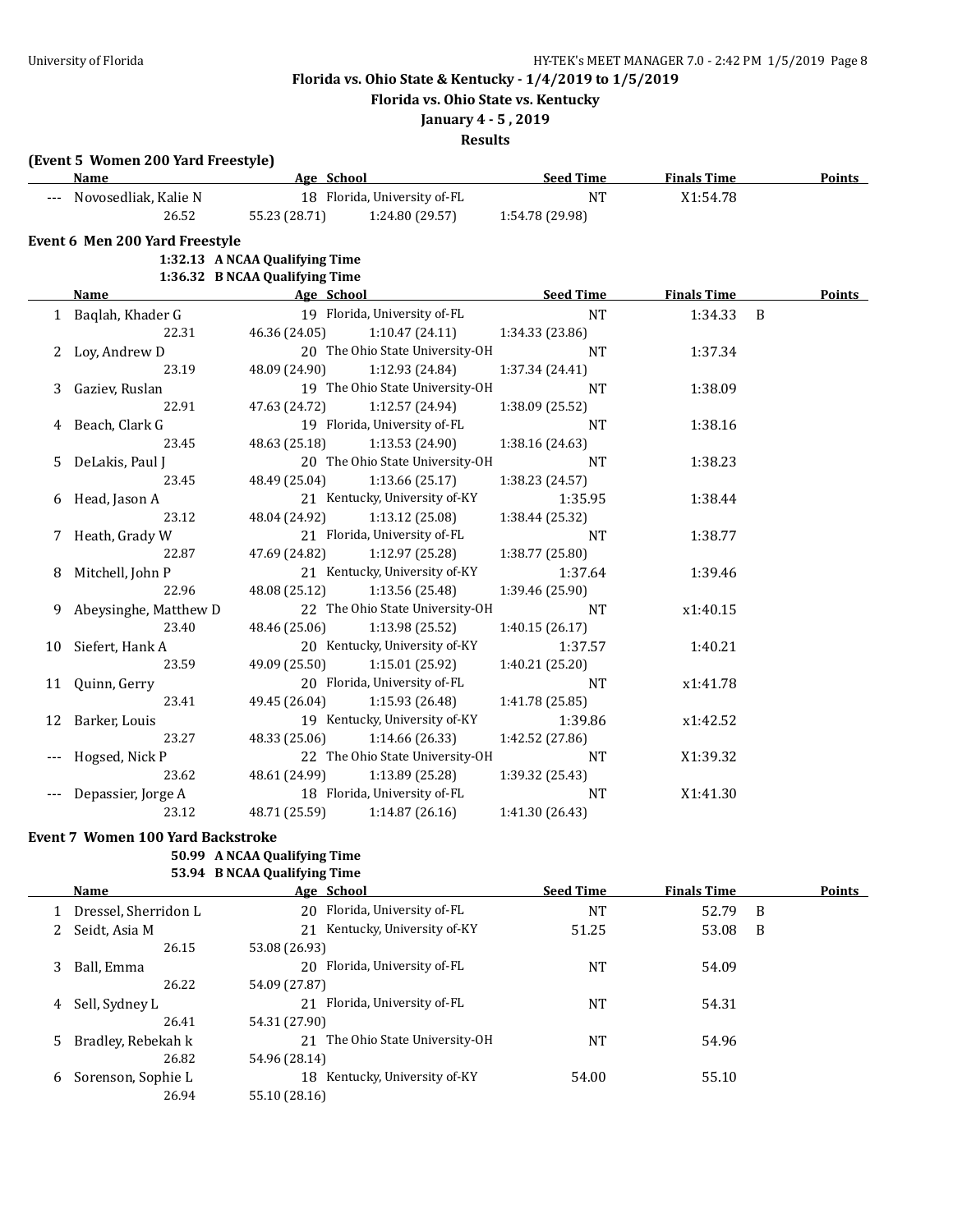**Florida vs. Ohio State & Kentucky - 1/4/2019 to 1/5/2019**

**Florida vs. Ohio State vs. Kentucky**

**January 4 - 5 , 2019**

**Results**

**(Event 5 Women 200 Yard Freestyle)**

| | Name | Age | School | Seed Time | Finals Time | | Points |
|---|---|---|---|---|---|---|---|
| --- | Novosedliak, Kalie N | 18 | Florida, University of-FL | NT | X1:54.78 | | |
| | 26.52 | 55.23 (28.71) | 1:24.80 (29.57) | 1:54.78 (29.98) | | | |

**Event 6 Men 200 Yard Freestyle**

**1:32.13 A NCAA Qualifying Time**
**1:36.32 B NCAA Qualifying Time**

| | Name | Age | School | Seed Time | Finals Time | | Points |
|---|---|---|---|---|---|---|---|
| 1 | Baqlah, Khader G | 19 | Florida, University of-FL | NT | 1:34.33 | B | |
| | 22.31 | 46.36 (24.05) | 1:10.47 (24.11) | 1:34.33 (23.86) | | | |
| 2 | Loy, Andrew D | 20 | The Ohio State University-OH | NT | 1:37.34 | | |
| | 23.19 | 48.09 (24.90) | 1:12.93 (24.84) | 1:37.34 (24.41) | | | |
| 3 | Gaziev, Ruslan | 19 | The Ohio State University-OH | NT | 1:38.09 | | |
| | 22.91 | 47.63 (24.72) | 1:12.57 (24.94) | 1:38.09 (25.52) | | | |
| 4 | Beach, Clark G | 19 | Florida, University of-FL | NT | 1:38.16 | | |
| | 23.45 | 48.63 (25.18) | 1:13.53 (24.90) | 1:38.16 (24.63) | | | |
| 5 | DeLakis, Paul J | 20 | The Ohio State University-OH | NT | 1:38.23 | | |
| | 23.45 | 48.49 (25.04) | 1:13.66 (25.17) | 1:38.23 (24.57) | | | |
| 6 | Head, Jason A | 21 | Kentucky, University of-KY | 1:35.95 | 1:38.44 | | |
| | 23.12 | 48.04 (24.92) | 1:13.12 (25.08) | 1:38.44 (25.32) | | | |
| 7 | Heath, Grady W | 21 | Florida, University of-FL | NT | 1:38.77 | | |
| | 22.87 | 47.69 (24.82) | 1:12.97 (25.28) | 1:38.77 (25.80) | | | |
| 8 | Mitchell, John P | 21 | Kentucky, University of-KY | 1:37.64 | 1:39.46 | | |
| | 22.96 | 48.08 (25.12) | 1:13.56 (25.48) | 1:39.46 (25.90) | | | |
| 9 | Abeysinghe, Matthew D | 22 | The Ohio State University-OH | NT | x1:40.15 | | |
| | 23.40 | 48.46 (25.06) | 1:13.98 (25.52) | 1:40.15 (26.17) | | | |
| 10 | Siefert, Hank A | 20 | Kentucky, University of-KY | 1:37.57 | 1:40.21 | | |
| | 23.59 | 49.09 (25.50) | 1:15.01 (25.92) | 1:40.21 (25.20) | | | |
| 11 | Quinn, Gerry | 20 | Florida, University of-FL | NT | x1:41.78 | | |
| | 23.41 | 49.45 (26.04) | 1:15.93 (26.48) | 1:41.78 (25.85) | | | |
| 12 | Barker, Louis | 19 | Kentucky, University of-KY | 1:39.86 | x1:42.52 | | |
| | 23.27 | 48.33 (25.06) | 1:14.66 (26.33) | 1:42.52 (27.86) | | | |
| --- | Hogsed, Nick P | 22 | The Ohio State University-OH | NT | X1:39.32 | | |
| | 23.62 | 48.61 (24.99) | 1:13.89 (25.28) | 1:39.32 (25.43) | | | |
| --- | Depassier, Jorge A | 18 | Florida, University of-FL | NT | X1:41.30 | | |
| | 23.12 | 48.71 (25.59) | 1:14.87 (26.16) | 1:41.30 (26.43) | | | |

**Event 7 Women 100 Yard Backstroke**

**50.99 A NCAA Qualifying Time**
**53.94 B NCAA Qualifying Time**

| | Name | Age | School | Seed Time | Finals Time | | Points |
|---|---|---|---|---|---|---|---|
| 1 | Dressel, Sherridon L | 20 | Florida, University of-FL | NT | 52.79 | B | |
| 2 | Seidt, Asia M | 21 | Kentucky, University of-KY | 51.25 | 53.08 | B | |
| | 26.15 | 53.08 (26.93) | | | | | |
| 3 | Ball, Emma | 20 | Florida, University of-FL | NT | 54.09 | | |
| | 26.22 | 54.09 (27.87) | | | | | |
| 4 | Sell, Sydney L | 21 | Florida, University of-FL | NT | 54.31 | | |
| | 26.41 | 54.31 (27.90) | | | | | |
| 5 | Bradley, Rebekah k | 21 | The Ohio State University-OH | NT | 54.96 | | |
| | 26.82 | 54.96 (28.14) | | | | | |
| 6 | Sorenson, Sophie L | 18 | Kentucky, University of-KY | 54.00 | 55.10 | | |
| | 26.94 | 55.10 (28.16) | | | | | |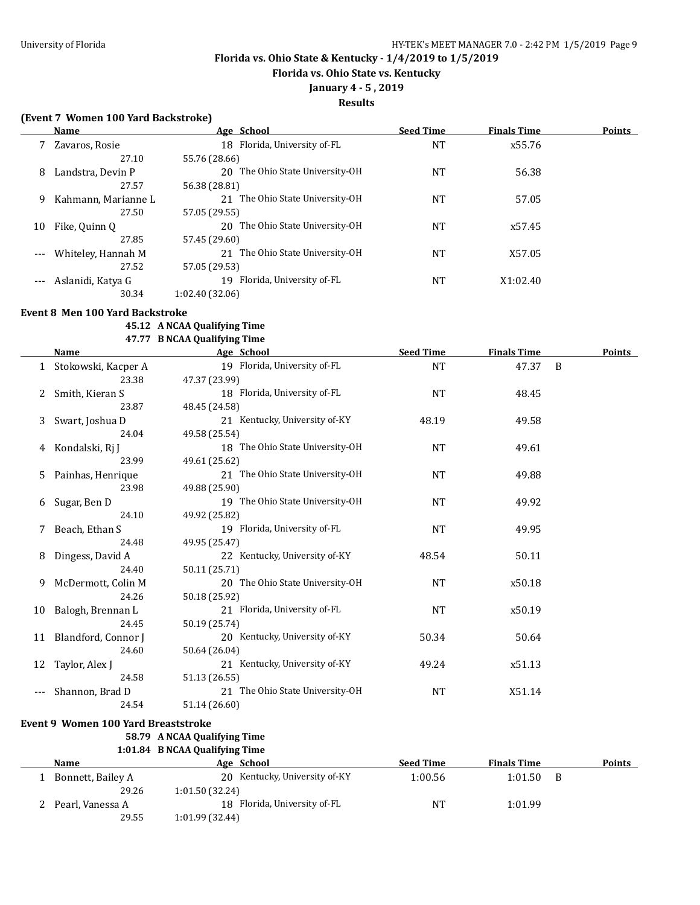## Florida vs. Ohio State & Kentucky - 1/4/2019 to 1/5/2019

**Florida vs. Ohio State vs. Kentucky**

**January 4 - 5 , 2019**

**Results**

### (Event 7 Women 100 Yard Backstroke)

| | Name | Age | School | Seed Time | Finals Time | | Points |
|---|---|---|---|---|---|---|---|
| 7 | Zavaros, Rosie | 18 | Florida, University of-FL | NT | x55.76 | | |
| | 27.10 | 55.76 (28.66) | | | | | |
| 8 | Landstra, Devin P | 20 | The Ohio State University-OH | NT | 56.38 | | |
| | 27.57 | 56.38 (28.81) | | | | | |
| 9 | Kahmann, Marianne L | 21 | The Ohio State University-OH | NT | 57.05 | | |
| | 27.50 | 57.05 (29.55) | | | | | |
| 10 | Fike, Quinn Q | 20 | The Ohio State University-OH | NT | x57.45 | | |
| | 27.85 | 57.45 (29.60) | | | | | |
| --- | Whiteley, Hannah M | 21 | The Ohio State University-OH | NT | X57.05 | | |
| | 27.52 | 57.05 (29.53) | | | | | |
| --- | Aslanidi, Katya G | 19 | Florida, University of-FL | NT | X1:02.40 | | |
| | 30.34 | 1:02.40 (32.06) | | | | | |

### Event 8 Men 100 Yard Backstroke

**45.12 A NCAA Qualifying Time**
**47.77 B NCAA Qualifying Time**

| | Name | Age | School | Seed Time | Finals Time | | Points |
|---|---|---|---|---|---|---|---|
| 1 | Stokowski, Kacper A | 19 | Florida, University of-FL | NT | 47.37 | B | |
| | 23.38 | 47.37 (23.99) | | | | | |
| 2 | Smith, Kieran S | 18 | Florida, University of-FL | NT | 48.45 | | |
| | 23.87 | 48.45 (24.58) | | | | | |
| 3 | Swart, Joshua D | 21 | Kentucky, University of-KY | 48.19 | 49.58 | | |
| | 24.04 | 49.58 (25.54) | | | | | |
| 4 | Kondalski, Rj J | 18 | The Ohio State University-OH | NT | 49.61 | | |
| | 23.99 | 49.61 (25.62) | | | | | |
| 5 | Painhas, Henrique | 21 | The Ohio State University-OH | NT | 49.88 | | |
| | 23.98 | 49.88 (25.90) | | | | | |
| 6 | Sugar, Ben D | 19 | The Ohio State University-OH | NT | 49.92 | | |
| | 24.10 | 49.92 (25.82) | | | | | |
| 7 | Beach, Ethan S | 19 | Florida, University of-FL | NT | 49.95 | | |
| | 24.48 | 49.95 (25.47) | | | | | |
| 8 | Dingess, David A | 22 | Kentucky, University of-KY | 48.54 | 50.11 | | |
| | 24.40 | 50.11 (25.71) | | | | | |
| 9 | McDermott, Colin M | 20 | The Ohio State University-OH | NT | x50.18 | | |
| | 24.26 | 50.18 (25.92) | | | | | |
| 10 | Balogh, Brennan L | 21 | Florida, University of-FL | NT | x50.19 | | |
| | 24.45 | 50.19 (25.74) | | | | | |
| 11 | Blandford, Connor J | 20 | Kentucky, University of-KY | 50.34 | 50.64 | | |
| | 24.60 | 50.64 (26.04) | | | | | |
| 12 | Taylor, Alex J | 21 | Kentucky, University of-KY | 49.24 | x51.13 | | |
| | 24.58 | 51.13 (26.55) | | | | | |
| --- | Shannon, Brad D | 21 | The Ohio State University-OH | NT | X51.14 | | |
| | 24.54 | 51.14 (26.60) | | | | | |

### Event 9 Women 100 Yard Breaststroke

**58.79 A NCAA Qualifying Time**
**1:01.84 B NCAA Qualifying Time**

| | Name | Age | School | Seed Time | Finals Time | | Points |
|---|---|---|---|---|---|---|---|
| 1 | Bonnett, Bailey A | 20 | Kentucky, University of-KY | 1:00.56 | 1:01.50 | B | |
| | 29.26 | 1:01.50 (32.24) | | | | | |
| 2 | Pearl, Vanessa A | 18 | Florida, University of-FL | NT | 1:01.99 | | |
| | 29.55 | 1:01.99 (32.44) | | | | | |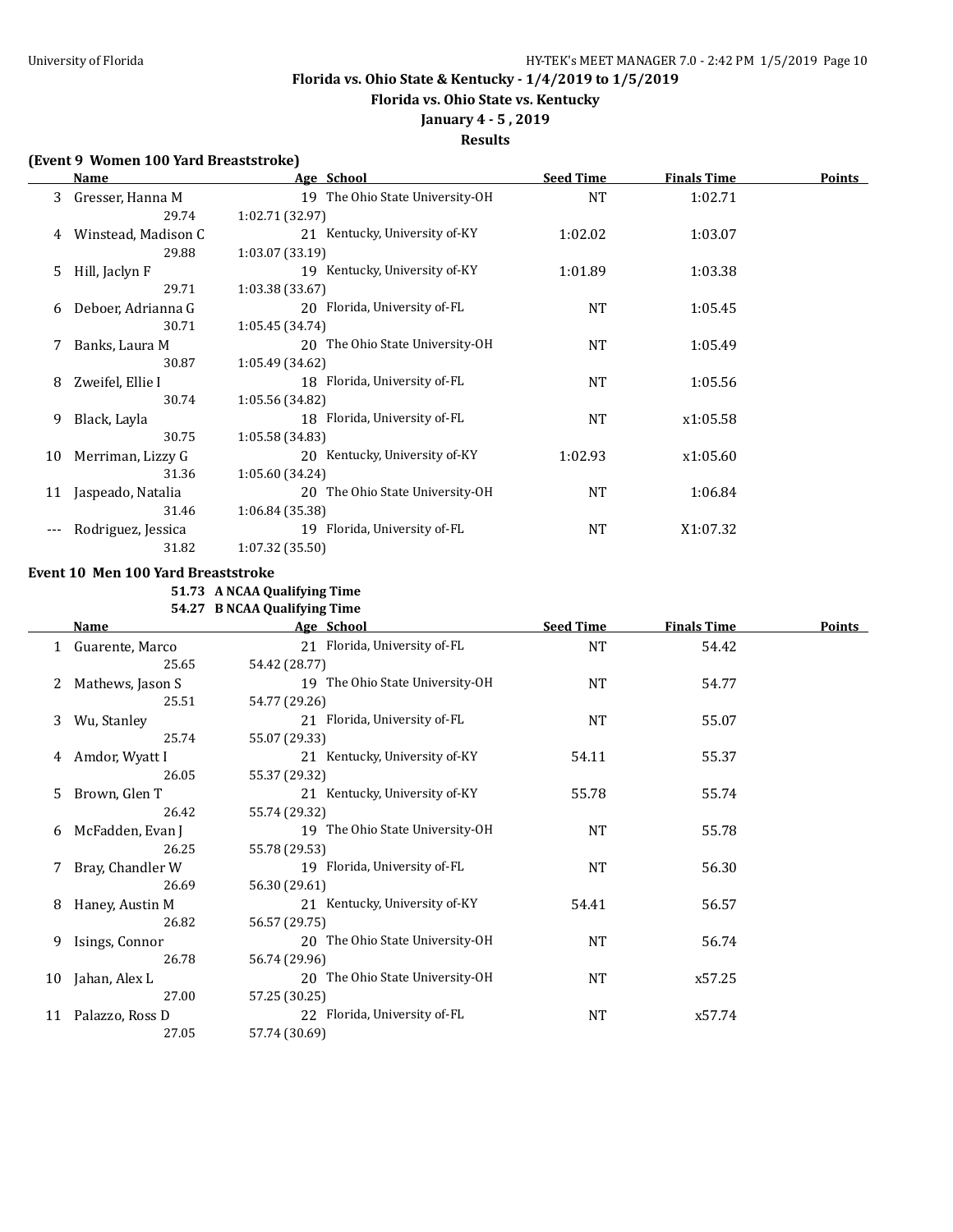## Florida vs. Ohio State & Kentucky - 1/4/2019 to 1/5/2019

### Florida vs. Ohio State vs. Kentucky

**January 4 - 5 , 2019**

**Results**

**(Event 9 Women 100 Yard Breaststroke)**

| | Name | Age | School | Seed Time | Finals Time | Points |
|---|---|---|---|---|---|---|
| 3 | Gresser, Hanna M | 19 | The Ohio State University-OH | NT | 1:02.71 | |
| | 29.74 | 1:02.71 (32.97) | | | | |
| 4 | Winstead, Madison C | 21 | Kentucky, University of-KY | 1:02.02 | 1:03.07 | |
| | 29.88 | 1:03.07 (33.19) | | | | |
| 5 | Hill, Jaclyn F | 19 | Kentucky, University of-KY | 1:01.89 | 1:03.38 | |
| | 29.71 | 1:03.38 (33.67) | | | | |
| 6 | Deboer, Adrianna G | 20 | Florida, University of-FL | NT | 1:05.45 | |
| | 30.71 | 1:05.45 (34.74) | | | | |
| 7 | Banks, Laura M | 20 | The Ohio State University-OH | NT | 1:05.49 | |
| | 30.87 | 1:05.49 (34.62) | | | | |
| 8 | Zweifel, Ellie I | 18 | Florida, University of-FL | NT | 1:05.56 | |
| | 30.74 | 1:05.56 (34.82) | | | | |
| 9 | Black, Layla | 18 | Florida, University of-FL | NT | x1:05.58 | |
| | 30.75 | 1:05.58 (34.83) | | | | |
| 10 | Merriman, Lizzy G | 20 | Kentucky, University of-KY | 1:02.93 | x1:05.60 | |
| | 31.36 | 1:05.60 (34.24) | | | | |
| 11 | Jaspeado, Natalia | 20 | The Ohio State University-OH | NT | 1:06.84 | |
| | 31.46 | 1:06.84 (35.38) | | | | |
| --- | Rodriguez, Jessica | 19 | Florida, University of-FL | NT | X1:07.32 | |
| | 31.82 | 1:07.32 (35.50) | | | | |

**Event 10 Men 100 Yard Breaststroke**

**51.73 A NCAA Qualifying Time**
**54.27 B NCAA Qualifying Time**

| | Name | Age | School | Seed Time | Finals Time | Points |
|---|---|---|---|---|---|---|
| 1 | Guarente, Marco | 21 | Florida, University of-FL | NT | 54.42 | |
| | 25.65 | 54.42 (28.77) | | | | |
| 2 | Mathews, Jason S | 19 | The Ohio State University-OH | NT | 54.77 | |
| | 25.51 | 54.77 (29.26) | | | | |
| 3 | Wu, Stanley | 21 | Florida, University of-FL | NT | 55.07 | |
| | 25.74 | 55.07 (29.33) | | | | |
| 4 | Amdor, Wyatt I | 21 | Kentucky, University of-KY | 54.11 | 55.37 | |
| | 26.05 | 55.37 (29.32) | | | | |
| 5 | Brown, Glen T | 21 | Kentucky, University of-KY | 55.78 | 55.74 | |
| | 26.42 | 55.74 (29.32) | | | | |
| 6 | McFadden, Evan J | 19 | The Ohio State University-OH | NT | 55.78 | |
| | 26.25 | 55.78 (29.53) | | | | |
| 7 | Bray, Chandler W | 19 | Florida, University of-FL | NT | 56.30 | |
| | 26.69 | 56.30 (29.61) | | | | |
| 8 | Haney, Austin M | 21 | Kentucky, University of-KY | 54.41 | 56.57 | |
| | 26.82 | 56.57 (29.75) | | | | |
| 9 | Isings, Connor | 20 | The Ohio State University-OH | NT | 56.74 | |
| | 26.78 | 56.74 (29.96) | | | | |
| 10 | Jahan, Alex L | 20 | The Ohio State University-OH | NT | x57.25 | |
| | 27.00 | 57.25 (30.25) | | | | |
| 11 | Palazzo, Ross D | 22 | Florida, University of-FL | NT | x57.74 | |
| | 27.05 | 57.74 (30.69) | | | | |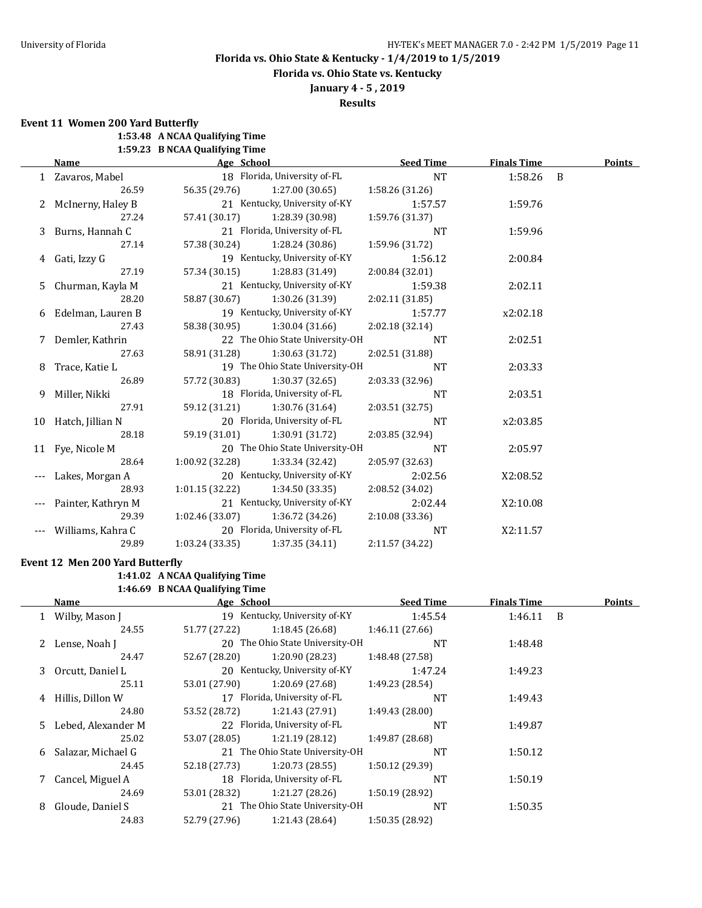# Florida vs. Ohio State & Kentucky - 1/4/2019 to 1/5/2019

## Florida vs. Ohio State vs. Kentucky

### January 4 - 5 , 2019

### Results

**Event 11 Women 200 Yard Butterfly**

1:53.48 A NCAA Qualifying Time
1:59.23 B NCAA Qualifying Time

| | Name | Age | School | Seed Time | Finals Time | | Points |
|---|---|---|---|---|---|---|---|
| 1 | Zavaros, Mabel | 18 | Florida, University of-FL | NT | 1:58.26 | B | |
| | 26.59 | 56.35 (29.76) | 1:27.00 (30.65) | 1:58.26 (31.26) | | | |
| 2 | McInerny, Haley B | 21 | Kentucky, University of-KY | 1:57.57 | 1:59.76 | | |
| | 27.24 | 57.41 (30.17) | 1:28.39 (30.98) | 1:59.76 (31.37) | | | |
| 3 | Burns, Hannah C | 21 | Florida, University of-FL | NT | 1:59.96 | | |
| | 27.14 | 57.38 (30.24) | 1:28.24 (30.86) | 1:59.96 (31.72) | | | |
| 4 | Gati, Izzy G | 19 | Kentucky, University of-KY | 1:56.12 | 2:00.84 | | |
| | 27.19 | 57.34 (30.15) | 1:28.83 (31.49) | 2:00.84 (32.01) | | | |
| 5 | Churman, Kayla M | 21 | Kentucky, University of-KY | 1:59.38 | 2:02.11 | | |
| | 28.20 | 58.87 (30.67) | 1:30.26 (31.39) | 2:02.11 (31.85) | | | |
| 6 | Edelman, Lauren B | 19 | Kentucky, University of-KY | 1:57.77 | x2:02.18 | | |
| | 27.43 | 58.38 (30.95) | 1:30.04 (31.66) | 2:02.18 (32.14) | | | |
| 7 | Demler, Kathrin | 22 | The Ohio State University-OH | NT | 2:02.51 | | |
| | 27.63 | 58.91 (31.28) | 1:30.63 (31.72) | 2:02.51 (31.88) | | | |
| 8 | Trace, Katie L | 19 | The Ohio State University-OH | NT | 2:03.33 | | |
| | 26.89 | 57.72 (30.83) | 1:30.37 (32.65) | 2:03.33 (32.96) | | | |
| 9 | Miller, Nikki | 18 | Florida, University of-FL | NT | 2:03.51 | | |
| | 27.91 | 59.12 (31.21) | 1:30.76 (31.64) | 2:03.51 (32.75) | | | |
| 10 | Hatch, Jillian N | 20 | Florida, University of-FL | NT | x2:03.85 | | |
| | 28.18 | 59.19 (31.01) | 1:30.91 (31.72) | 2:03.85 (32.94) | | | |
| 11 | Fye, Nicole M | 20 | The Ohio State University-OH | NT | 2:05.97 | | |
| | 28.64 | 1:00.92 (32.28) | 1:33.34 (32.42) | 2:05.97 (32.63) | | | |
| --- | Lakes, Morgan A | 20 | Kentucky, University of-KY | 2:02.56 | X2:08.52 | | |
| | 28.93 | 1:01.15 (32.22) | 1:34.50 (33.35) | 2:08.52 (34.02) | | | |
| --- | Painter, Kathryn M | 21 | Kentucky, University of-KY | 2:02.44 | X2:10.08 | | |
| | 29.39 | 1:02.46 (33.07) | 1:36.72 (34.26) | 2:10.08 (33.36) | | | |
| --- | Williams, Kahra C | 20 | Florida, University of-FL | NT | X2:11.57 | | |
| | 29.89 | 1:03.24 (33.35) | 1:37.35 (34.11) | 2:11.57 (34.22) | | | |

**Event 12 Men 200 Yard Butterfly**

1:41.02 A NCAA Qualifying Time
1:46.69 B NCAA Qualifying Time

| | Name | Age | School | Seed Time | Finals Time | | Points |
|---|---|---|---|---|---|---|---|
| 1 | Wilby, Mason J | 19 | Kentucky, University of-KY | 1:45.54 | 1:46.11 | B | |
| | 24.55 | 51.77 (27.22) | 1:18.45 (26.68) | 1:46.11 (27.66) | | | |
| 2 | Lense, Noah J | 20 | The Ohio State University-OH | NT | 1:48.48 | | |
| | 24.47 | 52.67 (28.20) | 1:20.90 (28.23) | 1:48.48 (27.58) | | | |
| 3 | Orcutt, Daniel L | 20 | Kentucky, University of-KY | 1:47.24 | 1:49.23 | | |
| | 25.11 | 53.01 (27.90) | 1:20.69 (27.68) | 1:49.23 (28.54) | | | |
| 4 | Hillis, Dillon W | 17 | Florida, University of-FL | NT | 1:49.43 | | |
| | 24.80 | 53.52 (28.72) | 1:21.43 (27.91) | 1:49.43 (28.00) | | | |
| 5 | Lebed, Alexander M | 22 | Florida, University of-FL | NT | 1:49.87 | | |
| | 25.02 | 53.07 (28.05) | 1:21.19 (28.12) | 1:49.87 (28.68) | | | |
| 6 | Salazar, Michael G | 21 | The Ohio State University-OH | NT | 1:50.12 | | |
| | 24.45 | 52.18 (27.73) | 1:20.73 (28.55) | 1:50.12 (29.39) | | | |
| 7 | Cancel, Miguel A | 18 | Florida, University of-FL | NT | 1:50.19 | | |
| | 24.69 | 53.01 (28.32) | 1:21.27 (28.26) | 1:50.19 (28.92) | | | |
| 8 | Gloude, Daniel S | 21 | The Ohio State University-OH | NT | 1:50.35 | | |
| | 24.83 | 52.79 (27.96) | 1:21.43 (28.64) | 1:50.35 (28.92) | | | |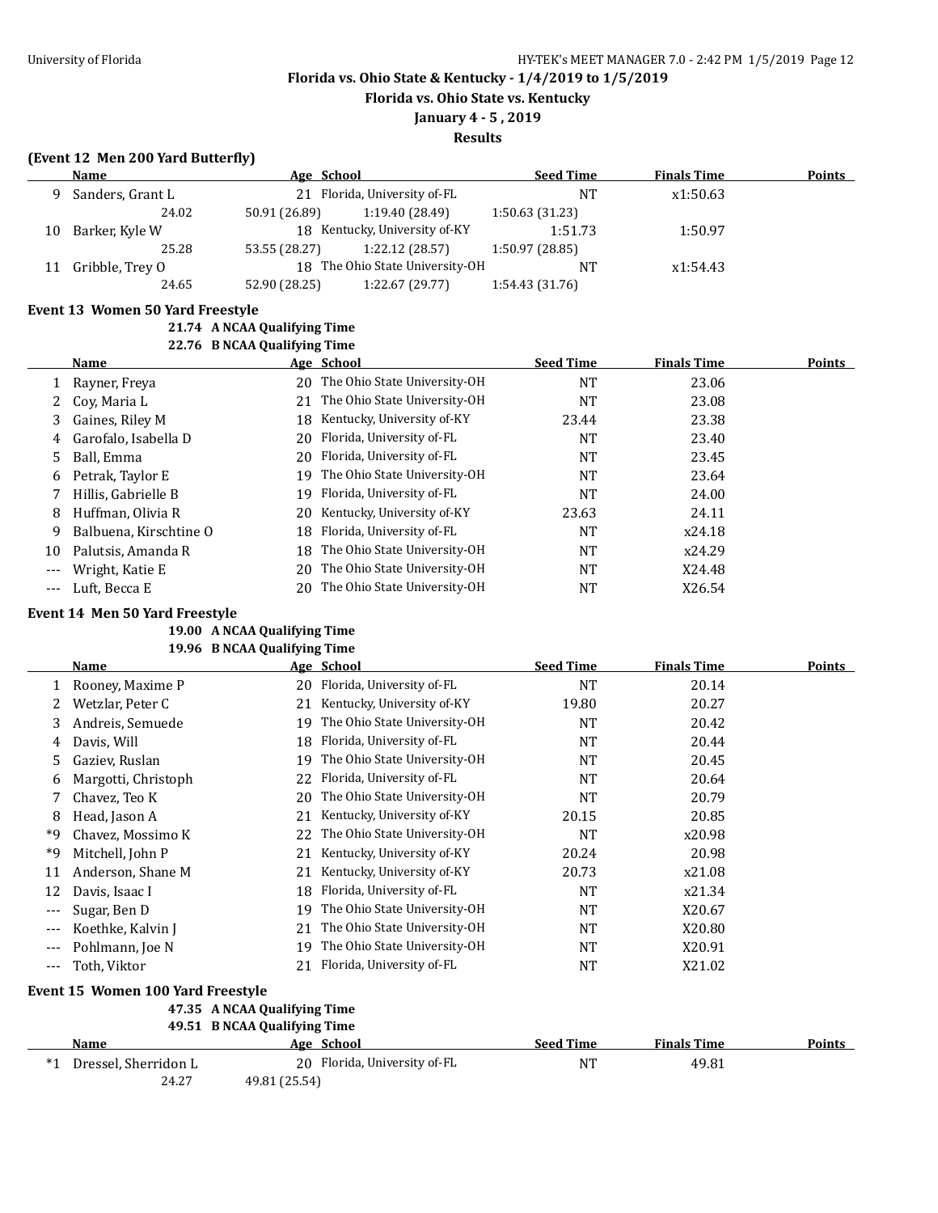## Florida vs. Ohio State & Kentucky - 1/4/2019 to 1/5/2019

### Florida vs. Ohio State vs. Kentucky

### January 4 - 5 , 2019

### Results

**(Event 12 Men 200 Yard Butterfly)**

| | Name | Age | School | Seed Time | Finals Time | Points |
|---|---|---|---|---|---|---|
| 9 | Sanders, Grant L | 21 | Florida, University of-FL | NT | x1:50.63 | |
| | 24.02 | 50.91 (26.89) | 1:19.40 (28.49) | 1:50.63 (31.23) | | |
| 10 | Barker, Kyle W | 18 | Kentucky, University of-KY | 1:51.73 | 1:50.97 | |
| | 25.28 | 53.55 (28.27) | 1:22.12 (28.57) | 1:50.97 (28.85) | | |
| 11 | Gribble, Trey O | 18 | The Ohio State University-OH | NT | x1:54.43 | |
| | 24.65 | 52.90 (28.25) | 1:22.67 (29.77) | 1:54.43 (31.76) | | |

**Event 13 Women 50 Yard Freestyle**

**21.74 A NCAA Qualifying Time**
**22.76 B NCAA Qualifying Time**

| | Name | Age | School | Seed Time | Finals Time | Points |
|---|---|---|---|---|---|---|
| 1 | Rayner, Freya | 20 | The Ohio State University-OH | NT | 23.06 | |
| 2 | Coy, Maria L | 21 | The Ohio State University-OH | NT | 23.08 | |
| 3 | Gaines, Riley M | 18 | Kentucky, University of-KY | 23.44 | 23.38 | |
| 4 | Garofalo, Isabella D | 20 | Florida, University of-FL | NT | 23.40 | |
| 5 | Ball, Emma | 20 | Florida, University of-FL | NT | 23.45 | |
| 6 | Petrak, Taylor E | 19 | The Ohio State University-OH | NT | 23.64 | |
| 7 | Hillis, Gabrielle B | 19 | Florida, University of-FL | NT | 24.00 | |
| 8 | Huffman, Olivia R | 20 | Kentucky, University of-KY | 23.63 | 24.11 | |
| 9 | Balbuena, Kirschtine O | 18 | Florida, University of-FL | NT | x24.18 | |
| 10 | Palutsis, Amanda R | 18 | The Ohio State University-OH | NT | x24.29 | |
| --- | Wright, Katie E | 20 | The Ohio State University-OH | NT | X24.48 | |
| --- | Luft, Becca E | 20 | The Ohio State University-OH | NT | X26.54 | |

**Event 14 Men 50 Yard Freestyle**

**19.00 A NCAA Qualifying Time**
**19.96 B NCAA Qualifying Time**

| | Name | Age | School | Seed Time | Finals Time | Points |
|---|---|---|---|---|---|---|
| 1 | Rooney, Maxime P | 20 | Florida, University of-FL | NT | 20.14 | |
| 2 | Wetzlar, Peter C | 21 | Kentucky, University of-KY | 19.80 | 20.27 | |
| 3 | Andreis, Semuede | 19 | The Ohio State University-OH | NT | 20.42 | |
| 4 | Davis, Will | 18 | Florida, University of-FL | NT | 20.44 | |
| 5 | Gaziev, Ruslan | 19 | The Ohio State University-OH | NT | 20.45 | |
| 6 | Margotti, Christoph | 22 | Florida, University of-FL | NT | 20.64 | |
| 7 | Chavez, Teo K | 20 | The Ohio State University-OH | NT | 20.79 | |
| 8 | Head, Jason A | 21 | Kentucky, University of-KY | 20.15 | 20.85 | |
| *9 | Chavez, Mossimo K | 22 | The Ohio State University-OH | NT | x20.98 | |
| *9 | Mitchell, John P | 21 | Kentucky, University of-KY | 20.24 | 20.98 | |
| 11 | Anderson, Shane M | 21 | Kentucky, University of-KY | 20.73 | x21.08 | |
| 12 | Davis, Isaac I | 18 | Florida, University of-FL | NT | x21.34 | |
| --- | Sugar, Ben D | 19 | The Ohio State University-OH | NT | X20.67 | |
| --- | Koethke, Kalvin J | 21 | The Ohio State University-OH | NT | X20.80 | |
| --- | Pohlmann, Joe N | 19 | The Ohio State University-OH | NT | X20.91 | |
| --- | Toth, Viktor | 21 | Florida, University of-FL | NT | X21.02 | |

**Event 15 Women 100 Yard Freestyle**

**47.35 A NCAA Qualifying Time**
**49.51 B NCAA Qualifying Time**

| | Name | Age | School | Seed Time | Finals Time | Points |
|---|---|---|---|---|---|---|
| *1 | Dressel, Sherridon L | 20 | Florida, University of-FL | NT | 49.81 | |
| | 24.27 | 49.81 (25.54) | | | | |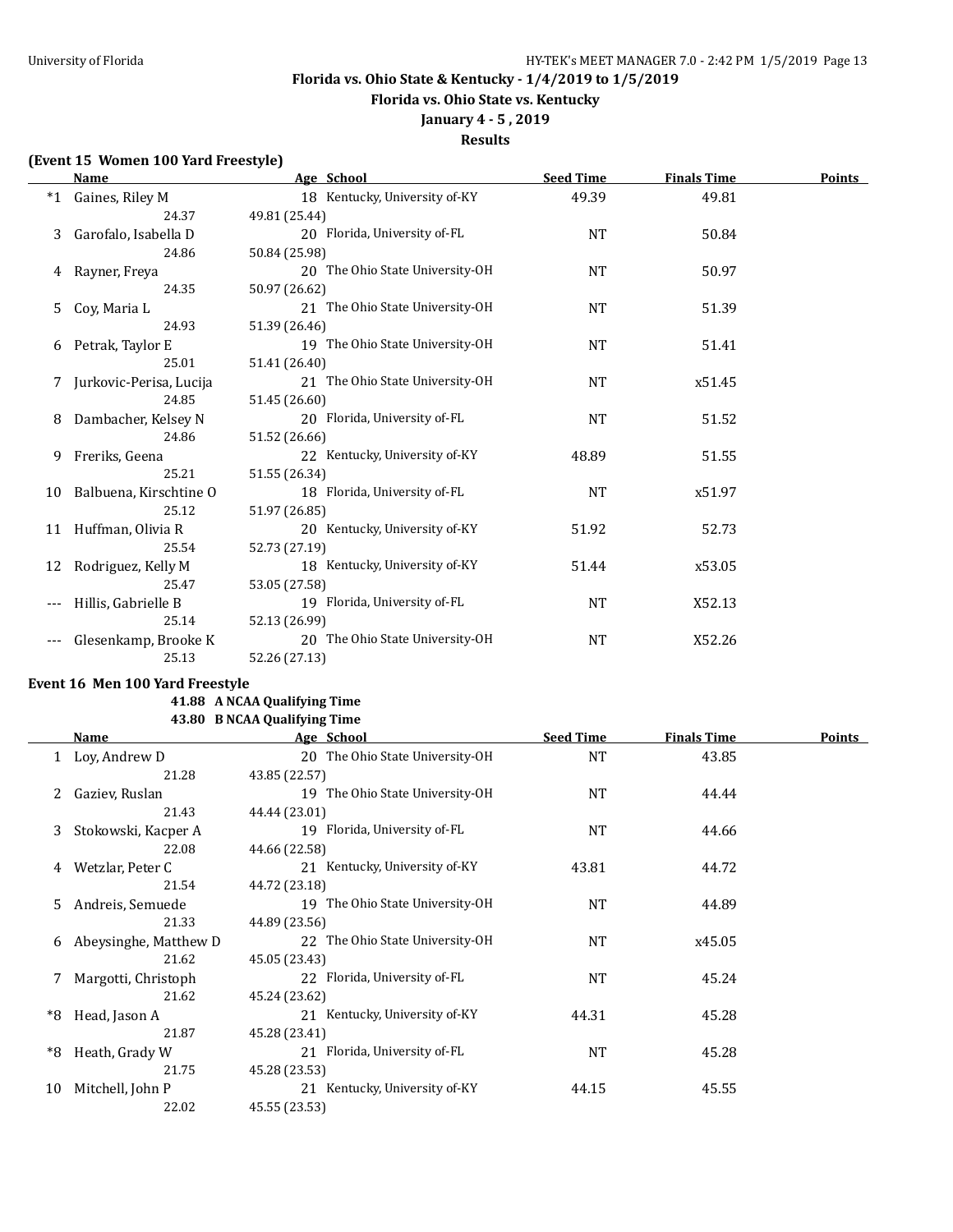**Florida vs. Ohio State & Kentucky - 1/4/2019 to 1/5/2019**

**Florida vs. Ohio State vs. Kentucky**

**January 4 - 5 , 2019**

**Results**

### (Event 15 Women 100 Yard Freestyle)

| | Name | Age | School | Seed Time | Finals Time | Points |
|---|---|---|---|---|---|---|
| *1 | Gaines, Riley M | 18 | Kentucky, University of-KY | 49.39 | 49.81 | |
| | 24.37 | 49.81 (25.44) | | | | |
| 3 | Garofalo, Isabella D | 20 | Florida, University of-FL | NT | 50.84 | |
| | 24.86 | 50.84 (25.98) | | | | |
| 4 | Rayner, Freya | 20 | The Ohio State University-OH | NT | 50.97 | |
| | 24.35 | 50.97 (26.62) | | | | |
| 5 | Coy, Maria L | 21 | The Ohio State University-OH | NT | 51.39 | |
| | 24.93 | 51.39 (26.46) | | | | |
| 6 | Petrak, Taylor E | 19 | The Ohio State University-OH | NT | 51.41 | |
| | 25.01 | 51.41 (26.40) | | | | |
| 7 | Jurkovic-Perisa, Lucija | 21 | The Ohio State University-OH | NT | x51.45 | |
| | 24.85 | 51.45 (26.60) | | | | |
| 8 | Dambacher, Kelsey N | 20 | Florida, University of-FL | NT | 51.52 | |
| | 24.86 | 51.52 (26.66) | | | | |
| 9 | Freriks, Geena | 22 | Kentucky, University of-KY | 48.89 | 51.55 | |
| | 25.21 | 51.55 (26.34) | | | | |
| 10 | Balbuena, Kirschtine O | 18 | Florida, University of-FL | NT | x51.97 | |
| | 25.12 | 51.97 (26.85) | | | | |
| 11 | Huffman, Olivia R | 20 | Kentucky, University of-KY | 51.92 | 52.73 | |
| | 25.54 | 52.73 (27.19) | | | | |
| 12 | Rodriguez, Kelly M | 18 | Kentucky, University of-KY | 51.44 | x53.05 | |
| | 25.47 | 53.05 (27.58) | | | | |
| --- | Hillis, Gabrielle B | 19 | Florida, University of-FL | NT | X52.13 | |
| | 25.14 | 52.13 (26.99) | | | | |
| --- | Glesenkamp, Brooke K | 20 | The Ohio State University-OH | NT | X52.26 | |
| | 25.13 | 52.26 (27.13) | | | | |

### Event 16 Men 100 Yard Freestyle

**41.88 A NCAA Qualifying Time**

**43.80 B NCAA Qualifying Time**

| | Name | Age | School | Seed Time | Finals Time | Points |
|---|---|---|---|---|---|---|
| 1 | Loy, Andrew D | 20 | The Ohio State University-OH | NT | 43.85 | |
| | 21.28 | 43.85 (22.57) | | | | |
| 2 | Gaziev, Ruslan | 19 | The Ohio State University-OH | NT | 44.44 | |
| | 21.43 | 44.44 (23.01) | | | | |
| 3 | Stokowski, Kacper A | 19 | Florida, University of-FL | NT | 44.66 | |
| | 22.08 | 44.66 (22.58) | | | | |
| 4 | Wetzlar, Peter C | 21 | Kentucky, University of-KY | 43.81 | 44.72 | |
| | 21.54 | 44.72 (23.18) | | | | |
| 5 | Andreis, Semuede | 19 | The Ohio State University-OH | NT | 44.89 | |
| | 21.33 | 44.89 (23.56) | | | | |
| 6 | Abeysinghe, Matthew D | 22 | The Ohio State University-OH | NT | x45.05 | |
| | 21.62 | 45.05 (23.43) | | | | |
| 7 | Margotti, Christoph | 22 | Florida, University of-FL | NT | 45.24 | |
| | 21.62 | 45.24 (23.62) | | | | |
| *8 | Head, Jason A | 21 | Kentucky, University of-KY | 44.31 | 45.28 | |
| | 21.87 | 45.28 (23.41) | | | | |
| *8 | Heath, Grady W | 21 | Florida, University of-FL | NT | 45.28 | |
| | 21.75 | 45.28 (23.53) | | | | |
| 10 | Mitchell, John P | 21 | Kentucky, University of-KY | 44.15 | 45.55 | |
| | 22.02 | 45.55 (23.53) | | | | |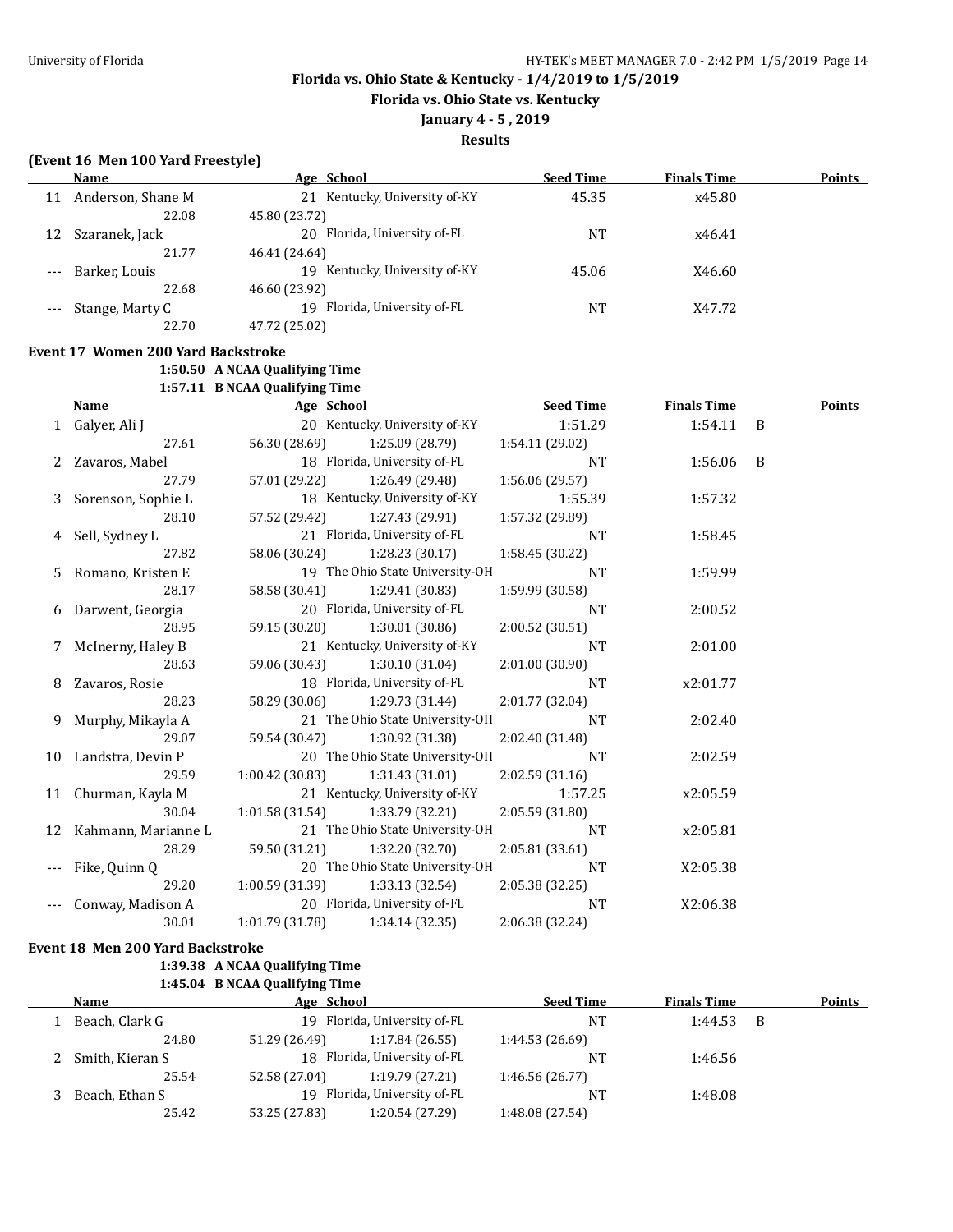# Florida vs. Ohio State & Kentucky - 1/4/2019 to 1/5/2019

## Florida vs. Ohio State vs. Kentucky

### January 4 - 5 , 2019

### Results

**(Event 16 Men 100 Yard Freestyle)**

| | Name | Age | School | Seed Time | Finals Time | Points |
|---|---|---|---|---|---|---|
| 11 | Anderson, Shane M | 21 | Kentucky, University of-KY | 45.35 | x45.80 | |
| | 22.08 | 45.80 (23.72) | | | | |
| 12 | Szaranek, Jack | 20 | Florida, University of-FL | NT | x46.41 | |
| | 21.77 | 46.41 (24.64) | | | | |
| --- | Barker, Louis | 19 | Kentucky, University of-KY | 45.06 | X46.60 | |
| | 22.68 | 46.60 (23.92) | | | | |
| --- | Stange, Marty C | 19 | Florida, University of-FL | NT | X47.72 | |
| | 22.70 | 47.72 (25.02) | | | | |

**Event 17 Women 200 Yard Backstroke**

1:50.50 A NCAA Qualifying Time
1:57.11 B NCAA Qualifying Time

| | Name | Age | School | Seed Time | Finals Time | | Points |
|---|---|---|---|---|---|---|---|
| 1 | Galyer, Ali J | 20 | Kentucky, University of-KY | 1:51.29 | 1:54.11 | B | |
| | 27.61 | 56.30 (28.69) | 1:25.09 (28.79) | 1:54.11 (29.02) | | | |
| 2 | Zavaros, Mabel | 18 | Florida, University of-FL | NT | 1:56.06 | B | |
| | 27.79 | 57.01 (29.22) | 1:26.49 (29.48) | 1:56.06 (29.57) | | | |
| 3 | Sorenson, Sophie L | 18 | Kentucky, University of-KY | 1:55.39 | 1:57.32 | | |
| | 28.10 | 57.52 (29.42) | 1:27.43 (29.91) | 1:57.32 (29.89) | | | |
| 4 | Sell, Sydney L | 21 | Florida, University of-FL | NT | 1:58.45 | | |
| | 27.82 | 58.06 (30.24) | 1:28.23 (30.17) | 1:58.45 (30.22) | | | |
| 5 | Romano, Kristen E | 19 | The Ohio State University-OH | NT | 1:59.99 | | |
| | 28.17 | 58.58 (30.41) | 1:29.41 (30.83) | 1:59.99 (30.58) | | | |
| 6 | Darwent, Georgia | 20 | Florida, University of-FL | NT | 2:00.52 | | |
| | 28.95 | 59.15 (30.20) | 1:30.01 (30.86) | 2:00.52 (30.51) | | | |
| 7 | McInerny, Haley B | 21 | Kentucky, University of-KY | NT | 2:01.00 | | |
| | 28.63 | 59.06 (30.43) | 1:30.10 (31.04) | 2:01.00 (30.90) | | | |
| 8 | Zavaros, Rosie | 18 | Florida, University of-FL | NT | x2:01.77 | | |
| | 28.23 | 58.29 (30.06) | 1:29.73 (31.44) | 2:01.77 (32.04) | | | |
| 9 | Murphy, Mikayla A | 21 | The Ohio State University-OH | NT | 2:02.40 | | |
| | 29.07 | 59.54 (30.47) | 1:30.92 (31.38) | 2:02.40 (31.48) | | | |
| 10 | Landstra, Devin P | 20 | The Ohio State University-OH | NT | 2:02.59 | | |
| | 29.59 | 1:00.42 (30.83) | 1:31.43 (31.01) | 2:02.59 (31.16) | | | |
| 11 | Churman, Kayla M | 21 | Kentucky, University of-KY | 1:57.25 | x2:05.59 | | |
| | 30.04 | 1:01.58 (31.54) | 1:33.79 (32.21) | 2:05.59 (31.80) | | | |
| 12 | Kahmann, Marianne L | 21 | The Ohio State University-OH | NT | x2:05.81 | | |
| | 28.29 | 59.50 (31.21) | 1:32.20 (32.70) | 2:05.81 (33.61) | | | |
| --- | Fike, Quinn Q | 20 | The Ohio State University-OH | NT | X2:05.38 | | |
| | 29.20 | 1:00.59 (31.39) | 1:33.13 (32.54) | 2:05.38 (32.25) | | | |
| --- | Conway, Madison A | 20 | Florida, University of-FL | NT | X2:06.38 | | |
| | 30.01 | 1:01.79 (31.78) | 1:34.14 (32.35) | 2:06.38 (32.24) | | | |

**Event 18 Men 200 Yard Backstroke**

1:39.38 A NCAA Qualifying Time
1:45.04 B NCAA Qualifying Time

| | Name | Age | School | Seed Time | Finals Time | | Points |
|---|---|---|---|---|---|---|---|
| 1 | Beach, Clark G | 19 | Florida, University of-FL | NT | 1:44.53 | B | |
| | 24.80 | 51.29 (26.49) | 1:17.84 (26.55) | 1:44.53 (26.69) | | | |
| 2 | Smith, Kieran S | 18 | Florida, University of-FL | NT | 1:46.56 | | |
| | 25.54 | 52.58 (27.04) | 1:19.79 (27.21) | 1:46.56 (26.77) | | | |
| 3 | Beach, Ethan S | 19 | Florida, University of-FL | NT | 1:48.08 | | |
| | 25.42 | 53.25 (27.83) | 1:20.54 (27.29) | 1:48.08 (27.54) | | | |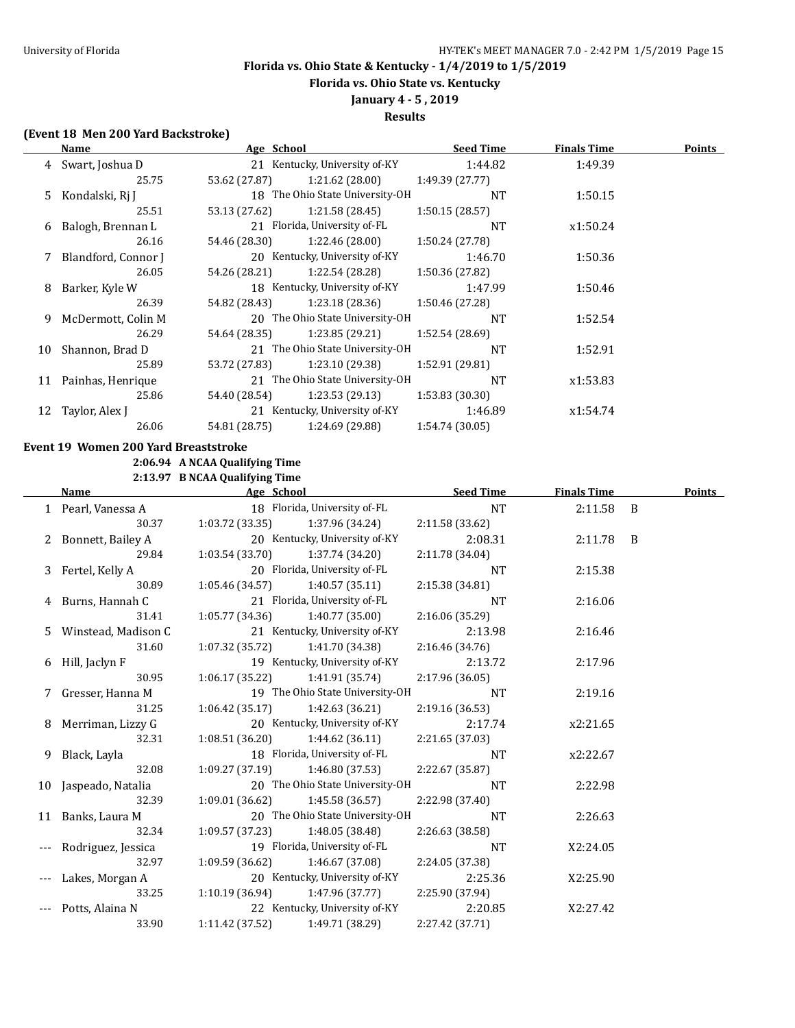**Florida vs. Ohio State & Kentucky - 1/4/2019 to 1/5/2019**

**Florida vs. Ohio State vs. Kentucky**

**January 4 - 5 , 2019**

**Results**

### (Event 18 Men 200 Yard Backstroke)

| | Name | Age | School | Seed Time | Finals Time | | Points |
|---|---|---|---|---|---|---|---|
| 4 | Swart, Joshua D | 21 | Kentucky, University of-KY | 1:44.82 | 1:49.39 | | |
| | 25.75 | 53.62 (27.87) | 1:21.62 (28.00) | 1:49.39 (27.77) | | | |
| 5 | Kondalski, Rj J | 18 | The Ohio State University-OH | NT | 1:50.15 | | |
| | 25.51 | 53.13 (27.62) | 1:21.58 (28.45) | 1:50.15 (28.57) | | | |
| 6 | Balogh, Brennan L | 21 | Florida, University of-FL | NT | x1:50.24 | | |
| | 26.16 | 54.46 (28.30) | 1:22.46 (28.00) | 1:50.24 (27.78) | | | |
| 7 | Blandford, Connor J | 20 | Kentucky, University of-KY | 1:46.70 | 1:50.36 | | |
| | 26.05 | 54.26 (28.21) | 1:22.54 (28.28) | 1:50.36 (27.82) | | | |
| 8 | Barker, Kyle W | 18 | Kentucky, University of-KY | 1:47.99 | 1:50.46 | | |
| | 26.39 | 54.82 (28.43) | 1:23.18 (28.36) | 1:50.46 (27.28) | | | |
| 9 | McDermott, Colin M | 20 | The Ohio State University-OH | NT | 1:52.54 | | |
| | 26.29 | 54.64 (28.35) | 1:23.85 (29.21) | 1:52.54 (28.69) | | | |
| 10 | Shannon, Brad D | 21 | The Ohio State University-OH | NT | 1:52.91 | | |
| | 25.89 | 53.72 (27.83) | 1:23.10 (29.38) | 1:52.91 (29.81) | | | |
| 11 | Painhas, Henrique | 21 | The Ohio State University-OH | NT | x1:53.83 | | |
| | 25.86 | 54.40 (28.54) | 1:23.53 (29.13) | 1:53.83 (30.30) | | | |
| 12 | Taylor, Alex J | 21 | Kentucky, University of-KY | 1:46.89 | x1:54.74 | | |
| | 26.06 | 54.81 (28.75) | 1:24.69 (29.88) | 1:54.74 (30.05) | | | |

### Event 19 Women 200 Yard Breaststroke

2:06.94 A NCAA Qualifying Time
2:13.97 B NCAA Qualifying Time

| | Name | Age | School | Seed Time | Finals Time | | Points |
|---|---|---|---|---|---|---|---|
| 1 | Pearl, Vanessa A | 18 | Florida, University of-FL | NT | 2:11.58 | B | |
| | 30.37 | 1:03.72 (33.35) | 1:37.96 (34.24) | 2:11.58 (33.62) | | | |
| 2 | Bonnett, Bailey A | 20 | Kentucky, University of-KY | 2:08.31 | 2:11.78 | B | |
| | 29.84 | 1:03.54 (33.70) | 1:37.74 (34.20) | 2:11.78 (34.04) | | | |
| 3 | Fertel, Kelly A | 20 | Florida, University of-FL | NT | 2:15.38 | | |
| | 30.89 | 1:05.46 (34.57) | 1:40.57 (35.11) | 2:15.38 (34.81) | | | |
| 4 | Burns, Hannah C | 21 | Florida, University of-FL | NT | 2:16.06 | | |
| | 31.41 | 1:05.77 (34.36) | 1:40.77 (35.00) | 2:16.06 (35.29) | | | |
| 5 | Winstead, Madison C | 21 | Kentucky, University of-KY | 2:13.98 | 2:16.46 | | |
| | 31.60 | 1:07.32 (35.72) | 1:41.70 (34.38) | 2:16.46 (34.76) | | | |
| 6 | Hill, Jaclyn F | 19 | Kentucky, University of-KY | 2:13.72 | 2:17.96 | | |
| | 30.95 | 1:06.17 (35.22) | 1:41.91 (35.74) | 2:17.96 (36.05) | | | |
| 7 | Gresser, Hanna M | 19 | The Ohio State University-OH | NT | 2:19.16 | | |
| | 31.25 | 1:06.42 (35.17) | 1:42.63 (36.21) | 2:19.16 (36.53) | | | |
| 8 | Merriman, Lizzy G | 20 | Kentucky, University of-KY | 2:17.74 | x2:21.65 | | |
| | 32.31 | 1:08.51 (36.20) | 1:44.62 (36.11) | 2:21.65 (37.03) | | | |
| 9 | Black, Layla | 18 | Florida, University of-FL | NT | x2:22.67 | | |
| | 32.08 | 1:09.27 (37.19) | 1:46.80 (37.53) | 2:22.67 (35.87) | | | |
| 10 | Jaspeado, Natalia | 20 | The Ohio State University-OH | NT | 2:22.98 | | |
| | 32.39 | 1:09.01 (36.62) | 1:45.58 (36.57) | 2:22.98 (37.40) | | | |
| 11 | Banks, Laura M | 20 | The Ohio State University-OH | NT | 2:26.63 | | |
| | 32.34 | 1:09.57 (37.23) | 1:48.05 (38.48) | 2:26.63 (38.58) | | | |
| --- | Rodriguez, Jessica | 19 | Florida, University of-FL | NT | X2:24.05 | | |
| | 32.97 | 1:09.59 (36.62) | 1:46.67 (37.08) | 2:24.05 (37.38) | | | |
| --- | Lakes, Morgan A | 20 | Kentucky, University of-KY | 2:25.36 | X2:25.90 | | |
| | 33.25 | 1:10.19 (36.94) | 1:47.96 (37.77) | 2:25.90 (37.94) | | | |
| --- | Potts, Alaina N | 22 | Kentucky, University of-KY | 2:20.85 | X2:27.42 | | |
| | 33.90 | 1:11.42 (37.52) | 1:49.71 (38.29) | 2:27.42 (37.71) | | | |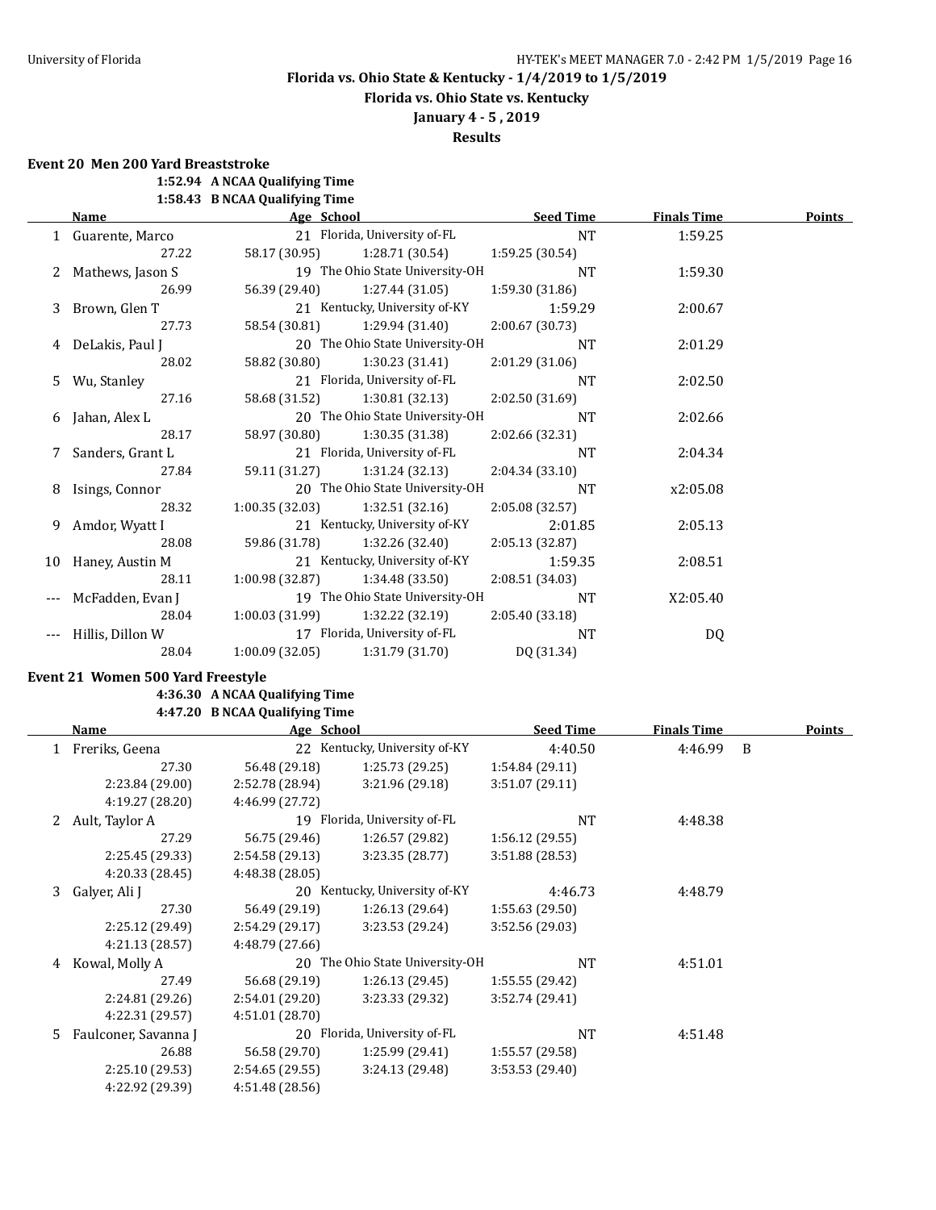**Florida vs. Ohio State & Kentucky - 1/4/2019 to 1/5/2019**

**Florida vs. Ohio State vs. Kentucky**

**January 4 - 5 , 2019**

**Results**

### Event 20 Men 200 Yard Breaststroke

**1:52.94 A NCAA Qualifying Time**
**1:58.43 B NCAA Qualifying Time**

| | Name | Age | School | Seed Time | Finals Time | Points |
|---|---|---|---|---|---|---|
| 1 | Guarente, Marco | 21 | Florida, University of-FL | NT | 1:59.25 | |
| | 27.22 | 58.17 (30.95) | 1:28.71 (30.54) | 1:59.25 (30.54) | | |
| 2 | Mathews, Jason S | 19 | The Ohio State University-OH | NT | 1:59.30 | |
| | 26.99 | 56.39 (29.40) | 1:27.44 (31.05) | 1:59.30 (31.86) | | |
| 3 | Brown, Glen T | 21 | Kentucky, University of-KY | 1:59.29 | 2:00.67 | |
| | 27.73 | 58.54 (30.81) | 1:29.94 (31.40) | 2:00.67 (30.73) | | |
| 4 | DeLakis, Paul J | 20 | The Ohio State University-OH | NT | 2:01.29 | |
| | 28.02 | 58.82 (30.80) | 1:30.23 (31.41) | 2:01.29 (31.06) | | |
| 5 | Wu, Stanley | 21 | Florida, University of-FL | NT | 2:02.50 | |
| | 27.16 | 58.68 (31.52) | 1:30.81 (32.13) | 2:02.50 (31.69) | | |
| 6 | Jahan, Alex L | 20 | The Ohio State University-OH | NT | 2:02.66 | |
| | 28.17 | 58.97 (30.80) | 1:30.35 (31.38) | 2:02.66 (32.31) | | |
| 7 | Sanders, Grant L | 21 | Florida, University of-FL | NT | 2:04.34 | |
| | 27.84 | 59.11 (31.27) | 1:31.24 (32.13) | 2:04.34 (33.10) | | |
| 8 | Isings, Connor | 20 | The Ohio State University-OH | NT | x2:05.08 | |
| | 28.32 | 1:00.35 (32.03) | 1:32.51 (32.16) | 2:05.08 (32.57) | | |
| 9 | Amdor, Wyatt I | 21 | Kentucky, University of-KY | 2:01.85 | 2:05.13 | |
| | 28.08 | 59.86 (31.78) | 1:32.26 (32.40) | 2:05.13 (32.87) | | |
| 10 | Haney, Austin M | 21 | Kentucky, University of-KY | 1:59.35 | 2:08.51 | |
| | 28.11 | 1:00.98 (32.87) | 1:34.48 (33.50) | 2:08.51 (34.03) | | |
| --- | McFadden, Evan J | 19 | The Ohio State University-OH | NT | X2:05.40 | |
| | 28.04 | 1:00.03 (31.99) | 1:32.22 (32.19) | 2:05.40 (33.18) | | |
| --- | Hillis, Dillon W | 17 | Florida, University of-FL | NT | DQ | |
| | 28.04 | 1:00.09 (32.05) | 1:31.79 (31.70) | DQ (31.34) | | |

### Event 21 Women 500 Yard Freestyle

**4:36.30 A NCAA Qualifying Time**
**4:47.20 B NCAA Qualifying Time**

| | Name | Age | School | Seed Time | Finals Time | Points |
|---|---|---|---|---|---|---|
| 1 | Freriks, Geena | 22 | Kentucky, University of-KY | 4:40.50 | 4:46.99 B | |
| | 27.30 | 56.48 (29.18) | 1:25.73 (29.25) | 1:54.84 (29.11) | | |
| | 2:23.84 (29.00) | 2:52.78 (28.94) | 3:21.96 (29.18) | 3:51.07 (29.11) | | |
| | 4:19.27 (28.20) | 4:46.99 (27.72) | | | | |
| 2 | Ault, Taylor A | 19 | Florida, University of-FL | NT | 4:48.38 | |
| | 27.29 | 56.75 (29.46) | 1:26.57 (29.82) | 1:56.12 (29.55) | | |
| | 2:25.45 (29.33) | 2:54.58 (29.13) | 3:23.35 (28.77) | 3:51.88 (28.53) | | |
| | 4:20.33 (28.45) | 4:48.38 (28.05) | | | | |
| 3 | Galyer, Ali J | 20 | Kentucky, University of-KY | 4:46.73 | 4:48.79 | |
| | 27.30 | 56.49 (29.19) | 1:26.13 (29.64) | 1:55.63 (29.50) | | |
| | 2:25.12 (29.49) | 2:54.29 (29.17) | 3:23.53 (29.24) | 3:52.56 (29.03) | | |
| | 4:21.13 (28.57) | 4:48.79 (27.66) | | | | |
| 4 | Kowal, Molly A | 20 | The Ohio State University-OH | NT | 4:51.01 | |
| | 27.49 | 56.68 (29.19) | 1:26.13 (29.45) | 1:55.55 (29.42) | | |
| | 2:24.81 (29.26) | 2:54.01 (29.20) | 3:23.33 (29.32) | 3:52.74 (29.41) | | |
| | 4:22.31 (29.57) | 4:51.01 (28.70) | | | | |
| 5 | Faulconer, Savanna J | 20 | Florida, University of-FL | NT | 4:51.48 | |
| | 26.88 | 56.58 (29.70) | 1:25.99 (29.41) | 1:55.57 (29.58) | | |
| | 2:25.10 (29.53) | 2:54.65 (29.55) | 3:24.13 (29.48) | 3:53.53 (29.40) | | |
| | 4:22.92 (29.39) | 4:51.48 (28.56) | | | | |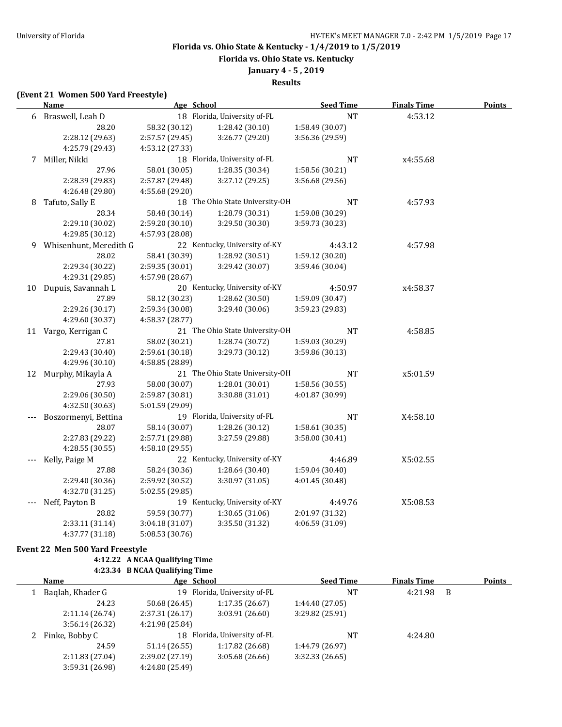**Florida vs. Ohio State & Kentucky - 1/4/2019 to 1/5/2019**

**Florida vs. Ohio State vs. Kentucky**

**January 4 - 5 , 2019**

**Results**

**(Event 21 Women 500 Yard Freestyle)**

| | Name | Age | School | Seed Time | Finals Time | Points |
|---|---|---|---|---|---|---|
| 6 | Braswell, Leah D | 18 | Florida, University of-FL | NT | 4:53.12 | |
| | 28.20 | 58.32 (30.12) | 1:28.42 (30.10) | 1:58.49 (30.07) | | |
| | 2:28.12 (29.63) | 2:57.57 (29.45) | 3:26.77 (29.20) | 3:56.36 (29.59) | | |
| | 4:25.79 (29.43) | 4:53.12 (27.33) | | | | |
| 7 | Miller, Nikki | 18 | Florida, University of-FL | NT | x4:55.68 | |
| | 27.96 | 58.01 (30.05) | 1:28.35 (30.34) | 1:58.56 (30.21) | | |
| | 2:28.39 (29.83) | 2:57.87 (29.48) | 3:27.12 (29.25) | 3:56.68 (29.56) | | |
| | 4:26.48 (29.80) | 4:55.68 (29.20) | | | | |
| 8 | Tafuto, Sally E | 18 | The Ohio State University-OH | NT | 4:57.93 | |
| | 28.34 | 58.48 (30.14) | 1:28.79 (30.31) | 1:59.08 (30.29) | | |
| | 2:29.10 (30.02) | 2:59.20 (30.10) | 3:29.50 (30.30) | 3:59.73 (30.23) | | |
| | 4:29.85 (30.12) | 4:57.93 (28.08) | | | | |
| 9 | Whisenhunt, Meredith G | 22 | Kentucky, University of-KY | 4:43.12 | 4:57.98 | |
| | 28.02 | 58.41 (30.39) | 1:28.92 (30.51) | 1:59.12 (30.20) | | |
| | 2:29.34 (30.22) | 2:59.35 (30.01) | 3:29.42 (30.07) | 3:59.46 (30.04) | | |
| | 4:29.31 (29.85) | 4:57.98 (28.67) | | | | |
| 10 | Dupuis, Savannah L | 20 | Kentucky, University of-KY | 4:50.97 | x4:58.37 | |
| | 27.89 | 58.12 (30.23) | 1:28.62 (30.50) | 1:59.09 (30.47) | | |
| | 2:29.26 (30.17) | 2:59.34 (30.08) | 3:29.40 (30.06) | 3:59.23 (29.83) | | |
| | 4:29.60 (30.37) | 4:58.37 (28.77) | | | | |
| 11 | Vargo, Kerrigan C | 21 | The Ohio State University-OH | NT | 4:58.85 | |
| | 27.81 | 58.02 (30.21) | 1:28.74 (30.72) | 1:59.03 (30.29) | | |
| | 2:29.43 (30.40) | 2:59.61 (30.18) | 3:29.73 (30.12) | 3:59.86 (30.13) | | |
| | 4:29.96 (30.10) | 4:58.85 (28.89) | | | | |
| 12 | Murphy, Mikayla A | 21 | The Ohio State University-OH | NT | x5:01.59 | |
| | 27.93 | 58.00 (30.07) | 1:28.01 (30.01) | 1:58.56 (30.55) | | |
| | 2:29.06 (30.50) | 2:59.87 (30.81) | 3:30.88 (31.01) | 4:01.87 (30.99) | | |
| | 4:32.50 (30.63) | 5:01.59 (29.09) | | | | |
| --- | Boszormenyi, Bettina | 19 | Florida, University of-FL | NT | X4:58.10 | |
| | 28.07 | 58.14 (30.07) | 1:28.26 (30.12) | 1:58.61 (30.35) | | |
| | 2:27.83 (29.22) | 2:57.71 (29.88) | 3:27.59 (29.88) | 3:58.00 (30.41) | | |
| | 4:28.55 (30.55) | 4:58.10 (29.55) | | | | |
| --- | Kelly, Paige M | 22 | Kentucky, University of-KY | 4:46.89 | X5:02.55 | |
| | 27.88 | 58.24 (30.36) | 1:28.64 (30.40) | 1:59.04 (30.40) | | |
| | 2:29.40 (30.36) | 2:59.92 (30.52) | 3:30.97 (31.05) | 4:01.45 (30.48) | | |
| | 4:32.70 (31.25) | 5:02.55 (29.85) | | | | |
| --- | Neff, Payton B | 19 | Kentucky, University of-KY | 4:49.76 | X5:08.53 | |
| | 28.82 | 59.59 (30.77) | 1:30.65 (31.06) | 2:01.97 (31.32) | | |
| | 2:33.11 (31.14) | 3:04.18 (31.07) | 3:35.50 (31.32) | 4:06.59 (31.09) | | |
| | 4:37.77 (31.18) | 5:08.53 (30.76) | | | | |

**Event 22 Men 500 Yard Freestyle**

**4:12.22 A NCAA Qualifying Time**

**4:23.34 B NCAA Qualifying Time**

| | Name | Age | School | Seed Time | Finals Time | Points |
|---|---|---|---|---|---|---|
| 1 | Baqlah, Khader G | 19 | Florida, University of-FL | NT | 4:21.98 B | |
| | 24.23 | 50.68 (26.45) | 1:17.35 (26.67) | 1:44.40 (27.05) | | |
| | 2:11.14 (26.74) | 2:37.31 (26.17) | 3:03.91 (26.60) | 3:29.82 (25.91) | | |
| | 3:56.14 (26.32) | 4:21.98 (25.84) | | | | |
| 2 | Finke, Bobby C | 18 | Florida, University of-FL | NT | 4:24.80 | |
| | 24.59 | 51.14 (26.55) | 1:17.82 (26.68) | 1:44.79 (26.97) | | |
| | 2:11.83 (27.04) | 2:39.02 (27.19) | 3:05.68 (26.66) | 3:32.33 (26.65) | | |
| | 3:59.31 (26.98) | 4:24.80 (25.49) | | | | |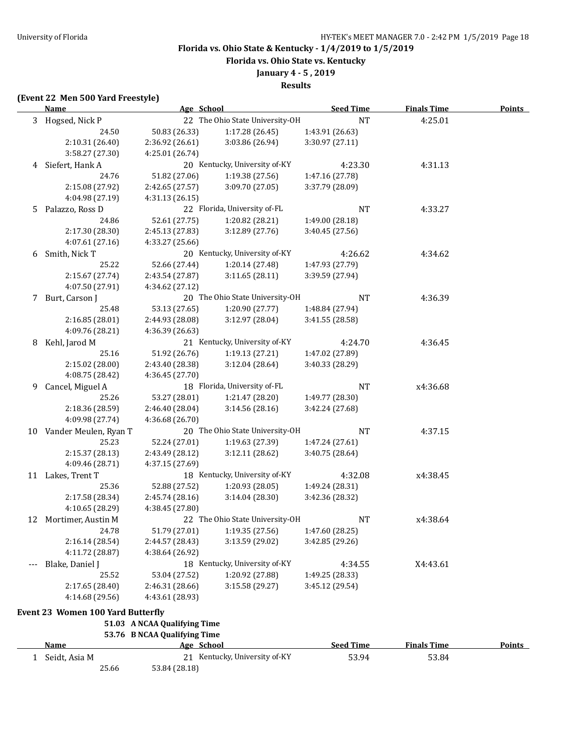# Florida vs. Ohio State & Kentucky - 1/4/2019 to 1/5/2019

## Florida vs. Ohio State vs. Kentucky

### January 4 - 5 , 2019

### Results

**(Event 22 Men 500 Yard Freestyle)**

| | Name | Age | School | Seed Time | Finals Time | Points |
|---|---|---|---|---|---|---|
| 3 | Hogsed, Nick P | 22 | The Ohio State University-OH | NT | 4:25.01 | |
| | 24.50 | 50.83 (26.33) | 1:17.28 (26.45) | 1:43.91 (26.63) | | |
| | 2:10.31 (26.40) | 2:36.92 (26.61) | 3:03.86 (26.94) | 3:30.97 (27.11) | | |
| | 3:58.27 (27.30) | 4:25.01 (26.74) | | | | |
| 4 | Siefert, Hank A | 20 | Kentucky, University of-KY | 4:23.30 | 4:31.13 | |
| | 24.76 | 51.82 (27.06) | 1:19.38 (27.56) | 1:47.16 (27.78) | | |
| | 2:15.08 (27.92) | 2:42.65 (27.57) | 3:09.70 (27.05) | 3:37.79 (28.09) | | |
| | 4:04.98 (27.19) | 4:31.13 (26.15) | | | | |
| 5 | Palazzo, Ross D | 22 | Florida, University of-FL | NT | 4:33.27 | |
| | 24.86 | 52.61 (27.75) | 1:20.82 (28.21) | 1:49.00 (28.18) | | |
| | 2:17.30 (28.30) | 2:45.13 (27.83) | 3:12.89 (27.76) | 3:40.45 (27.56) | | |
| | 4:07.61 (27.16) | 4:33.27 (25.66) | | | | |
| 6 | Smith, Nick T | 20 | Kentucky, University of-KY | 4:26.62 | 4:34.62 | |
| | 25.22 | 52.66 (27.44) | 1:20.14 (27.48) | 1:47.93 (27.79) | | |
| | 2:15.67 (27.74) | 2:43.54 (27.87) | 3:11.65 (28.11) | 3:39.59 (27.94) | | |
| | 4:07.50 (27.91) | 4:34.62 (27.12) | | | | |
| 7 | Burt, Carson J | 20 | The Ohio State University-OH | NT | 4:36.39 | |
| | 25.48 | 53.13 (27.65) | 1:20.90 (27.77) | 1:48.84 (27.94) | | |
| | 2:16.85 (28.01) | 2:44.93 (28.08) | 3:12.97 (28.04) | 3:41.55 (28.58) | | |
| | 4:09.76 (28.21) | 4:36.39 (26.63) | | | | |
| 8 | Kehl, Jarod M | 21 | Kentucky, University of-KY | 4:24.70 | 4:36.45 | |
| | 25.16 | 51.92 (26.76) | 1:19.13 (27.21) | 1:47.02 (27.89) | | |
| | 2:15.02 (28.00) | 2:43.40 (28.38) | 3:12.04 (28.64) | 3:40.33 (28.29) | | |
| | 4:08.75 (28.42) | 4:36.45 (27.70) | | | | |
| 9 | Cancel, Miguel A | 18 | Florida, University of-FL | NT | x4:36.68 | |
| | 25.26 | 53.27 (28.01) | 1:21.47 (28.20) | 1:49.77 (28.30) | | |
| | 2:18.36 (28.59) | 2:46.40 (28.04) | 3:14.56 (28.16) | 3:42.24 (27.68) | | |
| | 4:09.98 (27.74) | 4:36.68 (26.70) | | | | |
| 10 | Vander Meulen, Ryan T | 20 | The Ohio State University-OH | NT | 4:37.15 | |
| | 25.23 | 52.24 (27.01) | 1:19.63 (27.39) | 1:47.24 (27.61) | | |
| | 2:15.37 (28.13) | 2:43.49 (28.12) | 3:12.11 (28.62) | 3:40.75 (28.64) | | |
| | 4:09.46 (28.71) | 4:37.15 (27.69) | | | | |
| 11 | Lakes, Trent T | 18 | Kentucky, University of-KY | 4:32.08 | x4:38.45 | |
| | 25.36 | 52.88 (27.52) | 1:20.93 (28.05) | 1:49.24 (28.31) | | |
| | 2:17.58 (28.34) | 2:45.74 (28.16) | 3:14.04 (28.30) | 3:42.36 (28.32) | | |
| | 4:10.65 (28.29) | 4:38.45 (27.80) | | | | |
| 12 | Mortimer, Austin M | 22 | The Ohio State University-OH | NT | x4:38.64 | |
| | 24.78 | 51.79 (27.01) | 1:19.35 (27.56) | 1:47.60 (28.25) | | |
| | 2:16.14 (28.54) | 2:44.57 (28.43) | 3:13.59 (29.02) | 3:42.85 (29.26) | | |
| | 4:11.72 (28.87) | 4:38.64 (26.92) | | | | |
| --- | Blake, Daniel J | 18 | Kentucky, University of-KY | 4:34.55 | X4:43.61 | |
| | 25.52 | 53.04 (27.52) | 1:20.92 (27.88) | 1:49.25 (28.33) | | |
| | 2:17.65 (28.40) | 2:46.31 (28.66) | 3:15.58 (29.27) | 3:45.12 (29.54) | | |
| | 4:14.68 (29.56) | 4:43.61 (28.93) | | | | |

**Event 23 Women 100 Yard Butterfly**

**51.03 A NCAA Qualifying Time**
**53.76 B NCAA Qualifying Time**

| | Name | Age | School | Seed Time | Finals Time | Points |
|---|---|---|---|---|---|---|
| 1 | Seidt, Asia M | 21 | Kentucky, University of-KY | 53.94 | 53.84 | |
| | 25.66 | 53.84 (28.18) | | | | |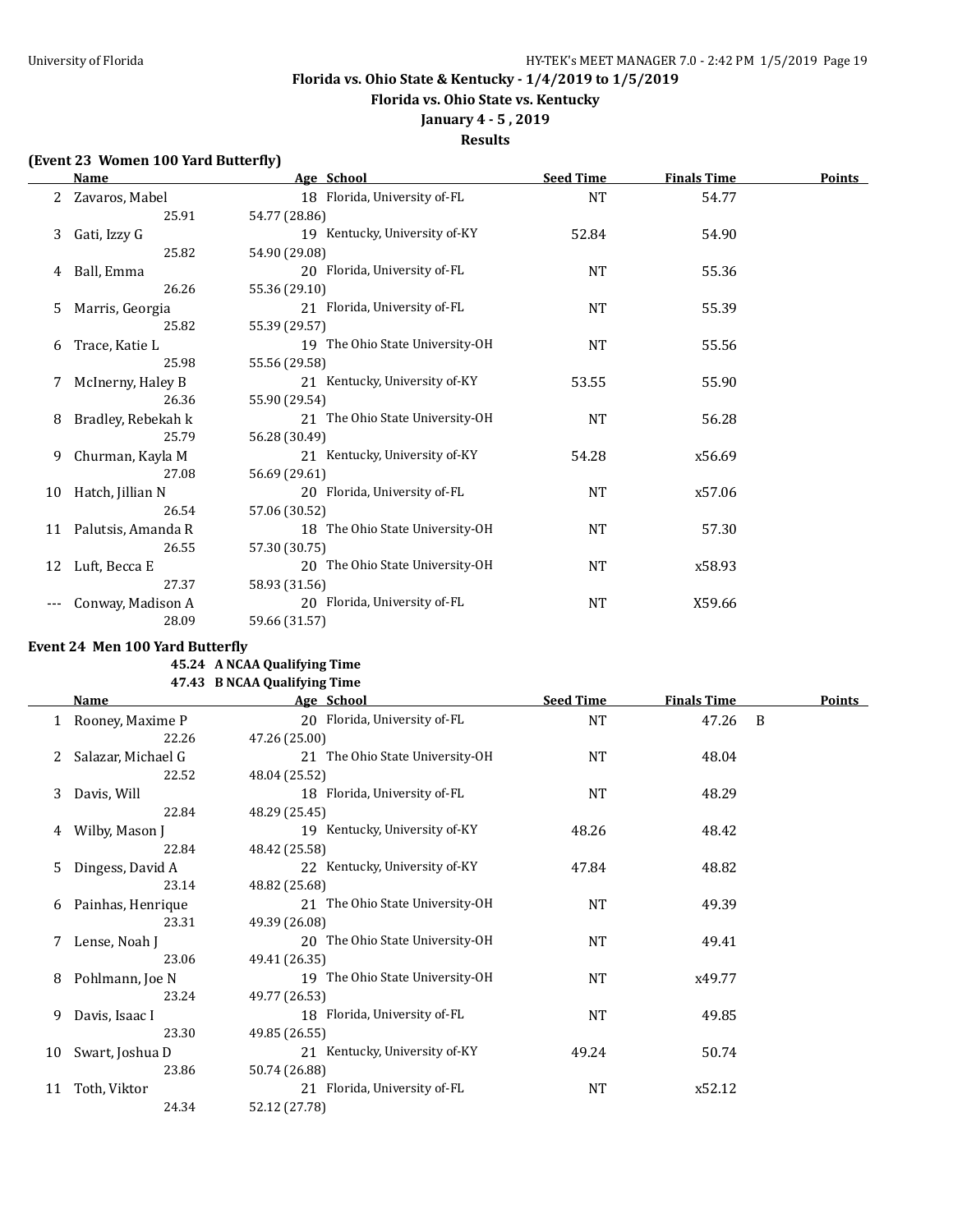**Florida vs. Ohio State & Kentucky - 1/4/2019 to 1/5/2019**

**Florida vs. Ohio State vs. Kentucky**

**January 4 - 5 , 2019**

**Results**

**(Event 23 Women 100 Yard Butterfly)**

| | Name | Age | School | Seed Time | Finals Time | Points |
|---|---|---|---|---|---|---|
| 2 | Zavaros, Mabel | 18 | Florida, University of-FL | NT | 54.77 | |
| | 25.91 | 54.77 (28.86) | | | | |
| 3 | Gati, Izzy G | 19 | Kentucky, University of-KY | 52.84 | 54.90 | |
| | 25.82 | 54.90 (29.08) | | | | |
| 4 | Ball, Emma | 20 | Florida, University of-FL | NT | 55.36 | |
| | 26.26 | 55.36 (29.10) | | | | |
| 5 | Marris, Georgia | 21 | Florida, University of-FL | NT | 55.39 | |
| | 25.82 | 55.39 (29.57) | | | | |
| 6 | Trace, Katie L | 19 | The Ohio State University-OH | NT | 55.56 | |
| | 25.98 | 55.56 (29.58) | | | | |
| 7 | McInerny, Haley B | 21 | Kentucky, University of-KY | 53.55 | 55.90 | |
| | 26.36 | 55.90 (29.54) | | | | |
| 8 | Bradley, Rebekah k | 21 | The Ohio State University-OH | NT | 56.28 | |
| | 25.79 | 56.28 (30.49) | | | | |
| 9 | Churman, Kayla M | 21 | Kentucky, University of-KY | 54.28 | x56.69 | |
| | 27.08 | 56.69 (29.61) | | | | |
| 10 | Hatch, Jillian N | 20 | Florida, University of-FL | NT | x57.06 | |
| | 26.54 | 57.06 (30.52) | | | | |
| 11 | Palutsis, Amanda R | 18 | The Ohio State University-OH | NT | 57.30 | |
| | 26.55 | 57.30 (30.75) | | | | |
| 12 | Luft, Becca E | 20 | The Ohio State University-OH | NT | x58.93 | |
| | 27.37 | 58.93 (31.56) | | | | |
| --- | Conway, Madison A | 20 | Florida, University of-FL | NT | X59.66 | |
| | 28.09 | 59.66 (31.57) | | | | |

**Event 24 Men 100 Yard Butterfly**

**45.24 A NCAA Qualifying Time**

**47.43 B NCAA Qualifying Time**

| | Name | Age | School | Seed Time | Finals Time | | Points |
|---|---|---|---|---|---|---|---|
| 1 | Rooney, Maxime P | 20 | Florida, University of-FL | NT | 47.26 | B | |
| | 22.26 | 47.26 (25.00) | | | | | |
| 2 | Salazar, Michael G | 21 | The Ohio State University-OH | NT | 48.04 | | |
| | 22.52 | 48.04 (25.52) | | | | | |
| 3 | Davis, Will | 18 | Florida, University of-FL | NT | 48.29 | | |
| | 22.84 | 48.29 (25.45) | | | | | |
| 4 | Wilby, Mason J | 19 | Kentucky, University of-KY | 48.26 | 48.42 | | |
| | 22.84 | 48.42 (25.58) | | | | | |
| 5 | Dingess, David A | 22 | Kentucky, University of-KY | 47.84 | 48.82 | | |
| | 23.14 | 48.82 (25.68) | | | | | |
| 6 | Painhas, Henrique | 21 | The Ohio State University-OH | NT | 49.39 | | |
| | 23.31 | 49.39 (26.08) | | | | | |
| 7 | Lense, Noah J | 20 | The Ohio State University-OH | NT | 49.41 | | |
| | 23.06 | 49.41 (26.35) | | | | | |
| 8 | Pohlmann, Joe N | 19 | The Ohio State University-OH | NT | x49.77 | | |
| | 23.24 | 49.77 (26.53) | | | | | |
| 9 | Davis, Isaac I | 18 | Florida, University of-FL | NT | 49.85 | | |
| | 23.30 | 49.85 (26.55) | | | | | |
| 10 | Swart, Joshua D | 21 | Kentucky, University of-KY | 49.24 | 50.74 | | |
| | 23.86 | 50.74 (26.88) | | | | | |
| 11 | Toth, Viktor | 21 | Florida, University of-FL | NT | x52.12 | | |
| | 24.34 | 52.12 (27.78) | | | | | |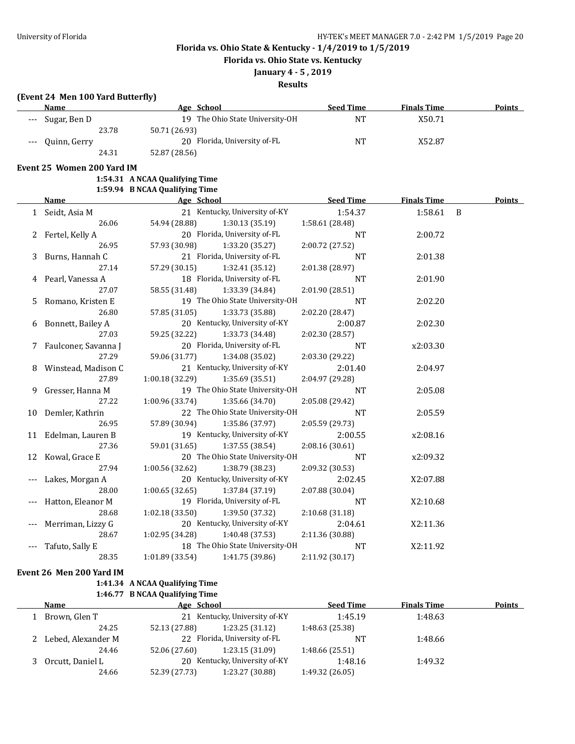## Florida vs. Ohio State & Kentucky - 1/4/2019 to 1/5/2019

**Florida vs. Ohio State vs. Kentucky**

**January 4 - 5 , 2019**

**Results**

### (Event 24 Men 100 Yard Butterfly)

| | Name | Age | School | Seed Time | Finals Time | | Points |
|---|---|---|---|---|---|---|---|
| --- | Sugar, Ben D | 19 | The Ohio State University-OH | NT | X50.71 | | |
| | 23.78 | 50.71 (26.93) | | | | | |
| --- | Quinn, Gerry | 20 | Florida, University of-FL | NT | X52.87 | | |
| | 24.31 | 52.87 (28.56) | | | | | |

### Event 25 Women 200 Yard IM

1:54.31 A NCAA Qualifying Time
1:59.94 B NCAA Qualifying Time

| | Name | Age | School | Seed Time | Finals Time | | Points |
|---|---|---|---|---|---|---|---|
| 1 | Seidt, Asia M | 21 | Kentucky, University of-KY | 1:54.37 | 1:58.61 | B | |
| | 26.06 | 54.94 (28.88) | 1:30.13 (35.19) | 1:58.61 (28.48) | | | |
| 2 | Fertel, Kelly A | 20 | Florida, University of-FL | NT | 2:00.72 | | |
| | 26.95 | 57.93 (30.98) | 1:33.20 (35.27) | 2:00.72 (27.52) | | | |
| 3 | Burns, Hannah C | 21 | Florida, University of-FL | NT | 2:01.38 | | |
| | 27.14 | 57.29 (30.15) | 1:32.41 (35.12) | 2:01.38 (28.97) | | | |
| 4 | Pearl, Vanessa A | 18 | Florida, University of-FL | NT | 2:01.90 | | |
| | 27.07 | 58.55 (31.48) | 1:33.39 (34.84) | 2:01.90 (28.51) | | | |
| 5 | Romano, Kristen E | 19 | The Ohio State University-OH | NT | 2:02.20 | | |
| | 26.80 | 57.85 (31.05) | 1:33.73 (35.88) | 2:02.20 (28.47) | | | |
| 6 | Bonnett, Bailey A | 20 | Kentucky, University of-KY | 2:00.87 | 2:02.30 | | |
| | 27.03 | 59.25 (32.22) | 1:33.73 (34.48) | 2:02.30 (28.57) | | | |
| 7 | Faulconer, Savanna J | 20 | Florida, University of-FL | NT | x2:03.30 | | |
| | 27.29 | 59.06 (31.77) | 1:34.08 (35.02) | 2:03.30 (29.22) | | | |
| 8 | Winstead, Madison C | 21 | Kentucky, University of-KY | 2:01.40 | 2:04.97 | | |
| | 27.89 | 1:00.18 (32.29) | 1:35.69 (35.51) | 2:04.97 (29.28) | | | |
| 9 | Gresser, Hanna M | 19 | The Ohio State University-OH | NT | 2:05.08 | | |
| | 27.22 | 1:00.96 (33.74) | 1:35.66 (34.70) | 2:05.08 (29.42) | | | |
| 10 | Demler, Kathrin | 22 | The Ohio State University-OH | NT | 2:05.59 | | |
| | 26.95 | 57.89 (30.94) | 1:35.86 (37.97) | 2:05.59 (29.73) | | | |
| 11 | Edelman, Lauren B | 19 | Kentucky, University of-KY | 2:00.55 | x2:08.16 | | |
| | 27.36 | 59.01 (31.65) | 1:37.55 (38.54) | 2:08.16 (30.61) | | | |
| 12 | Kowal, Grace E | 20 | The Ohio State University-OH | NT | x2:09.32 | | |
| | 27.94 | 1:00.56 (32.62) | 1:38.79 (38.23) | 2:09.32 (30.53) | | | |
| --- | Lakes, Morgan A | 20 | Kentucky, University of-KY | 2:02.45 | X2:07.88 | | |
| | 28.00 | 1:00.65 (32.65) | 1:37.84 (37.19) | 2:07.88 (30.04) | | | |
| --- | Hatton, Eleanor M | 19 | Florida, University of-FL | NT | X2:10.68 | | |
| | 28.68 | 1:02.18 (33.50) | 1:39.50 (37.32) | 2:10.68 (31.18) | | | |
| --- | Merriman, Lizzy G | 20 | Kentucky, University of-KY | 2:04.61 | X2:11.36 | | |
| | 28.67 | 1:02.95 (34.28) | 1:40.48 (37.53) | 2:11.36 (30.88) | | | |
| --- | Tafuto, Sally E | 18 | The Ohio State University-OH | NT | X2:11.92 | | |
| | 28.35 | 1:01.89 (33.54) | 1:41.75 (39.86) | 2:11.92 (30.17) | | | |

### Event 26 Men 200 Yard IM

1:41.34 A NCAA Qualifying Time
1:46.77 B NCAA Qualifying Time

| | Name | Age | School | Seed Time | Finals Time | Points |
|---|---|---|---|---|---|---|
| 1 | Brown, Glen T | 21 | Kentucky, University of-KY | 1:45.19 | 1:48.63 | |
| | 24.25 | 52.13 (27.88) | 1:23.25 (31.12) | 1:48.63 (25.38) | | |
| 2 | Lebed, Alexander M | 22 | Florida, University of-FL | NT | 1:48.66 | |
| | 24.46 | 52.06 (27.60) | 1:23.15 (31.09) | 1:48.66 (25.51) | | |
| 3 | Orcutt, Daniel L | 20 | Kentucky, University of-KY | 1:48.16 | 1:49.32 | |
| | 24.66 | 52.39 (27.73) | 1:23.27 (30.88) | 1:49.32 (26.05) | | |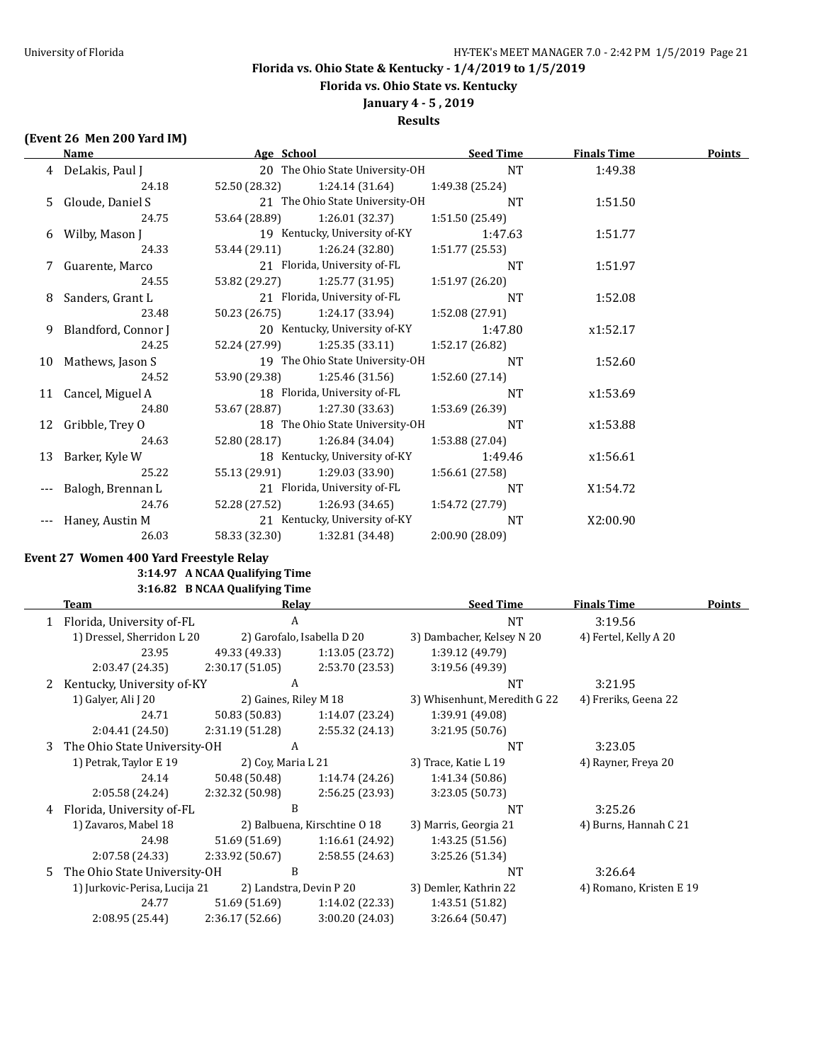**(Event 26 Men 200 Yard IM)**

| | Name | Age | School | Seed Time | Finals Time | Points |
|---|---|---|---|---|---|---|
| 4 | DeLakis, Paul J | 20 | The Ohio State University-OH | NT | 1:49.38 | |
| | 24.18 | 52.50 (28.32) | 1:24.14 (31.64) | 1:49.38 (25.24) | | |
| 5 | Gloude, Daniel S | 21 | The Ohio State University-OH | NT | 1:51.50 | |
| | 24.75 | 53.64 (28.89) | 1:26.01 (32.37) | 1:51.50 (25.49) | | |
| 6 | Wilby, Mason J | 19 | Kentucky, University of-KY | 1:47.63 | 1:51.77 | |
| | 24.33 | 53.44 (29.11) | 1:26.24 (32.80) | 1:51.77 (25.53) | | |
| 7 | Guarente, Marco | 21 | Florida, University of-FL | NT | 1:51.97 | |
| | 24.55 | 53.82 (29.27) | 1:25.77 (31.95) | 1:51.97 (26.20) | | |
| 8 | Sanders, Grant L | 21 | Florida, University of-FL | NT | 1:52.08 | |
| | 23.48 | 50.23 (26.75) | 1:24.17 (33.94) | 1:52.08 (27.91) | | |
| 9 | Blandford, Connor J | 20 | Kentucky, University of-KY | 1:47.80 | x1:52.17 | |
| | 24.25 | 52.24 (27.99) | 1:25.35 (33.11) | 1:52.17 (26.82) | | |
| 10 | Mathews, Jason S | 19 | The Ohio State University-OH | NT | 1:52.60 | |
| | 24.52 | 53.90 (29.38) | 1:25.46 (31.56) | 1:52.60 (27.14) | | |
| 11 | Cancel, Miguel A | 18 | Florida, University of-FL | NT | x1:53.69 | |
| | 24.80 | 53.67 (28.87) | 1:27.30 (33.63) | 1:53.69 (26.39) | | |
| 12 | Gribble, Trey O | 18 | The Ohio State University-OH | NT | x1:53.88 | |
| | 24.63 | 52.80 (28.17) | 1:26.84 (34.04) | 1:53.88 (27.04) | | |
| 13 | Barker, Kyle W | 18 | Kentucky, University of-KY | 1:49.46 | x1:56.61 | |
| | 25.22 | 55.13 (29.91) | 1:29.03 (33.90) | 1:56.61 (27.58) | | |
| --- | Balogh, Brennan L | 21 | Florida, University of-FL | NT | X1:54.72 | |
| | 24.76 | 52.28 (27.52) | 1:26.93 (34.65) | 1:54.72 (27.79) | | |
| --- | Haney, Austin M | 21 | Kentucky, University of-KY | NT | X2:00.90 | |
| | 26.03 | 58.33 (32.30) | 1:32.81 (34.48) | 2:00.90 (28.09) | | |

**Event 27 Women 400 Yard Freestyle Relay**

3:14.97 A NCAA Qualifying Time
3:16.82 B NCAA Qualifying Time

| | Team | | Relay | Seed Time | Finals Time | Points |
|---|---|---|---|---|---|---|
| 1 | Florida, University of-FL | | A | NT | 3:19.56 | |
| | 1) Dressel, Sherridon L 20 | 2) Garofalo, Isabella D 20 | | 3) Dambacher, Kelsey N 20 | 4) Fertel, Kelly A 20 | |
| | 23.95 | 49.33 (49.33) | 1:13.05 (23.72) | 1:39.12 (49.79) | | |
| | 2:03.47 (24.35) | 2:30.17 (51.05) | 2:53.70 (23.53) | 3:19.56 (49.39) | | |
| 2 | Kentucky, University of-KY | | A | NT | 3:21.95 | |
| | 1) Galyer, Ali J 20 | 2) Gaines, Riley M 18 | | 3) Whisenhunt, Meredith G 22 | 4) Freriks, Geena 22 | |
| | 24.71 | 50.83 (50.83) | 1:14.07 (23.24) | 1:39.91 (49.08) | | |
| | 2:04.41 (24.50) | 2:31.19 (51.28) | 2:55.32 (24.13) | 3:21.95 (50.76) | | |
| 3 | The Ohio State University-OH | | A | NT | 3:23.05 | |
| | 1) Petrak, Taylor E 19 | 2) Coy, Maria L 21 | | 3) Trace, Katie L 19 | 4) Rayner, Freya 20 | |
| | 24.14 | 50.48 (50.48) | 1:14.74 (24.26) | 1:41.34 (50.86) | | |
| | 2:05.58 (24.24) | 2:32.32 (50.98) | 2:56.25 (23.93) | 3:23.05 (50.73) | | |
| 4 | Florida, University of-FL | | B | NT | 3:25.26 | |
| | 1) Zavaros, Mabel 18 | 2) Balbuena, Kirschtine O 18 | | 3) Marris, Georgia 21 | 4) Burns, Hannah C 21 | |
| | 24.98 | 51.69 (51.69) | 1:16.61 (24.92) | 1:43.25 (51.56) | | |
| | 2:07.58 (24.33) | 2:33.92 (50.67) | 2:58.55 (24.63) | 3:25.26 (51.34) | | |
| 5 | The Ohio State University-OH | | B | NT | 3:26.64 | |
| | 1) Jurkovic-Perisa, Lucija 21 | 2) Landstra, Devin P 20 | | 3) Demler, Kathrin 22 | 4) Romano, Kristen E 19 | |
| | 24.77 | 51.69 (51.69) | 1:14.02 (22.33) | 1:43.51 (51.82) | | |
| | 2:08.95 (25.44) | 2:36.17 (52.66) | 3:00.20 (24.03) | 3:26.64 (50.47) | | |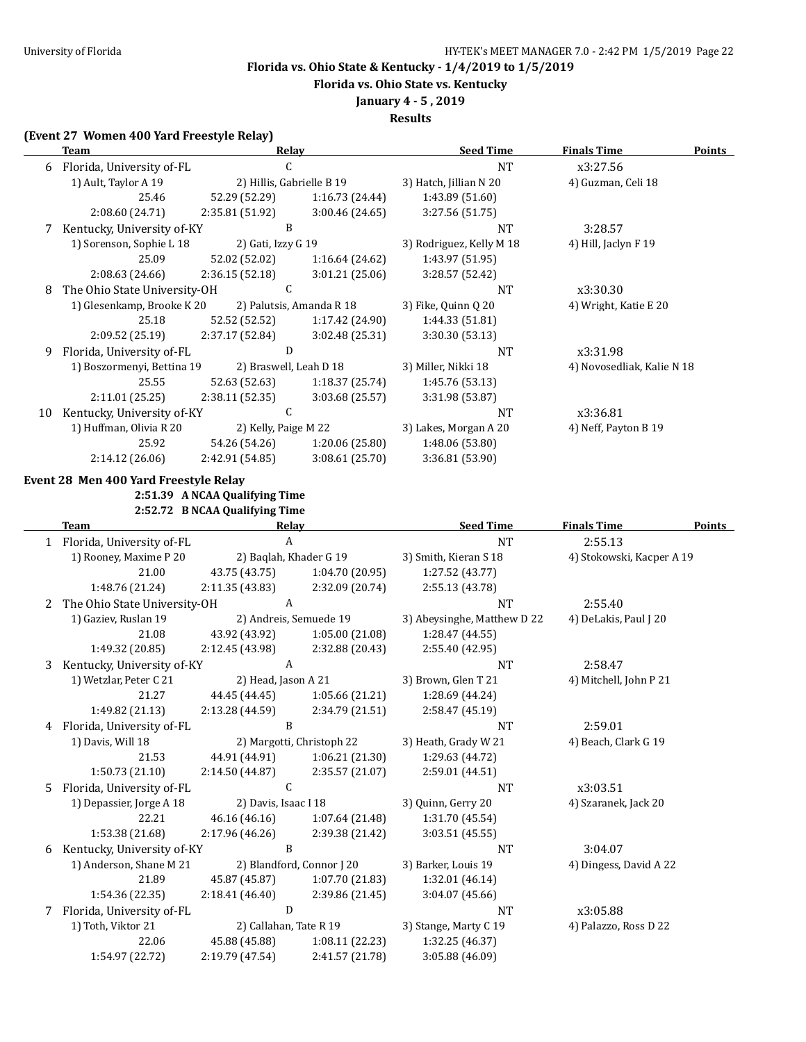University of Florida

## Florida vs. Ohio State & Kentucky - 1/4/2019 to 1/5/2019

**Florida vs. Ohio State vs. Kentucky**

**January 4 - 5 , 2019**

**Results**

### (Event 27 Women 400 Yard Freestyle Relay)

| | Team | Relay | Seed Time | Finals Time | Points |
|---|---|---|---|---|---|
| 6 | Florida, University of-FL | C | NT | x3:27.56 | |
| | 1) Ault, Taylor A 19 | 2) Hillis, Gabrielle B 19 | 3) Hatch, Jillian N 20 | 4) Guzman, Celi 18 | |
| | 25.46 | 52.29 (52.29) | 1:16.73 (24.44) | 1:43.89 (51.60) | |
| | 2:08.60 (24.71) | 2:35.81 (51.92) | 3:00.46 (24.65) | 3:27.56 (51.75) | |
| 7 | Kentucky, University of-KY | B | NT | 3:28.57 | |
| | 1) Sorenson, Sophie L 18 | 2) Gati, Izzy G 19 | 3) Rodriguez, Kelly M 18 | 4) Hill, Jaclyn F 19 | |
| | 25.09 | 52.02 (52.02) | 1:16.64 (24.62) | 1:43.97 (51.95) | |
| | 2:08.63 (24.66) | 2:36.15 (52.18) | 3:01.21 (25.06) | 3:28.57 (52.42) | |
| 8 | The Ohio State University-OH | C | NT | x3:30.30 | |
| | 1) Glesenkamp, Brooke K 20 | 2) Palutsis, Amanda R 18 | 3) Fike, Quinn Q 20 | 4) Wright, Katie E 20 | |
| | 25.18 | 52.52 (52.52) | 1:17.42 (24.90) | 1:44.33 (51.81) | |
| | 2:09.52 (25.19) | 2:37.17 (52.84) | 3:02.48 (25.31) | 3:30.30 (53.13) | |
| 9 | Florida, University of-FL | D | NT | x3:31.98 | |
| | 1) Boszormenyi, Bettina 19 | 2) Braswell, Leah D 18 | 3) Miller, Nikki 18 | 4) Novosedliak, Kalie N 18 | |
| | 25.55 | 52.63 (52.63) | 1:18.37 (25.74) | 1:45.76 (53.13) | |
| | 2:11.01 (25.25) | 2:38.11 (52.35) | 3:03.68 (25.57) | 3:31.98 (53.87) | |
| 10 | Kentucky, University of-KY | C | NT | x3:36.81 | |
| | 1) Huffman, Olivia R 20 | 2) Kelly, Paige M 22 | 3) Lakes, Morgan A 20 | 4) Neff, Payton B 19 | |
| | 25.92 | 54.26 (54.26) | 1:20.06 (25.80) | 1:48.06 (53.80) | |
| | 2:14.12 (26.06) | 2:42.91 (54.85) | 3:08.61 (25.70) | 3:36.81 (53.90) | |

### Event 28 Men 400 Yard Freestyle Relay

**2:51.39 A NCAA Qualifying Time**
**2:52.72 B NCAA Qualifying Time**

| | Team | Relay | Seed Time | Finals Time | Points |
|---|---|---|---|---|---|
| 1 | Florida, University of-FL | A | NT | 2:55.13 | |
| | 1) Rooney, Maxime P 20 | 2) Baqlah, Khader G 19 | 3) Smith, Kieran S 18 | 4) Stokowski, Kacper A 19 | |
| | 21.00 | 43.75 (43.75) | 1:04.70 (20.95) | 1:27.52 (43.77) | |
| | 1:48.76 (21.24) | 2:11.35 (43.83) | 2:32.09 (20.74) | 2:55.13 (43.78) | |
| 2 | The Ohio State University-OH | A | NT | 2:55.40 | |
| | 1) Gaziev, Ruslan 19 | 2) Andreis, Semuede 19 | 3) Abeysinghe, Matthew D 22 | 4) DeLakis, Paul J 20 | |
| | 21.08 | 43.92 (43.92) | 1:05.00 (21.08) | 1:28.47 (44.55) | |
| | 1:49.32 (20.85) | 2:12.45 (43.98) | 2:32.88 (20.43) | 2:55.40 (42.95) | |
| 3 | Kentucky, University of-KY | A | NT | 2:58.47 | |
| | 1) Wetzlar, Peter C 21 | 2) Head, Jason A 21 | 3) Brown, Glen T 21 | 4) Mitchell, John P 21 | |
| | 21.27 | 44.45 (44.45) | 1:05.66 (21.21) | 1:28.69 (44.24) | |
| | 1:49.82 (21.13) | 2:13.28 (44.59) | 2:34.79 (21.51) | 2:58.47 (45.19) | |
| 4 | Florida, University of-FL | B | NT | 2:59.01 | |
| | 1) Davis, Will 18 | 2) Margotti, Christoph 22 | 3) Heath, Grady W 21 | 4) Beach, Clark G 19 | |
| | 21.53 | 44.91 (44.91) | 1:06.21 (21.30) | 1:29.63 (44.72) | |
| | 1:50.73 (21.10) | 2:14.50 (44.87) | 2:35.57 (21.07) | 2:59.01 (44.51) | |
| 5 | Florida, University of-FL | C | NT | x3:03.51 | |
| | 1) Depassier, Jorge A 18 | 2) Davis, Isaac I 18 | 3) Quinn, Gerry 20 | 4) Szaranek, Jack 20 | |
| | 22.21 | 46.16 (46.16) | 1:07.64 (21.48) | 1:31.70 (45.54) | |
| | 1:53.38 (21.68) | 2:17.96 (46.26) | 2:39.38 (21.42) | 3:03.51 (45.55) | |
| 6 | Kentucky, University of-KY | B | NT | 3:04.07 | |
| | 1) Anderson, Shane M 21 | 2) Blandford, Connor J 20 | 3) Barker, Louis 19 | 4) Dingess, David A 22 | |
| | 21.89 | 45.87 (45.87) | 1:07.70 (21.83) | 1:32.01 (46.14) | |
| | 1:54.36 (22.35) | 2:18.41 (46.40) | 2:39.86 (21.45) | 3:04.07 (45.66) | |
| 7 | Florida, University of-FL | D | NT | x3:05.88 | |
| | 1) Toth, Viktor 21 | 2) Callahan, Tate R 19 | 3) Stange, Marty C 19 | 4) Palazzo, Ross D 22 | |
| | 22.06 | 45.88 (45.88) | 1:08.11 (22.23) | 1:32.25 (46.37) | |
| | 1:54.97 (22.72) | 2:19.79 (47.54) | 2:41.57 (21.78) | 3:05.88 (46.09) | |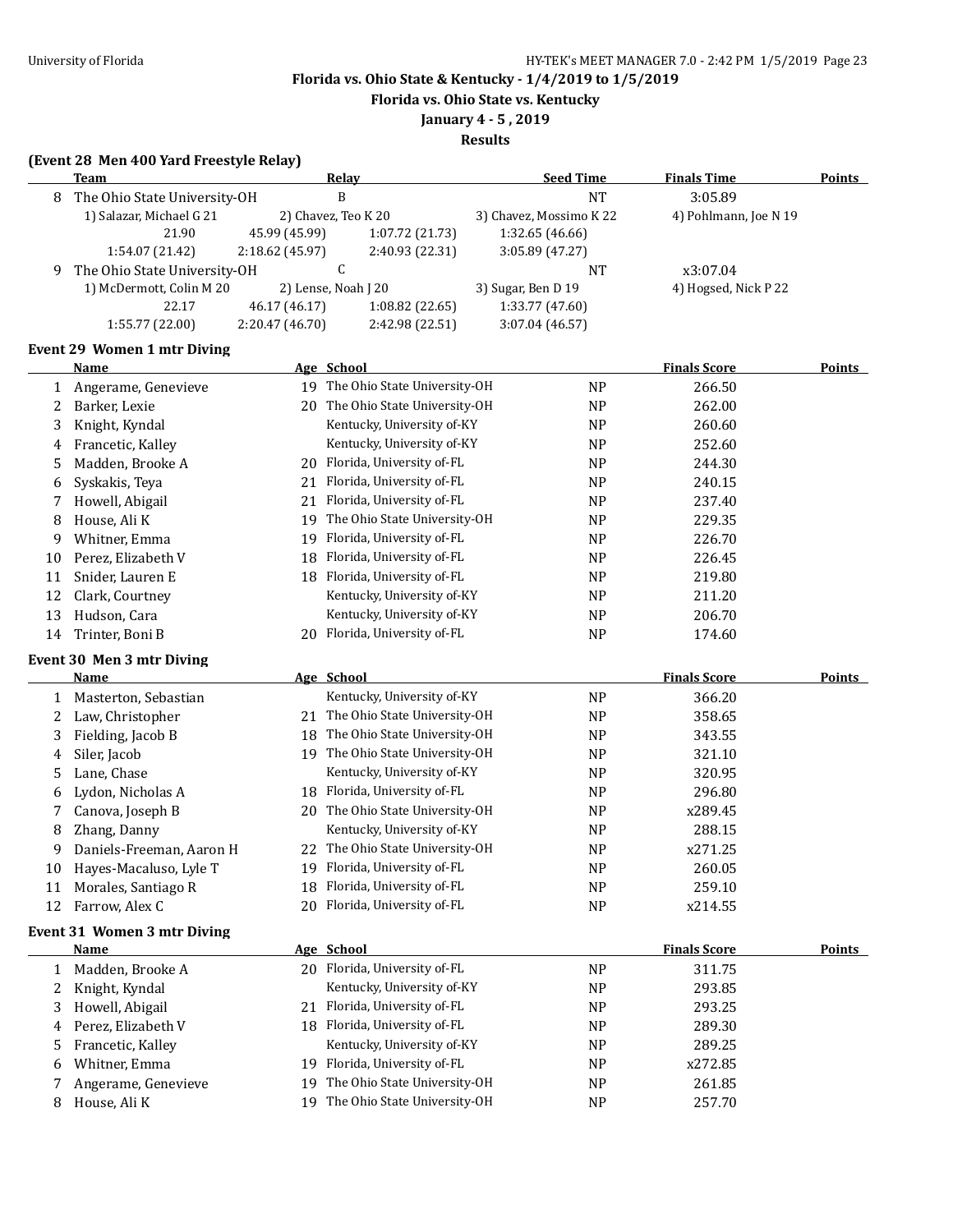**Florida vs. Ohio State & Kentucky - 1/4/2019 to 1/5/2019**

**Florida vs. Ohio State vs. Kentucky**

**January 4 - 5 , 2019**

**Results**

### (Event 28 Men 400 Yard Freestyle Relay)

| | Team | Relay | Seed Time | Finals Time | Points |
|---|---|---|---|---|---|
| 8 | The Ohio State University-OH | B | NT | 3:05.89 | |
| | 1) Salazar, Michael G 21 | 2) Chavez, Teo K 20 | 3) Chavez, Mossimo K 22 | 4) Pohlmann, Joe N 19 | |
| | 21.90 | 45.99 (45.99) | 1:07.72 (21.73) | 1:32.65 (46.66) | |
| | 1:54.07 (21.42) | 2:18.62 (45.97) | 2:40.93 (22.31) | 3:05.89 (47.27) | |
| 9 | The Ohio State University-OH | C | NT | x3:07.04 | |
| | 1) McDermott, Colin M 20 | 2) Lense, Noah J 20 | 3) Sugar, Ben D 19 | 4) Hogsed, Nick P 22 | |
| | 22.17 | 46.17 (46.17) | 1:08.82 (22.65) | 1:33.77 (47.60) | |
| | 1:55.77 (22.00) | 2:20.47 (46.70) | 2:42.98 (22.51) | 3:07.04 (46.57) | |

### Event 29 Women 1 mtr Diving

| | Name | Age | School | | Finals Score | Points |
|---|---|---|---|---|---|---|
| 1 | Angerame, Genevieve | 19 | The Ohio State University-OH | NP | 266.50 | |
| 2 | Barker, Lexie | 20 | The Ohio State University-OH | NP | 262.00 | |
| 3 | Knight, Kyndal | | Kentucky, University of-KY | NP | 260.60 | |
| 4 | Francetic, Kalley | | Kentucky, University of-KY | NP | 252.60 | |
| 5 | Madden, Brooke A | 20 | Florida, University of-FL | NP | 244.30 | |
| 6 | Syskakis, Teya | 21 | Florida, University of-FL | NP | 240.15 | |
| 7 | Howell, Abigail | 21 | Florida, University of-FL | NP | 237.40 | |
| 8 | House, Ali K | 19 | The Ohio State University-OH | NP | 229.35 | |
| 9 | Whitner, Emma | 19 | Florida, University of-FL | NP | 226.70 | |
| 10 | Perez, Elizabeth V | 18 | Florida, University of-FL | NP | 226.45 | |
| 11 | Snider, Lauren E | 18 | Florida, University of-FL | NP | 219.80 | |
| 12 | Clark, Courtney | | Kentucky, University of-KY | NP | 211.20 | |
| 13 | Hudson, Cara | | Kentucky, University of-KY | NP | 206.70 | |
| 14 | Trinter, Boni B | 20 | Florida, University of-FL | NP | 174.60 | |

### Event 30 Men 3 mtr Diving

| | Name | Age | School | | Finals Score | Points |
|---|---|---|---|---|---|---|
| 1 | Masterton, Sebastian | | Kentucky, University of-KY | NP | 366.20 | |
| 2 | Law, Christopher | 21 | The Ohio State University-OH | NP | 358.65 | |
| 3 | Fielding, Jacob B | 18 | The Ohio State University-OH | NP | 343.55 | |
| 4 | Siler, Jacob | 19 | The Ohio State University-OH | NP | 321.10 | |
| 5 | Lane, Chase | | Kentucky, University of-KY | NP | 320.95 | |
| 6 | Lydon, Nicholas A | 18 | Florida, University of-FL | NP | 296.80 | |
| 7 | Canova, Joseph B | 20 | The Ohio State University-OH | NP | x289.45 | |
| 8 | Zhang, Danny | | Kentucky, University of-KY | NP | 288.15 | |
| 9 | Daniels-Freeman, Aaron H | 22 | The Ohio State University-OH | NP | x271.25 | |
| 10 | Hayes-Macaluso, Lyle T | 19 | Florida, University of-FL | NP | 260.05 | |
| 11 | Morales, Santiago R | 18 | Florida, University of-FL | NP | 259.10 | |
| 12 | Farrow, Alex C | 20 | Florida, University of-FL | NP | x214.55 | |

### Event 31 Women 3 mtr Diving

| | Name | Age | School | | Finals Score | Points |
|---|---|---|---|---|---|---|
| 1 | Madden, Brooke A | 20 | Florida, University of-FL | NP | 311.75 | |
| 2 | Knight, Kyndal | | Kentucky, University of-KY | NP | 293.85 | |
| 3 | Howell, Abigail | 21 | Florida, University of-FL | NP | 293.25 | |
| 4 | Perez, Elizabeth V | 18 | Florida, University of-FL | NP | 289.30 | |
| 5 | Francetic, Kalley | | Kentucky, University of-KY | NP | 289.25 | |
| 6 | Whitner, Emma | 19 | Florida, University of-FL | NP | x272.85 | |
| 7 | Angerame, Genevieve | 19 | The Ohio State University-OH | NP | 261.85 | |
| 8 | House, Ali K | 19 | The Ohio State University-OH | NP | 257.70 | |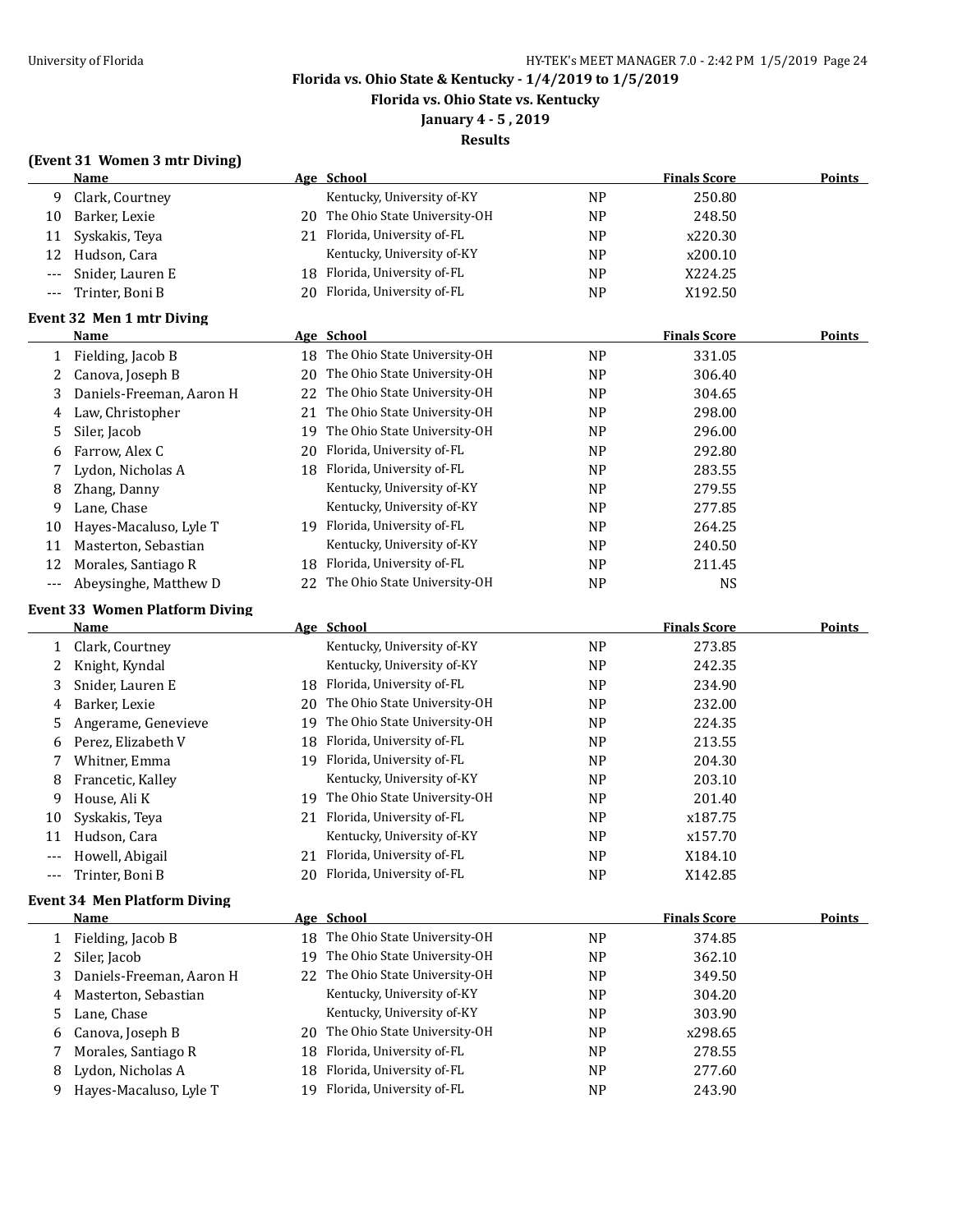# Florida vs. Ohio State & Kentucky - 1/4/2019 to 1/5/2019

## Florida vs. Ohio State vs. Kentucky

### January 4 - 5 , 2019

### Results

**(Event 31 Women 3 mtr Diving)**

| | Name | Age | School | | Finals Score | Points |
|---|---|---|---|---|---|---|
| 9 | Clark, Courtney | | Kentucky, University of-KY | NP | 250.80 | |
| 10 | Barker, Lexie | 20 | The Ohio State University-OH | NP | 248.50 | |
| 11 | Syskakis, Teya | 21 | Florida, University of-FL | NP | x220.30 | |
| 12 | Hudson, Cara | | Kentucky, University of-KY | NP | x200.10 | |
| --- | Snider, Lauren E | 18 | Florida, University of-FL | NP | X224.25 | |
| --- | Trinter, Boni B | 20 | Florida, University of-FL | NP | X192.50 | |

**Event 32 Men 1 mtr Diving**

| | Name | Age | School | | Finals Score | Points |
|---|---|---|---|---|---|---|
| 1 | Fielding, Jacob B | 18 | The Ohio State University-OH | NP | 331.05 | |
| 2 | Canova, Joseph B | 20 | The Ohio State University-OH | NP | 306.40 | |
| 3 | Daniels-Freeman, Aaron H | 22 | The Ohio State University-OH | NP | 304.65 | |
| 4 | Law, Christopher | 21 | The Ohio State University-OH | NP | 298.00 | |
| 5 | Siler, Jacob | 19 | The Ohio State University-OH | NP | 296.00 | |
| 6 | Farrow, Alex C | 20 | Florida, University of-FL | NP | 292.80 | |
| 7 | Lydon, Nicholas A | 18 | Florida, University of-FL | NP | 283.55 | |
| 8 | Zhang, Danny | | Kentucky, University of-KY | NP | 279.55 | |
| 9 | Lane, Chase | | Kentucky, University of-KY | NP | 277.85 | |
| 10 | Hayes-Macaluso, Lyle T | 19 | Florida, University of-FL | NP | 264.25 | |
| 11 | Masterton, Sebastian | | Kentucky, University of-KY | NP | 240.50 | |
| 12 | Morales, Santiago R | 18 | Florida, University of-FL | NP | 211.45 | |
| --- | Abeysinghe, Matthew D | 22 | The Ohio State University-OH | NP | NS | |

**Event 33 Women Platform Diving**

| | Name | Age | School | | Finals Score | Points |
|---|---|---|---|---|---|---|
| 1 | Clark, Courtney | | Kentucky, University of-KY | NP | 273.85 | |
| 2 | Knight, Kyndal | | Kentucky, University of-KY | NP | 242.35 | |
| 3 | Snider, Lauren E | 18 | Florida, University of-FL | NP | 234.90 | |
| 4 | Barker, Lexie | 20 | The Ohio State University-OH | NP | 232.00 | |
| 5 | Angerame, Genevieve | 19 | The Ohio State University-OH | NP | 224.35 | |
| 6 | Perez, Elizabeth V | 18 | Florida, University of-FL | NP | 213.55 | |
| 7 | Whitner, Emma | 19 | Florida, University of-FL | NP | 204.30 | |
| 8 | Francetic, Kalley | | Kentucky, University of-KY | NP | 203.10 | |
| 9 | House, Ali K | 19 | The Ohio State University-OH | NP | 201.40 | |
| 10 | Syskakis, Teya | 21 | Florida, University of-FL | NP | x187.75 | |
| 11 | Hudson, Cara | | Kentucky, University of-KY | NP | x157.70 | |
| --- | Howell, Abigail | 21 | Florida, University of-FL | NP | X184.10 | |
| --- | Trinter, Boni B | 20 | Florida, University of-FL | NP | X142.85 | |

**Event 34 Men Platform Diving**

| | Name | Age | School | | Finals Score | Points |
|---|---|---|---|---|---|---|
| 1 | Fielding, Jacob B | 18 | The Ohio State University-OH | NP | 374.85 | |
| 2 | Siler, Jacob | 19 | The Ohio State University-OH | NP | 362.10 | |
| 3 | Daniels-Freeman, Aaron H | 22 | The Ohio State University-OH | NP | 349.50 | |
| 4 | Masterton, Sebastian | | Kentucky, University of-KY | NP | 304.20 | |
| 5 | Lane, Chase | | Kentucky, University of-KY | NP | 303.90 | |
| 6 | Canova, Joseph B | 20 | The Ohio State University-OH | NP | x298.65 | |
| 7 | Morales, Santiago R | 18 | Florida, University of-FL | NP | 278.55 | |
| 8 | Lydon, Nicholas A | 18 | Florida, University of-FL | NP | 277.60 | |
| 9 | Hayes-Macaluso, Lyle T | 19 | Florida, University of-FL | NP | 243.90 | |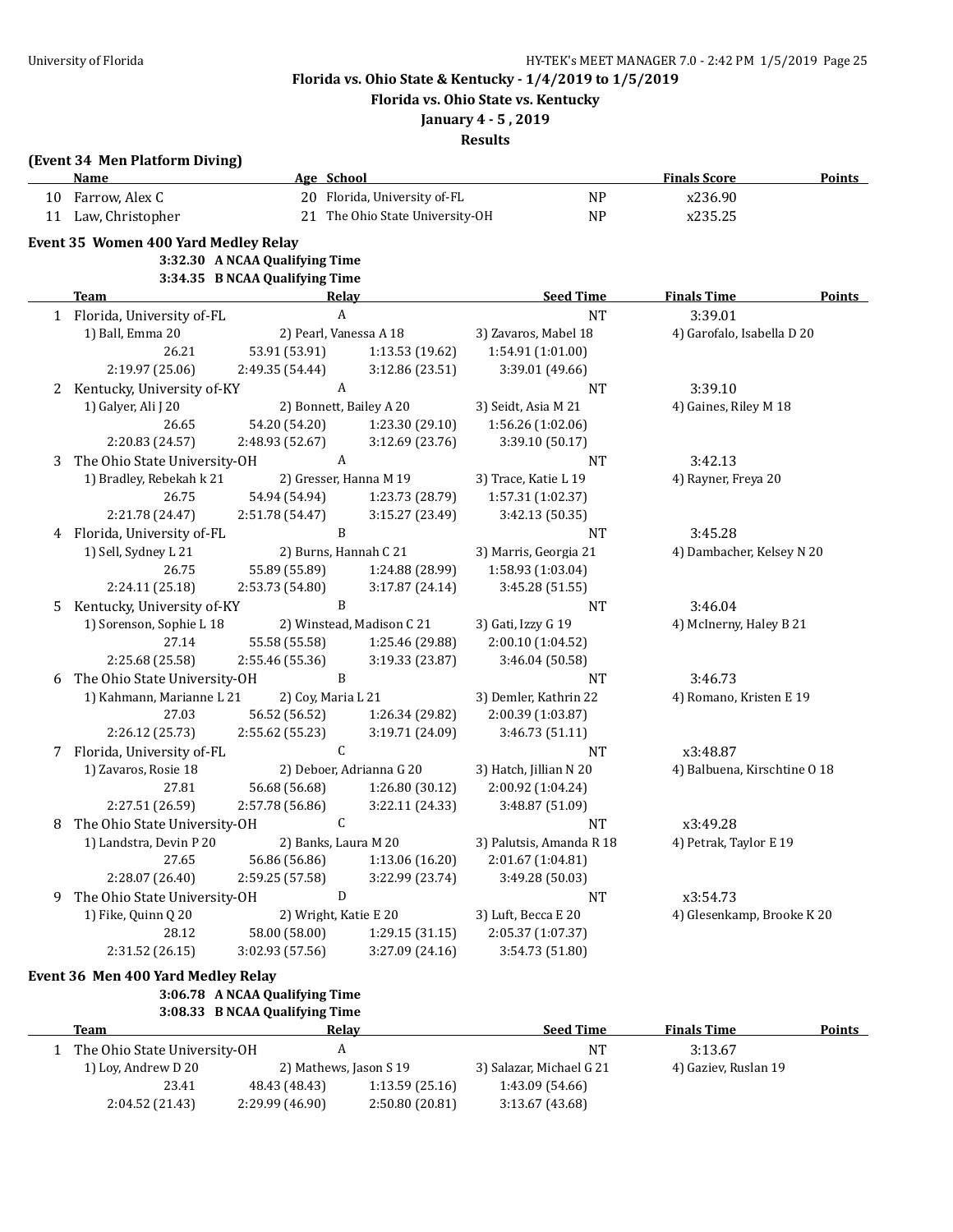Florida vs. Ohio State & Kentucky - 1/4/2019 to 1/5/2019

Florida vs. Ohio State vs. Kentucky

January 4 - 5 , 2019

Results

**(Event 34 Men Platform Diving)**

| | Name | Age | School | | Finals Score | Points |
|---|---|---|---|---|---|---|
| 10 | Farrow, Alex C | 20 | Florida, University of-FL | NP | x236.90 | |
| 11 | Law, Christopher | 21 | The Ohio State University-OH | NP | x235.25 | |

**Event 35 Women 400 Yard Medley Relay**

3:32.30 A NCAA Qualifying Time
3:34.35 B NCAA Qualifying Time

| | Team | Relay | | Seed Time | Finals Time | Points |
|---|---|---|---|---|---|---|
| 1 | Florida, University of-FL | A | | NT | 3:39.01 | |
| | 1) Ball, Emma 20 | 2) Pearl, Vanessa A 18 | | 3) Zavaros, Mabel 18 | 4) Garofalo, Isabella D 20 | |
| | 26.21 | 53.91 (53.91) | 1:13.53 (19.62) | 1:54.91 (1:01.00) | | |
| | 2:19.97 (25.06) | 2:49.35 (54.44) | 3:12.86 (23.51) | 3:39.01 (49.66) | | |
| 2 | Kentucky, University of-KY | A | | NT | 3:39.10 | |
| | 1) Galyer, Ali J 20 | 2) Bonnett, Bailey A 20 | | 3) Seidt, Asia M 21 | 4) Gaines, Riley M 18 | |
| | 26.65 | 54.20 (54.20) | 1:23.30 (29.10) | 1:56.26 (1:02.06) | | |
| | 2:20.83 (24.57) | 2:48.93 (52.67) | 3:12.69 (23.76) | 3:39.10 (50.17) | | |
| 3 | The Ohio State University-OH | A | | NT | 3:42.13 | |
| | 1) Bradley, Rebekah k 21 | 2) Gresser, Hanna M 19 | | 3) Trace, Katie L 19 | 4) Rayner, Freya 20 | |
| | 26.75 | 54.94 (54.94) | 1:23.73 (28.79) | 1:57.31 (1:02.37) | | |
| | 2:21.78 (24.47) | 2:51.78 (54.47) | 3:15.27 (23.49) | 3:42.13 (50.35) | | |
| 4 | Florida, University of-FL | B | | NT | 3:45.28 | |
| | 1) Sell, Sydney L 21 | 2) Burns, Hannah C 21 | | 3) Marris, Georgia 21 | 4) Dambacher, Kelsey N 20 | |
| | 26.75 | 55.89 (55.89) | 1:24.88 (28.99) | 1:58.93 (1:03.04) | | |
| | 2:24.11 (25.18) | 2:53.73 (54.80) | 3:17.87 (24.14) | 3:45.28 (51.55) | | |
| 5 | Kentucky, University of-KY | B | | NT | 3:46.04 | |
| | 1) Sorenson, Sophie L 18 | 2) Winstead, Madison C 21 | | 3) Gati, Izzy G 19 | 4) McInerny, Haley B 21 | |
| | 27.14 | 55.58 (55.58) | 1:25.46 (29.88) | 2:00.10 (1:04.52) | | |
| | 2:25.68 (25.58) | 2:55.46 (55.36) | 3:19.33 (23.87) | 3:46.04 (50.58) | | |
| 6 | The Ohio State University-OH | B | | NT | 3:46.73 | |
| | 1) Kahmann, Marianne L 21 | 2) Coy, Maria L 21 | | 3) Demler, Kathrin 22 | 4) Romano, Kristen E 19 | |
| | 27.03 | 56.52 (56.52) | 1:26.34 (29.82) | 2:00.39 (1:03.87) | | |
| | 2:26.12 (25.73) | 2:55.62 (55.23) | 3:19.71 (24.09) | 3:46.73 (51.11) | | |
| 7 | Florida, University of-FL | C | | NT | x3:48.87 | |
| | 1) Zavaros, Rosie 18 | 2) Deboer, Adrianna G 20 | | 3) Hatch, Jillian N 20 | 4) Balbuena, Kirschtine O 18 | |
| | 27.81 | 56.68 (56.68) | 1:26.80 (30.12) | 2:00.92 (1:04.24) | | |
| | 2:27.51 (26.59) | 2:57.78 (56.86) | 3:22.11 (24.33) | 3:48.87 (51.09) | | |
| 8 | The Ohio State University-OH | C | | NT | x3:49.28 | |
| | 1) Landstra, Devin P 20 | 2) Banks, Laura M 20 | | 3) Palutsis, Amanda R 18 | 4) Petrak, Taylor E 19 | |
| | 27.65 | 56.86 (56.86) | 1:13.06 (16.20) | 2:01.67 (1:04.81) | | |
| | 2:28.07 (26.40) | 2:59.25 (57.58) | 3:22.99 (23.74) | 3:49.28 (50.03) | | |
| 9 | The Ohio State University-OH | D | | NT | x3:54.73 | |
| | 1) Fike, Quinn Q 20 | 2) Wright, Katie E 20 | | 3) Luft, Becca E 20 | 4) Glesenkamp, Brooke K 20 | |
| | 28.12 | 58.00 (58.00) | 1:29.15 (31.15) | 2:05.37 (1:07.37) | | |
| | 2:31.52 (26.15) | 3:02.93 (57.56) | 3:27.09 (24.16) | 3:54.73 (51.80) | | |

**Event 36 Men 400 Yard Medley Relay**

3:06.78 A NCAA Qualifying Time
3:08.33 B NCAA Qualifying Time

| | Team | Relay | | Seed Time | Finals Time | Points |
|---|---|---|---|---|---|---|
| 1 | The Ohio State University-OH | A | | NT | 3:13.67 | |
| | 1) Loy, Andrew D 20 | 2) Mathews, Jason S 19 | | 3) Salazar, Michael G 21 | 4) Gaziev, Ruslan 19 | |
| | 23.41 | 48.43 (48.43) | 1:13.59 (25.16) | 1:43.09 (54.66) | | |
| | 2:04.52 (21.43) | 2:29.99 (46.90) | 2:50.80 (20.81) | 3:13.67 (43.68) | | |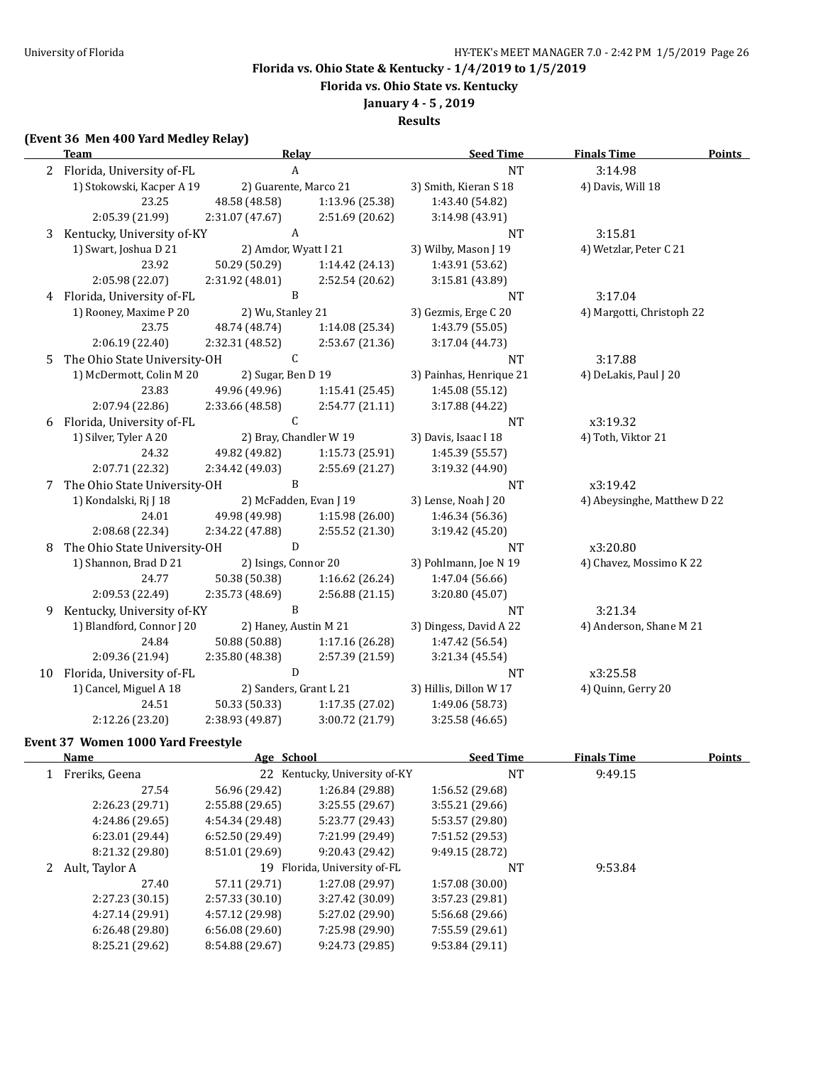## Florida vs. Ohio State & Kentucky - 1/4/2019 to 1/5/2019

### Florida vs. Ohio State vs. Kentucky

### January 4 - 5 , 2019

### Results

**(Event 36 Men 400 Yard Medley Relay)**

| | Team | Relay | Seed Time | Finals Time | Points |
|---|---|---|---|---|---|
| 2 | Florida, University of-FL | A | NT | 3:14.98 | |
| | 1) Stokowski, Kacper A 19 | 2) Guarente, Marco 21 | 3) Smith, Kieran S 18 | 4) Davis, Will 18 | |
| | 23.25 | 48.58 (48.58) | 1:13.96 (25.38) | 1:43.40 (54.82) | |
| | 2:05.39 (21.99) | 2:31.07 (47.67) | 2:51.69 (20.62) | 3:14.98 (43.91) | |
| 3 | Kentucky, University of-KY | A | NT | 3:15.81 | |
| | 1) Swart, Joshua D 21 | 2) Amdor, Wyatt I 21 | 3) Wilby, Mason J 19 | 4) Wetzlar, Peter C 21 | |
| | 23.92 | 50.29 (50.29) | 1:14.42 (24.13) | 1:43.91 (53.62) | |
| | 2:05.98 (22.07) | 2:31.92 (48.01) | 2:52.54 (20.62) | 3:15.81 (43.89) | |
| 4 | Florida, University of-FL | B | NT | 3:17.04 | |
| | 1) Rooney, Maxime P 20 | 2) Wu, Stanley 21 | 3) Gezmis, Erge C 20 | 4) Margotti, Christoph 22 | |
| | 23.75 | 48.74 (48.74) | 1:14.08 (25.34) | 1:43.79 (55.05) | |
| | 2:06.19 (22.40) | 2:32.31 (48.52) | 2:53.67 (21.36) | 3:17.04 (44.73) | |
| 5 | The Ohio State University-OH | C | NT | 3:17.88 | |
| | 1) McDermott, Colin M 20 | 2) Sugar, Ben D 19 | 3) Painhas, Henrique 21 | 4) DeLakis, Paul J 20 | |
| | 23.83 | 49.96 (49.96) | 1:15.41 (25.45) | 1:45.08 (55.12) | |
| | 2:07.94 (22.86) | 2:33.66 (48.58) | 2:54.77 (21.11) | 3:17.88 (44.22) | |
| 6 | Florida, University of-FL | C | NT | x3:19.32 | |
| | 1) Silver, Tyler A 20 | 2) Bray, Chandler W 19 | 3) Davis, Isaac I 18 | 4) Toth, Viktor 21 | |
| | 24.32 | 49.82 (49.82) | 1:15.73 (25.91) | 1:45.39 (55.57) | |
| | 2:07.71 (22.32) | 2:34.42 (49.03) | 2:55.69 (21.27) | 3:19.32 (44.90) | |
| 7 | The Ohio State University-OH | B | NT | x3:19.42 | |
| | 1) Kondalski, Rj J 18 | 2) McFadden, Evan J 19 | 3) Lense, Noah J 20 | 4) Abeysinghe, Matthew D 22 | |
| | 24.01 | 49.98 (49.98) | 1:15.98 (26.00) | 1:46.34 (56.36) | |
| | 2:08.68 (22.34) | 2:34.22 (47.88) | 2:55.52 (21.30) | 3:19.42 (45.20) | |
| 8 | The Ohio State University-OH | D | NT | x3:20.80 | |
| | 1) Shannon, Brad D 21 | 2) Isings, Connor 20 | 3) Pohlmann, Joe N 19 | 4) Chavez, Mossimo K 22 | |
| | 24.77 | 50.38 (50.38) | 1:16.62 (26.24) | 1:47.04 (56.66) | |
| | 2:09.53 (22.49) | 2:35.73 (48.69) | 2:56.88 (21.15) | 3:20.80 (45.07) | |
| 9 | Kentucky, University of-KY | B | NT | 3:21.34 | |
| | 1) Blandford, Connor J 20 | 2) Haney, Austin M 21 | 3) Dingess, David A 22 | 4) Anderson, Shane M 21 | |
| | 24.84 | 50.88 (50.88) | 1:17.16 (26.28) | 1:47.42 (56.54) | |
| | 2:09.36 (21.94) | 2:35.80 (48.38) | 2:57.39 (21.59) | 3:21.34 (45.54) | |
| 10 | Florida, University of-FL | D | NT | x3:25.58 | |
| | 1) Cancel, Miguel A 18 | 2) Sanders, Grant L 21 | 3) Hillis, Dillon W 17 | 4) Quinn, Gerry 20 | |
| | 24.51 | 50.33 (50.33) | 1:17.35 (27.02) | 1:49.06 (58.73) | |
| | 2:12.26 (23.20) | 2:38.93 (49.87) | 3:00.72 (21.79) | 3:25.58 (46.65) | |

**Event 37 Women 1000 Yard Freestyle**

| | Name | Age School | | Seed Time | Finals Time | Points |
|---|---|---|---|---|---|---|
| 1 | Freriks, Geena | 22 Kentucky, University of-KY | | NT | 9:49.15 | |
| | 27.54 | 56.96 (29.42) | 1:26.84 (29.88) | 1:56.52 (29.68) | | |
| | 2:26.23 (29.71) | 2:55.88 (29.65) | 3:25.55 (29.67) | 3:55.21 (29.66) | | |
| | 4:24.86 (29.65) | 4:54.34 (29.48) | 5:23.77 (29.43) | 5:53.57 (29.80) | | |
| | 6:23.01 (29.44) | 6:52.50 (29.49) | 7:21.99 (29.49) | 7:51.52 (29.53) | | |
| | 8:21.32 (29.80) | 8:51.01 (29.69) | 9:20.43 (29.42) | 9:49.15 (28.72) | | |
| 2 | Ault, Taylor A | 19 Florida, University of-FL | | NT | 9:53.84 | |
| | 27.40 | 57.11 (29.71) | 1:27.08 (29.97) | 1:57.08 (30.00) | | |
| | 2:27.23 (30.15) | 2:57.33 (30.10) | 3:27.42 (30.09) | 3:57.23 (29.81) | | |
| | 4:27.14 (29.91) | 4:57.12 (29.98) | 5:27.02 (29.90) | 5:56.68 (29.66) | | |
| | 6:26.48 (29.80) | 6:56.08 (29.60) | 7:25.98 (29.90) | 7:55.59 (29.61) | | |
| | 8:25.21 (29.62) | 8:54.88 (29.67) | 9:24.73 (29.85) | 9:53.84 (29.11) | | |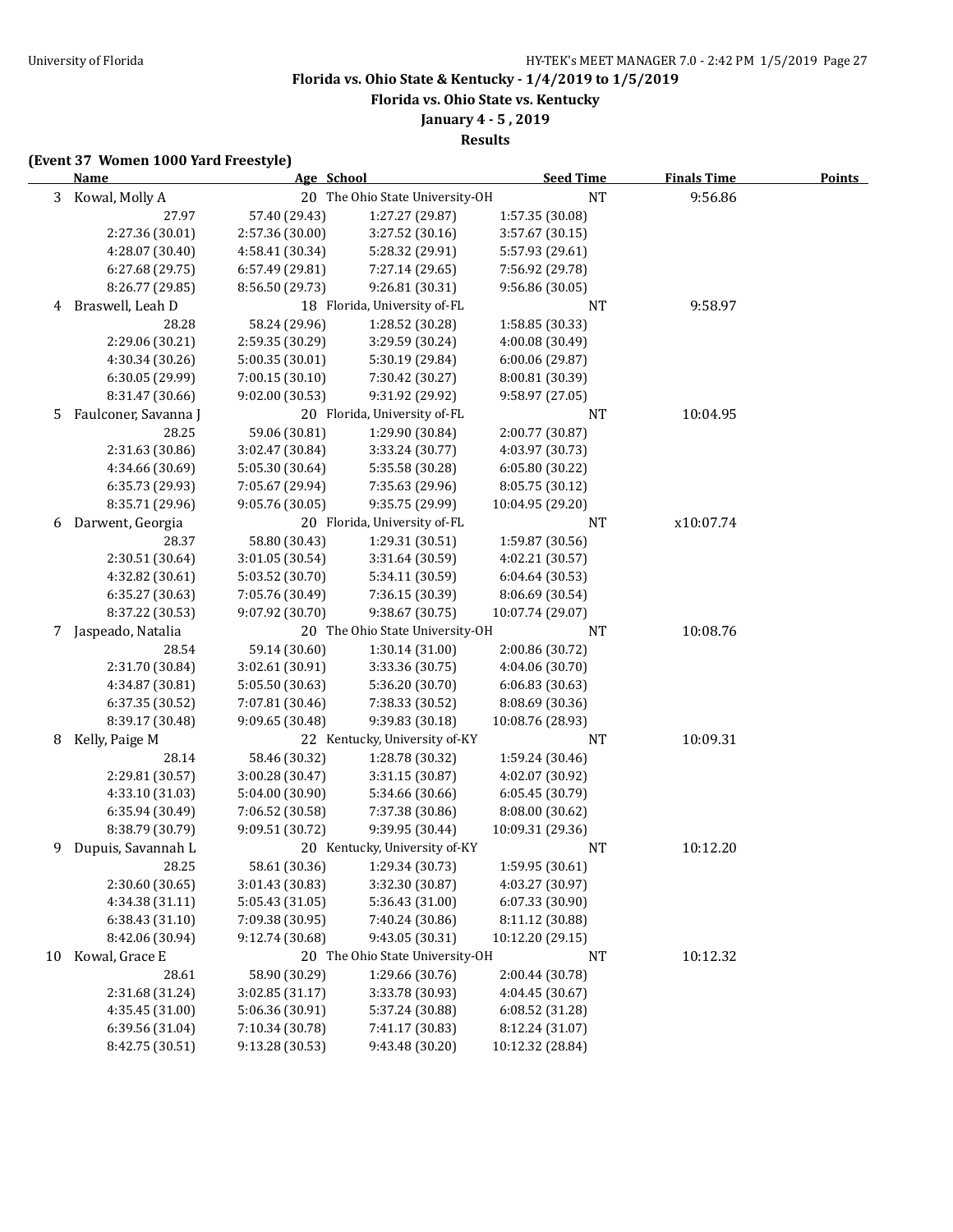# Florida vs. Ohio State & Kentucky - 1/4/2019 to 1/5/2019

## Florida vs. Ohio State vs. Kentucky

### January 4 - 5 , 2019

### Results

**(Event 37 Women 1000 Yard Freestyle)**

| | Name | Age | School | Seed Time | Finals Time | Points |
|---|---|---|---|---|---|---|
| 3 | Kowal, Molly A | 20 | The Ohio State University-OH | NT | 9:56.86 | |
| | 27.97 | 57.40 (29.43) | 1:27.27 (29.87) | 1:57.35 (30.08) | | |
| | 2:27.36 (30.01) | 2:57.36 (30.00) | 3:27.52 (30.16) | 3:57.67 (30.15) | | |
| | 4:28.07 (30.40) | 4:58.41 (30.34) | 5:28.32 (29.91) | 5:57.93 (29.61) | | |
| | 6:27.68 (29.75) | 6:57.49 (29.81) | 7:27.14 (29.65) | 7:56.92 (29.78) | | |
| | 8:26.77 (29.85) | 8:56.50 (29.73) | 9:26.81 (30.31) | 9:56.86 (30.05) | | |
| 4 | Braswell, Leah D | 18 | Florida, University of-FL | NT | 9:58.97 | |
| | 28.28 | 58.24 (29.96) | 1:28.52 (30.28) | 1:58.85 (30.33) | | |
| | 2:29.06 (30.21) | 2:59.35 (30.29) | 3:29.59 (30.24) | 4:00.08 (30.49) | | |
| | 4:30.34 (30.26) | 5:00.35 (30.01) | 5:30.19 (29.84) | 6:00.06 (29.87) | | |
| | 6:30.05 (29.99) | 7:00.15 (30.10) | 7:30.42 (30.27) | 8:00.81 (30.39) | | |
| | 8:31.47 (30.66) | 9:02.00 (30.53) | 9:31.92 (29.92) | 9:58.97 (27.05) | | |
| 5 | Faulconer, Savanna J | 20 | Florida, University of-FL | NT | 10:04.95 | |
| | 28.25 | 59.06 (30.81) | 1:29.90 (30.84) | 2:00.77 (30.87) | | |
| | 2:31.63 (30.86) | 3:02.47 (30.84) | 3:33.24 (30.77) | 4:03.97 (30.73) | | |
| | 4:34.66 (30.69) | 5:05.30 (30.64) | 5:35.58 (30.28) | 6:05.80 (30.22) | | |
| | 6:35.73 (29.93) | 7:05.67 (29.94) | 7:35.63 (29.96) | 8:05.75 (30.12) | | |
| | 8:35.71 (29.96) | 9:05.76 (30.05) | 9:35.75 (29.99) | 10:04.95 (29.20) | | |
| 6 | Darwent, Georgia | 20 | Florida, University of-FL | NT | x10:07.74 | |
| | 28.37 | 58.80 (30.43) | 1:29.31 (30.51) | 1:59.87 (30.56) | | |
| | 2:30.51 (30.64) | 3:01.05 (30.54) | 3:31.64 (30.59) | 4:02.21 (30.57) | | |
| | 4:32.82 (30.61) | 5:03.52 (30.70) | 5:34.11 (30.59) | 6:04.64 (30.53) | | |
| | 6:35.27 (30.63) | 7:05.76 (30.49) | 7:36.15 (30.39) | 8:06.69 (30.54) | | |
| | 8:37.22 (30.53) | 9:07.92 (30.70) | 9:38.67 (30.75) | 10:07.74 (29.07) | | |
| 7 | Jaspeado, Natalia | 20 | The Ohio State University-OH | NT | 10:08.76 | |
| | 28.54 | 59.14 (30.60) | 1:30.14 (31.00) | 2:00.86 (30.72) | | |
| | 2:31.70 (30.84) | 3:02.61 (30.91) | 3:33.36 (30.75) | 4:04.06 (30.70) | | |
| | 4:34.87 (30.81) | 5:05.50 (30.63) | 5:36.20 (30.70) | 6:06.83 (30.63) | | |
| | 6:37.35 (30.52) | 7:07.81 (30.46) | 7:38.33 (30.52) | 8:08.69 (30.36) | | |
| | 8:39.17 (30.48) | 9:09.65 (30.48) | 9:39.83 (30.18) | 10:08.76 (28.93) | | |
| 8 | Kelly, Paige M | 22 | Kentucky, University of-KY | NT | 10:09.31 | |
| | 28.14 | 58.46 (30.32) | 1:28.78 (30.32) | 1:59.24 (30.46) | | |
| | 2:29.81 (30.57) | 3:00.28 (30.47) | 3:31.15 (30.87) | 4:02.07 (30.92) | | |
| | 4:33.10 (31.03) | 5:04.00 (30.90) | 5:34.66 (30.66) | 6:05.45 (30.79) | | |
| | 6:35.94 (30.49) | 7:06.52 (30.58) | 7:37.38 (30.86) | 8:08.00 (30.62) | | |
| | 8:38.79 (30.79) | 9:09.51 (30.72) | 9:39.95 (30.44) | 10:09.31 (29.36) | | |
| 9 | Dupuis, Savannah L | 20 | Kentucky, University of-KY | NT | 10:12.20 | |
| | 28.25 | 58.61 (30.36) | 1:29.34 (30.73) | 1:59.95 (30.61) | | |
| | 2:30.60 (30.65) | 3:01.43 (30.83) | 3:32.30 (30.87) | 4:03.27 (30.97) | | |
| | 4:34.38 (31.11) | 5:05.43 (31.05) | 5:36.43 (31.00) | 6:07.33 (30.90) | | |
| | 6:38.43 (31.10) | 7:09.38 (30.95) | 7:40.24 (30.86) | 8:11.12 (30.88) | | |
| | 8:42.06 (30.94) | 9:12.74 (30.68) | 9:43.05 (30.31) | 10:12.20 (29.15) | | |
| 10 | Kowal, Grace E | 20 | The Ohio State University-OH | NT | 10:12.32 | |
| | 28.61 | 58.90 (30.29) | 1:29.66 (30.76) | 2:00.44 (30.78) | | |
| | 2:31.68 (31.24) | 3:02.85 (31.17) | 3:33.78 (30.93) | 4:04.45 (30.67) | | |
| | 4:35.45 (31.00) | 5:06.36 (30.91) | 5:37.24 (30.88) | 6:08.52 (31.28) | | |
| | 6:39.56 (31.04) | 7:10.34 (30.78) | 7:41.17 (30.83) | 8:12.24 (31.07) | | |
| | 8:42.75 (30.51) | 9:13.28 (30.53) | 9:43.48 (30.20) | 10:12.32 (28.84) | | |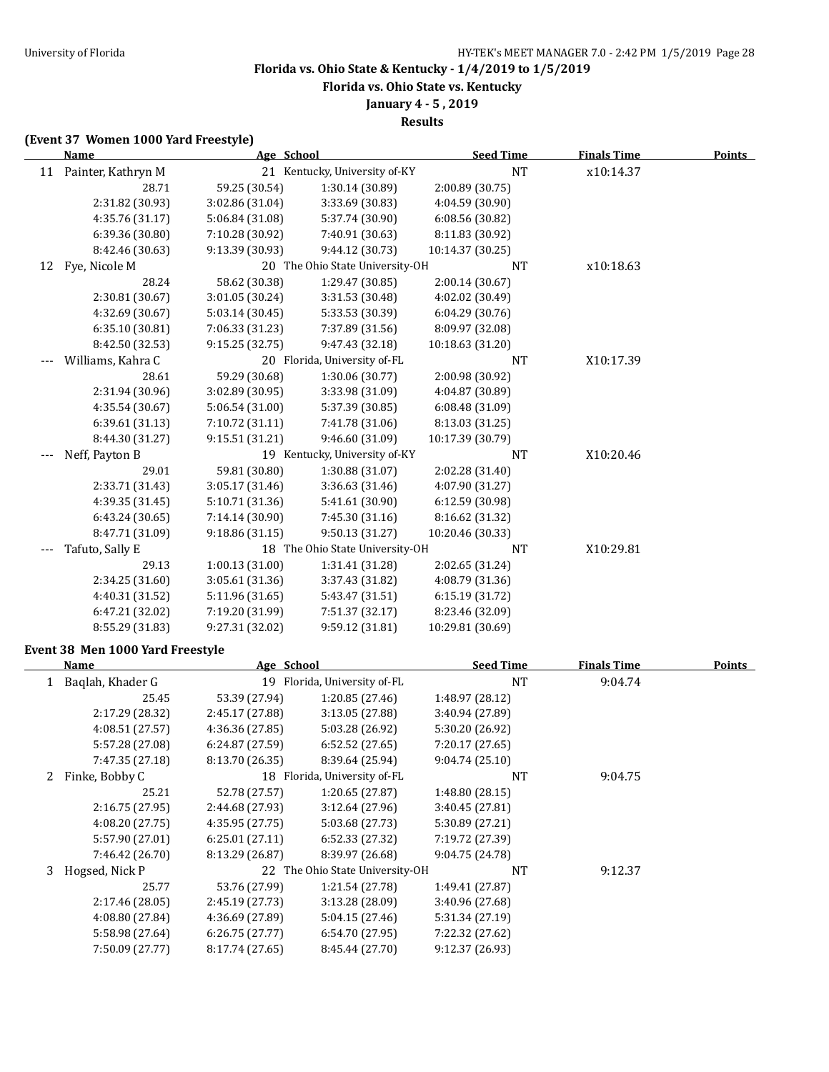**Florida vs. Ohio State & Kentucky - 1/4/2019 to 1/5/2019**

**Florida vs. Ohio State vs. Kentucky**

**January 4 - 5 , 2019**

**Results**

**(Event 37 Women 1000 Yard Freestyle)**

| | Name | Age | School | Seed Time | Finals Time | Points |
|---|---|---|---|---|---|---|
| 11 | Painter, Kathryn M | 21 | Kentucky, University of-KY | NT | x10:14.37 | |
| | 28.71 | 59.25 (30.54) | 1:30.14 (30.89) | 2:00.89 (30.75) | | |
| | 2:31.82 (30.93) | 3:02.86 (31.04) | 3:33.69 (30.83) | 4:04.59 (30.90) | | |
| | 4:35.76 (31.17) | 5:06.84 (31.08) | 5:37.74 (30.90) | 6:08.56 (30.82) | | |
| | 6:39.36 (30.80) | 7:10.28 (30.92) | 7:40.91 (30.63) | 8:11.83 (30.92) | | |
| | 8:42.46 (30.63) | 9:13.39 (30.93) | 9:44.12 (30.73) | 10:14.37 (30.25) | | |
| 12 | Fye, Nicole M | 20 | The Ohio State University-OH | NT | x10:18.63 | |
| | 28.24 | 58.62 (30.38) | 1:29.47 (30.85) | 2:00.14 (30.67) | | |
| | 2:30.81 (30.67) | 3:01.05 (30.24) | 3:31.53 (30.48) | 4:02.02 (30.49) | | |
| | 4:32.69 (30.67) | 5:03.14 (30.45) | 5:33.53 (30.39) | 6:04.29 (30.76) | | |
| | 6:35.10 (30.81) | 7:06.33 (31.23) | 7:37.89 (31.56) | 8:09.97 (32.08) | | |
| | 8:42.50 (32.53) | 9:15.25 (32.75) | 9:47.43 (32.18) | 10:18.63 (31.20) | | |
| --- | Williams, Kahra C | 20 | Florida, University of-FL | NT | X10:17.39 | |
| | 28.61 | 59.29 (30.68) | 1:30.06 (30.77) | 2:00.98 (30.92) | | |
| | 2:31.94 (30.96) | 3:02.89 (30.95) | 3:33.98 (31.09) | 4:04.87 (30.89) | | |
| | 4:35.54 (30.67) | 5:06.54 (31.00) | 5:37.39 (30.85) | 6:08.48 (31.09) | | |
| | 6:39.61 (31.13) | 7:10.72 (31.11) | 7:41.78 (31.06) | 8:13.03 (31.25) | | |
| | 8:44.30 (31.27) | 9:15.51 (31.21) | 9:46.60 (31.09) | 10:17.39 (30.79) | | |
| --- | Neff, Payton B | 19 | Kentucky, University of-KY | NT | X10:20.46 | |
| | 29.01 | 59.81 (30.80) | 1:30.88 (31.07) | 2:02.28 (31.40) | | |
| | 2:33.71 (31.43) | 3:05.17 (31.46) | 3:36.63 (31.46) | 4:07.90 (31.27) | | |
| | 4:39.35 (31.45) | 5:10.71 (31.36) | 5:41.61 (30.90) | 6:12.59 (30.98) | | |
| | 6:43.24 (30.65) | 7:14.14 (30.90) | 7:45.30 (31.16) | 8:16.62 (31.32) | | |
| | 8:47.71 (31.09) | 9:18.86 (31.15) | 9:50.13 (31.27) | 10:20.46 (30.33) | | |
| --- | Tafuto, Sally E | 18 | The Ohio State University-OH | NT | X10:29.81 | |
| | 29.13 | 1:00.13 (31.00) | 1:31.41 (31.28) | 2:02.65 (31.24) | | |
| | 2:34.25 (31.60) | 3:05.61 (31.36) | 3:37.43 (31.82) | 4:08.79 (31.36) | | |
| | 4:40.31 (31.52) | 5:11.96 (31.65) | 5:43.47 (31.51) | 6:15.19 (31.72) | | |
| | 6:47.21 (32.02) | 7:19.20 (31.99) | 7:51.37 (32.17) | 8:23.46 (32.09) | | |
| | 8:55.29 (31.83) | 9:27.31 (32.02) | 9:59.12 (31.81) | 10:29.81 (30.69) | | |

**Event 38 Men 1000 Yard Freestyle**

| | Name | Age | School | Seed Time | Finals Time | Points |
|---|---|---|---|---|---|---|
| 1 | Baqlah, Khader G | 19 | Florida, University of-FL | NT | 9:04.74 | |
| | 25.45 | 53.39 (27.94) | 1:20.85 (27.46) | 1:48.97 (28.12) | | |
| | 2:17.29 (28.32) | 2:45.17 (27.88) | 3:13.05 (27.88) | 3:40.94 (27.89) | | |
| | 4:08.51 (27.57) | 4:36.36 (27.85) | 5:03.28 (26.92) | 5:30.20 (26.92) | | |
| | 5:57.28 (27.08) | 6:24.87 (27.59) | 6:52.52 (27.65) | 7:20.17 (27.65) | | |
| | 7:47.35 (27.18) | 8:13.70 (26.35) | 8:39.64 (25.94) | 9:04.74 (25.10) | | |
| 2 | Finke, Bobby C | 18 | Florida, University of-FL | NT | 9:04.75 | |
| | 25.21 | 52.78 (27.57) | 1:20.65 (27.87) | 1:48.80 (28.15) | | |
| | 2:16.75 (27.95) | 2:44.68 (27.93) | 3:12.64 (27.96) | 3:40.45 (27.81) | | |
| | 4:08.20 (27.75) | 4:35.95 (27.75) | 5:03.68 (27.73) | 5:30.89 (27.21) | | |
| | 5:57.90 (27.01) | 6:25.01 (27.11) | 6:52.33 (27.32) | 7:19.72 (27.39) | | |
| | 7:46.42 (26.70) | 8:13.29 (26.87) | 8:39.97 (26.68) | 9:04.75 (24.78) | | |
| 3 | Hogsed, Nick P | 22 | The Ohio State University-OH | NT | 9:12.37 | |
| | 25.77 | 53.76 (27.99) | 1:21.54 (27.78) | 1:49.41 (27.87) | | |
| | 2:17.46 (28.05) | 2:45.19 (27.73) | 3:13.28 (28.09) | 3:40.96 (27.68) | | |
| | 4:08.80 (27.84) | 4:36.69 (27.89) | 5:04.15 (27.46) | 5:31.34 (27.19) | | |
| | 5:58.98 (27.64) | 6:26.75 (27.77) | 6:54.70 (27.95) | 7:22.32 (27.62) | | |
| | 7:50.09 (27.77) | 8:17.74 (27.65) | 8:45.44 (27.70) | 9:12.37 (26.93) | | |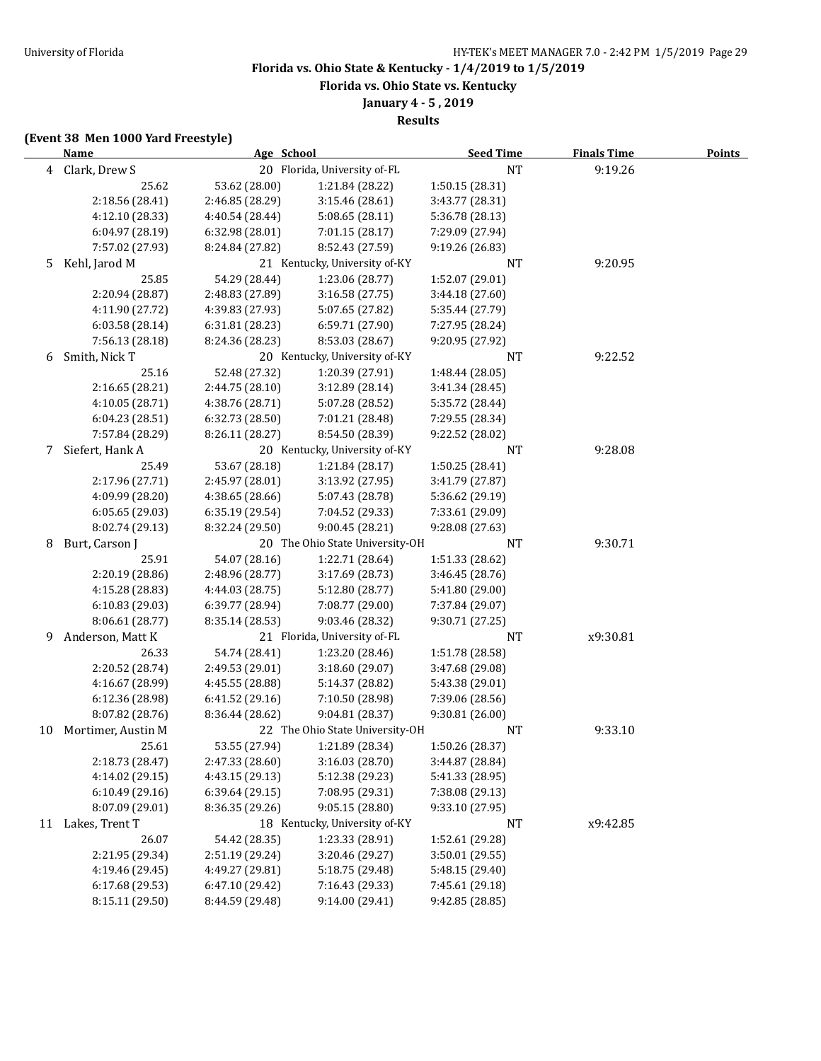**Florida vs. Ohio State & Kentucky - 1/4/2019 to 1/5/2019**

**Florida vs. Ohio State vs. Kentucky**

**January 4 - 5 , 2019**

**Results**

**(Event 38 Men 1000 Yard Freestyle)**

| | Name | Age | School | Seed Time | Finals Time | Points |
|---|---|---|---|---|---|---|
| 4 | Clark, Drew S | 20 | Florida, University of-FL | NT | 9:19.26 | |
| | 25.62 | 53.62 (28.00) | 1:21.84 (28.22) | 1:50.15 (28.31) | | |
| | 2:18.56 (28.41) | 2:46.85 (28.29) | 3:15.46 (28.61) | 3:43.77 (28.31) | | |
| | 4:12.10 (28.33) | 4:40.54 (28.44) | 5:08.65 (28.11) | 5:36.78 (28.13) | | |
| | 6:04.97 (28.19) | 6:32.98 (28.01) | 7:01.15 (28.17) | 7:29.09 (27.94) | | |
| | 7:57.02 (27.93) | 8:24.84 (27.82) | 8:52.43 (27.59) | 9:19.26 (26.83) | | |
| 5 | Kehl, Jarod M | 21 | Kentucky, University of-KY | NT | 9:20.95 | |
| | 25.85 | 54.29 (28.44) | 1:23.06 (28.77) | 1:52.07 (29.01) | | |
| | 2:20.94 (28.87) | 2:48.83 (27.89) | 3:16.58 (27.75) | 3:44.18 (27.60) | | |
| | 4:11.90 (27.72) | 4:39.83 (27.93) | 5:07.65 (27.82) | 5:35.44 (27.79) | | |
| | 6:03.58 (28.14) | 6:31.81 (28.23) | 6:59.71 (27.90) | 7:27.95 (28.24) | | |
| | 7:56.13 (28.18) | 8:24.36 (28.23) | 8:53.03 (28.67) | 9:20.95 (27.92) | | |
| 6 | Smith, Nick T | 20 | Kentucky, University of-KY | NT | 9:22.52 | |
| | 25.16 | 52.48 (27.32) | 1:20.39 (27.91) | 1:48.44 (28.05) | | |
| | 2:16.65 (28.21) | 2:44.75 (28.10) | 3:12.89 (28.14) | 3:41.34 (28.45) | | |
| | 4:10.05 (28.71) | 4:38.76 (28.71) | 5:07.28 (28.52) | 5:35.72 (28.44) | | |
| | 6:04.23 (28.51) | 6:32.73 (28.50) | 7:01.21 (28.48) | 7:29.55 (28.34) | | |
| | 7:57.84 (28.29) | 8:26.11 (28.27) | 8:54.50 (28.39) | 9:22.52 (28.02) | | |
| 7 | Siefert, Hank A | 20 | Kentucky, University of-KY | NT | 9:28.08 | |
| | 25.49 | 53.67 (28.18) | 1:21.84 (28.17) | 1:50.25 (28.41) | | |
| | 2:17.96 (27.71) | 2:45.97 (28.01) | 3:13.92 (27.95) | 3:41.79 (27.87) | | |
| | 4:09.99 (28.20) | 4:38.65 (28.66) | 5:07.43 (28.78) | 5:36.62 (29.19) | | |
| | 6:05.65 (29.03) | 6:35.19 (29.54) | 7:04.52 (29.33) | 7:33.61 (29.09) | | |
| | 8:02.74 (29.13) | 8:32.24 (29.50) | 9:00.45 (28.21) | 9:28.08 (27.63) | | |
| 8 | Burt, Carson J | 20 | The Ohio State University-OH | NT | 9:30.71 | |
| | 25.91 | 54.07 (28.16) | 1:22.71 (28.64) | 1:51.33 (28.62) | | |
| | 2:20.19 (28.86) | 2:48.96 (28.77) | 3:17.69 (28.73) | 3:46.45 (28.76) | | |
| | 4:15.28 (28.83) | 4:44.03 (28.75) | 5:12.80 (28.77) | 5:41.80 (29.00) | | |
| | 6:10.83 (29.03) | 6:39.77 (28.94) | 7:08.77 (29.00) | 7:37.84 (29.07) | | |
| | 8:06.61 (28.77) | 8:35.14 (28.53) | 9:03.46 (28.32) | 9:30.71 (27.25) | | |
| 9 | Anderson, Matt K | 21 | Florida, University of-FL | NT | x9:30.81 | |
| | 26.33 | 54.74 (28.41) | 1:23.20 (28.46) | 1:51.78 (28.58) | | |
| | 2:20.52 (28.74) | 2:49.53 (29.01) | 3:18.60 (29.07) | 3:47.68 (29.08) | | |
| | 4:16.67 (28.99) | 4:45.55 (28.88) | 5:14.37 (28.82) | 5:43.38 (29.01) | | |
| | 6:12.36 (28.98) | 6:41.52 (29.16) | 7:10.50 (28.98) | 7:39.06 (28.56) | | |
| | 8:07.82 (28.76) | 8:36.44 (28.62) | 9:04.81 (28.37) | 9:30.81 (26.00) | | |
| 10 | Mortimer, Austin M | 22 | The Ohio State University-OH | NT | 9:33.10 | |
| | 25.61 | 53.55 (27.94) | 1:21.89 (28.34) | 1:50.26 (28.37) | | |
| | 2:18.73 (28.47) | 2:47.33 (28.60) | 3:16.03 (28.70) | 3:44.87 (28.84) | | |
| | 4:14.02 (29.15) | 4:43.15 (29.13) | 5:12.38 (29.23) | 5:41.33 (28.95) | | |
| | 6:10.49 (29.16) | 6:39.64 (29.15) | 7:08.95 (29.31) | 7:38.08 (29.13) | | |
| | 8:07.09 (29.01) | 8:36.35 (29.26) | 9:05.15 (28.80) | 9:33.10 (27.95) | | |
| 11 | Lakes, Trent T | 18 | Kentucky, University of-KY | NT | x9:42.85 | |
| | 26.07 | 54.42 (28.35) | 1:23.33 (28.91) | 1:52.61 (29.28) | | |
| | 2:21.95 (29.34) | 2:51.19 (29.24) | 3:20.46 (29.27) | 3:50.01 (29.55) | | |
| | 4:19.46 (29.45) | 4:49.27 (29.81) | 5:18.75 (29.48) | 5:48.15 (29.40) | | |
| | 6:17.68 (29.53) | 6:47.10 (29.42) | 7:16.43 (29.33) | 7:45.61 (29.18) | | |
| | 8:15.11 (29.50) | 8:44.59 (29.48) | 9:14.00 (29.41) | 9:42.85 (28.85) | | |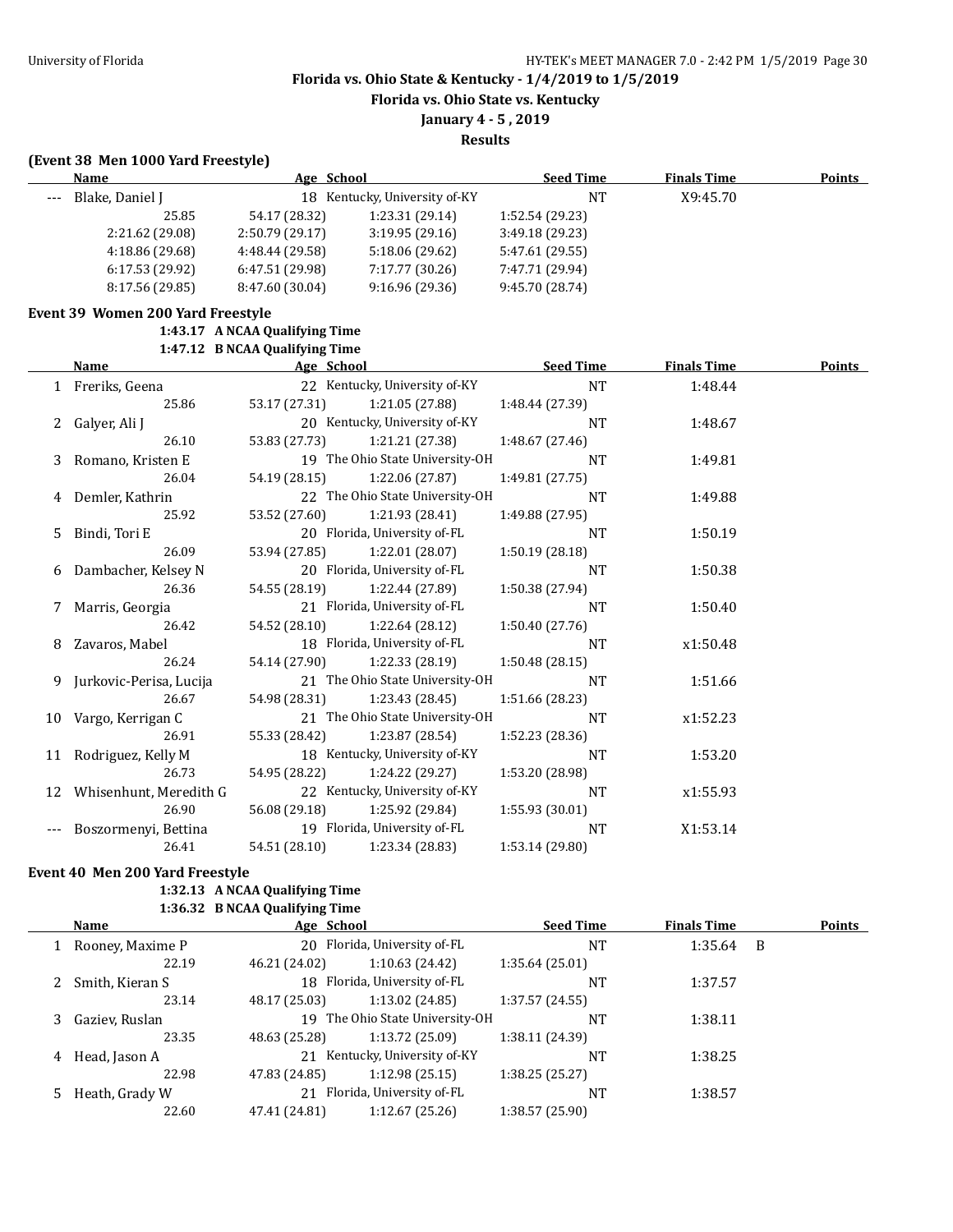## Florida vs. Ohio State & Kentucky - 1/4/2019 to 1/5/2019

### Florida vs. Ohio State vs. Kentucky

**January 4 - 5 , 2019**

**Results**

**(Event 38 Men 1000 Yard Freestyle)**

| | Name | Age | School | Seed Time | Finals Time | Points |
|---|---|---|---|---|---|---|
| --- | Blake, Daniel J | 18 | Kentucky, University of-KY | NT | X9:45.70 | |

| | | | |
|---|---|---|---|
| 25.85 | 54.17 (28.32) | 1:23.31 (29.14) | 1:52.54 (29.23) |
| 2:21.62 (29.08) | 2:50.79 (29.17) | 3:19.95 (29.16) | 3:49.18 (29.23) |
| 4:18.86 (29.68) | 4:48.44 (29.58) | 5:18.06 (29.62) | 5:47.61 (29.55) |
| 6:17.53 (29.92) | 6:47.51 (29.98) | 7:17.77 (30.26) | 7:47.71 (29.94) |
| 8:17.56 (29.85) | 8:47.60 (30.04) | 9:16.96 (29.36) | 9:45.70 (28.74) |

### Event 39 Women 200 Yard Freestyle

**1:43.17 A NCAA Qualifying Time**
**1:47.12 B NCAA Qualifying Time**

| | Name | Age | School | Seed Time | Finals Time | Points |
|---|---|---|---|---|---|---|
| 1 | Freriks, Geena | 22 | Kentucky, University of-KY | NT | 1:48.44 | |
| | 25.86 | 53.17 (27.31) | 1:21.05 (27.88) | 1:48.44 (27.39) | | |
| 2 | Galyer, Ali J | 20 | Kentucky, University of-KY | NT | 1:48.67 | |
| | 26.10 | 53.83 (27.73) | 1:21.21 (27.38) | 1:48.67 (27.46) | | |
| 3 | Romano, Kristen E | 19 | The Ohio State University-OH | NT | 1:49.81 | |
| | 26.04 | 54.19 (28.15) | 1:22.06 (27.87) | 1:49.81 (27.75) | | |
| 4 | Demler, Kathrin | 22 | The Ohio State University-OH | NT | 1:49.88 | |
| | 25.92 | 53.52 (27.60) | 1:21.93 (28.41) | 1:49.88 (27.95) | | |
| 5 | Bindi, Tori E | 20 | Florida, University of-FL | NT | 1:50.19 | |
| | 26.09 | 53.94 (27.85) | 1:22.01 (28.07) | 1:50.19 (28.18) | | |
| 6 | Dambacher, Kelsey N | 20 | Florida, University of-FL | NT | 1:50.38 | |
| | 26.36 | 54.55 (28.19) | 1:22.44 (27.89) | 1:50.38 (27.94) | | |
| 7 | Marris, Georgia | 21 | Florida, University of-FL | NT | 1:50.40 | |
| | 26.42 | 54.52 (28.10) | 1:22.64 (28.12) | 1:50.40 (27.76) | | |
| 8 | Zavaros, Mabel | 18 | Florida, University of-FL | NT | x1:50.48 | |
| | 26.24 | 54.14 (27.90) | 1:22.33 (28.19) | 1:50.48 (28.15) | | |
| 9 | Jurkovic-Perisa, Lucija | 21 | The Ohio State University-OH | NT | 1:51.66 | |
| | 26.67 | 54.98 (28.31) | 1:23.43 (28.45) | 1:51.66 (28.23) | | |
| 10 | Vargo, Kerrigan C | 21 | The Ohio State University-OH | NT | x1:52.23 | |
| | 26.91 | 55.33 (28.42) | 1:23.87 (28.54) | 1:52.23 (28.36) | | |
| 11 | Rodriguez, Kelly M | 18 | Kentucky, University of-KY | NT | 1:53.20 | |
| | 26.73 | 54.95 (28.22) | 1:24.22 (29.27) | 1:53.20 (28.98) | | |
| 12 | Whisenhunt, Meredith G | 22 | Kentucky, University of-KY | NT | x1:55.93 | |
| | 26.90 | 56.08 (29.18) | 1:25.92 (29.84) | 1:55.93 (30.01) | | |
| --- | Boszormenyi, Bettina | 19 | Florida, University of-FL | NT | X1:53.14 | |
| | 26.41 | 54.51 (28.10) | 1:23.34 (28.83) | 1:53.14 (29.80) | | |

### Event 40 Men 200 Yard Freestyle

**1:32.13 A NCAA Qualifying Time**
**1:36.32 B NCAA Qualifying Time**

| | Name | Age | School | Seed Time | Finals Time | Points |
|---|---|---|---|---|---|---|
| 1 | Rooney, Maxime P | 20 | Florida, University of-FL | NT | 1:35.64 B | |
| | 22.19 | 46.21 (24.02) | 1:10.63 (24.42) | 1:35.64 (25.01) | | |
| 2 | Smith, Kieran S | 18 | Florida, University of-FL | NT | 1:37.57 | |
| | 23.14 | 48.17 (25.03) | 1:13.02 (24.85) | 1:37.57 (24.55) | | |
| 3 | Gaziev, Ruslan | 19 | The Ohio State University-OH | NT | 1:38.11 | |
| | 23.35 | 48.63 (25.28) | 1:13.72 (25.09) | 1:38.11 (24.39) | | |
| 4 | Head, Jason A | 21 | Kentucky, University of-KY | NT | 1:38.25 | |
| | 22.98 | 47.83 (24.85) | 1:12.98 (25.15) | 1:38.25 (25.27) | | |
| 5 | Heath, Grady W | 21 | Florida, University of-FL | NT | 1:38.57 | |
| | 22.60 | 47.41 (24.81) | 1:12.67 (25.26) | 1:38.57 (25.90) | | |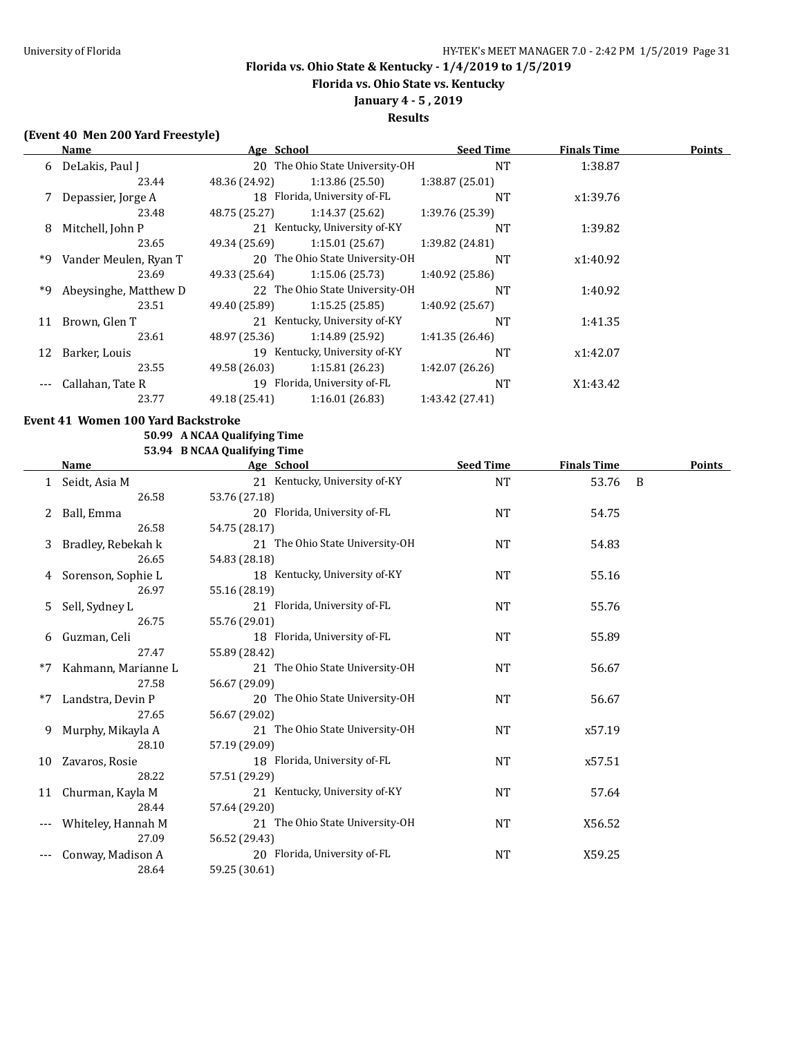## Florida vs. Ohio State & Kentucky - 1/4/2019 to 1/5/2019
### Florida vs. Ohio State vs. Kentucky
### January 4 - 5 , 2019
### Results

**(Event 40 Men 200 Yard Freestyle)**

| | Name | Age | School | Seed Time | Finals Time | Points |
|---|---|---|---|---|---|---|
| 6 | DeLakis, Paul J | 20 | The Ohio State University-OH | NT | 1:38.87 | |
| | 23.44 | 48.36 (24.92) | 1:13.86 (25.50) | 1:38.87 (25.01) | | |
| 7 | Depassier, Jorge A | 18 | Florida, University of-FL | NT | x1:39.76 | |
| | 23.48 | 48.75 (25.27) | 1:14.37 (25.62) | 1:39.76 (25.39) | | |
| 8 | Mitchell, John P | 21 | Kentucky, University of-KY | NT | 1:39.82 | |
| | 23.65 | 49.34 (25.69) | 1:15.01 (25.67) | 1:39.82 (24.81) | | |
| *9 | Vander Meulen, Ryan T | 20 | The Ohio State University-OH | NT | x1:40.92 | |
| | 23.69 | 49.33 (25.64) | 1:15.06 (25.73) | 1:40.92 (25.86) | | |
| *9 | Abeysinghe, Matthew D | 22 | The Ohio State University-OH | NT | 1:40.92 | |
| | 23.51 | 49.40 (25.89) | 1:15.25 (25.85) | 1:40.92 (25.67) | | |
| 11 | Brown, Glen T | 21 | Kentucky, University of-KY | NT | 1:41.35 | |
| | 23.61 | 48.97 (25.36) | 1:14.89 (25.92) | 1:41.35 (26.46) | | |
| 12 | Barker, Louis | 19 | Kentucky, University of-KY | NT | x1:42.07 | |
| | 23.55 | 49.58 (26.03) | 1:15.81 (26.23) | 1:42.07 (26.26) | | |
| --- | Callahan, Tate R | 19 | Florida, University of-FL | NT | X1:43.42 | |
| | 23.77 | 49.18 (25.41) | 1:16.01 (26.83) | 1:43.42 (27.41) | | |

**Event 41 Women 100 Yard Backstroke**

50.99 A NCAA Qualifying Time
53.94 B NCAA Qualifying Time

| | Name | Age | School | Seed Time | Finals Time | Points |
|---|---|---|---|---|---|---|
| 1 | Seidt, Asia M | 21 | Kentucky, University of-KY | NT | 53.76 B | |
| | 26.58 | 53.76 (27.18) | | | | |
| 2 | Ball, Emma | 20 | Florida, University of-FL | NT | 54.75 | |
| | 26.58 | 54.75 (28.17) | | | | |
| 3 | Bradley, Rebekah k | 21 | The Ohio State University-OH | NT | 54.83 | |
| | 26.65 | 54.83 (28.18) | | | | |
| 4 | Sorenson, Sophie L | 18 | Kentucky, University of-KY | NT | 55.16 | |
| | 26.97 | 55.16 (28.19) | | | | |
| 5 | Sell, Sydney L | 21 | Florida, University of-FL | NT | 55.76 | |
| | 26.75 | 55.76 (29.01) | | | | |
| 6 | Guzman, Celi | 18 | Florida, University of-FL | NT | 55.89 | |
| | 27.47 | 55.89 (28.42) | | | | |
| *7 | Kahmann, Marianne L | 21 | The Ohio State University-OH | NT | 56.67 | |
| | 27.58 | 56.67 (29.09) | | | | |
| *7 | Landstra, Devin P | 20 | The Ohio State University-OH | NT | 56.67 | |
| | 27.65 | 56.67 (29.02) | | | | |
| 9 | Murphy, Mikayla A | 21 | The Ohio State University-OH | NT | x57.19 | |
| | 28.10 | 57.19 (29.09) | | | | |
| 10 | Zavaros, Rosie | 18 | Florida, University of-FL | NT | x57.51 | |
| | 28.22 | 57.51 (29.29) | | | | |
| 11 | Churman, Kayla M | 21 | Kentucky, University of-KY | NT | 57.64 | |
| | 28.44 | 57.64 (29.20) | | | | |
| --- | Whiteley, Hannah M | 21 | The Ohio State University-OH | NT | X56.52 | |
| | 27.09 | 56.52 (29.43) | | | | |
| --- | Conway, Madison A | 20 | Florida, University of-FL | NT | X59.25 | |
| | 28.64 | 59.25 (30.61) | | | | |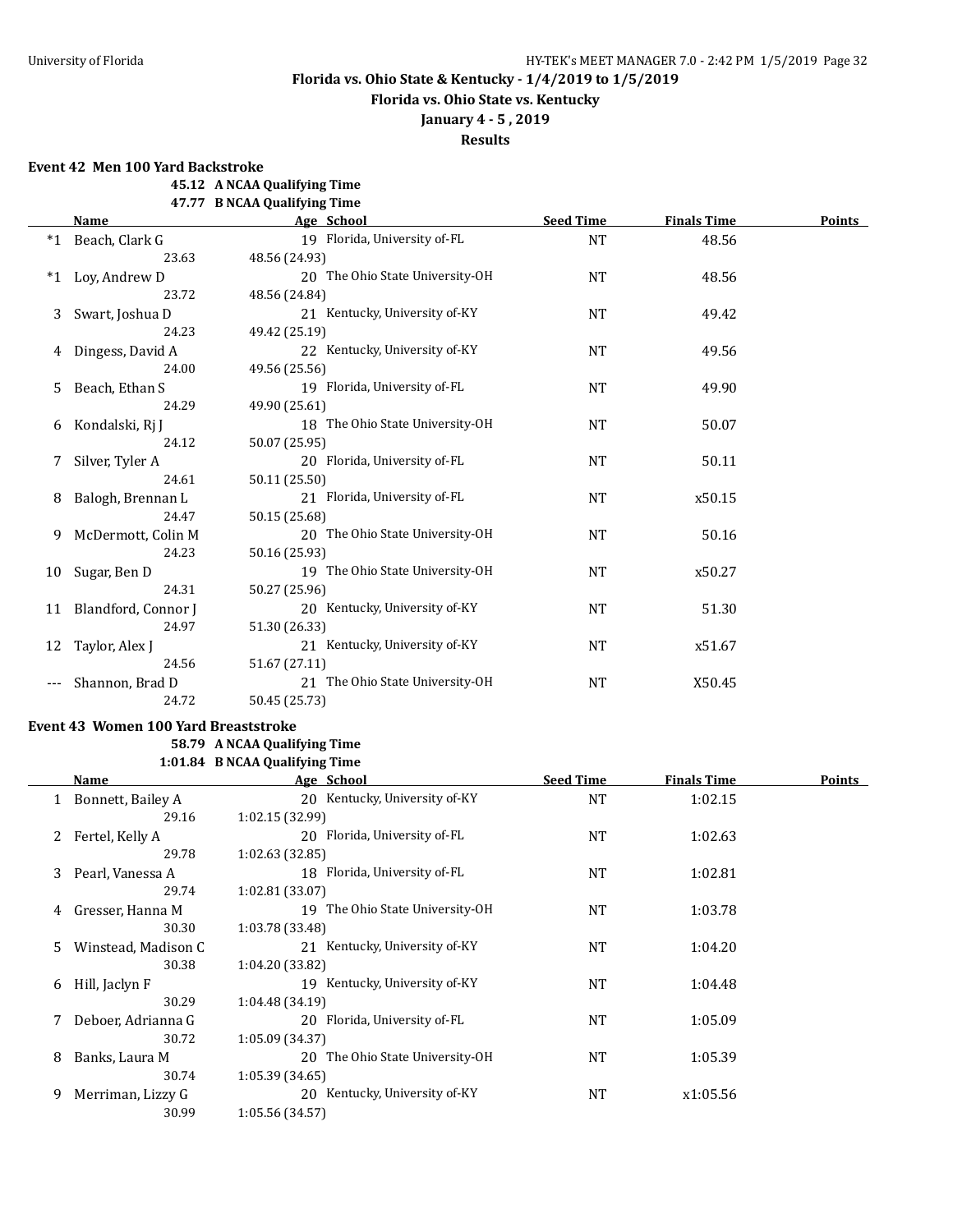**Florida vs. Ohio State & Kentucky - 1/4/2019 to 1/5/2019**

**Florida vs. Ohio State vs. Kentucky**

**January 4 - 5 , 2019**

**Results**

### Event 42 Men 100 Yard Backstroke

**45.12 A NCAA Qualifying Time**
**47.77 B NCAA Qualifying Time**

| | Name | Age | School | Seed Time | Finals Time | Points |
|---|---|---|---|---|---|---|
| *1 | Beach, Clark G | 19 | Florida, University of-FL | NT | 48.56 | |
| | 23.63 | 48.56 (24.93) | | | | |
| *1 | Loy, Andrew D | 20 | The Ohio State University-OH | NT | 48.56 | |
| | 23.72 | 48.56 (24.84) | | | | |
| 3 | Swart, Joshua D | 21 | Kentucky, University of-KY | NT | 49.42 | |
| | 24.23 | 49.42 (25.19) | | | | |
| 4 | Dingess, David A | 22 | Kentucky, University of-KY | NT | 49.56 | |
| | 24.00 | 49.56 (25.56) | | | | |
| 5 | Beach, Ethan S | 19 | Florida, University of-FL | NT | 49.90 | |
| | 24.29 | 49.90 (25.61) | | | | |
| 6 | Kondalski, Rj J | 18 | The Ohio State University-OH | NT | 50.07 | |
| | 24.12 | 50.07 (25.95) | | | | |
| 7 | Silver, Tyler A | 20 | Florida, University of-FL | NT | 50.11 | |
| | 24.61 | 50.11 (25.50) | | | | |
| 8 | Balogh, Brennan L | 21 | Florida, University of-FL | NT | x50.15 | |
| | 24.47 | 50.15 (25.68) | | | | |
| 9 | McDermott, Colin M | 20 | The Ohio State University-OH | NT | 50.16 | |
| | 24.23 | 50.16 (25.93) | | | | |
| 10 | Sugar, Ben D | 19 | The Ohio State University-OH | NT | x50.27 | |
| | 24.31 | 50.27 (25.96) | | | | |
| 11 | Blandford, Connor J | 20 | Kentucky, University of-KY | NT | 51.30 | |
| | 24.97 | 51.30 (26.33) | | | | |
| 12 | Taylor, Alex J | 21 | Kentucky, University of-KY | NT | x51.67 | |
| | 24.56 | 51.67 (27.11) | | | | |
| --- | Shannon, Brad D | 21 | The Ohio State University-OH | NT | X50.45 | |
| | 24.72 | 50.45 (25.73) | | | | |

### Event 43 Women 100 Yard Breaststroke

**58.79 A NCAA Qualifying Time**
**1:01.84 B NCAA Qualifying Time**

| | Name | Age | School | Seed Time | Finals Time | Points |
|---|---|---|---|---|---|---|
| 1 | Bonnett, Bailey A | 20 | Kentucky, University of-KY | NT | 1:02.15 | |
| | 29.16 | 1:02.15 (32.99) | | | | |
| 2 | Fertel, Kelly A | 20 | Florida, University of-FL | NT | 1:02.63 | |
| | 29.78 | 1:02.63 (32.85) | | | | |
| 3 | Pearl, Vanessa A | 18 | Florida, University of-FL | NT | 1:02.81 | |
| | 29.74 | 1:02.81 (33.07) | | | | |
| 4 | Gresser, Hanna M | 19 | The Ohio State University-OH | NT | 1:03.78 | |
| | 30.30 | 1:03.78 (33.48) | | | | |
| 5 | Winstead, Madison C | 21 | Kentucky, University of-KY | NT | 1:04.20 | |
| | 30.38 | 1:04.20 (33.82) | | | | |
| 6 | Hill, Jaclyn F | 19 | Kentucky, University of-KY | NT | 1:04.48 | |
| | 30.29 | 1:04.48 (34.19) | | | | |
| 7 | Deboer, Adrianna G | 20 | Florida, University of-FL | NT | 1:05.09 | |
| | 30.72 | 1:05.09 (34.37) | | | | |
| 8 | Banks, Laura M | 20 | The Ohio State University-OH | NT | 1:05.39 | |
| | 30.74 | 1:05.39 (34.65) | | | | |
| 9 | Merriman, Lizzy G | 20 | Kentucky, University of-KY | NT | x1:05.56 | |
| | 30.99 | 1:05.56 (34.57) | | | | |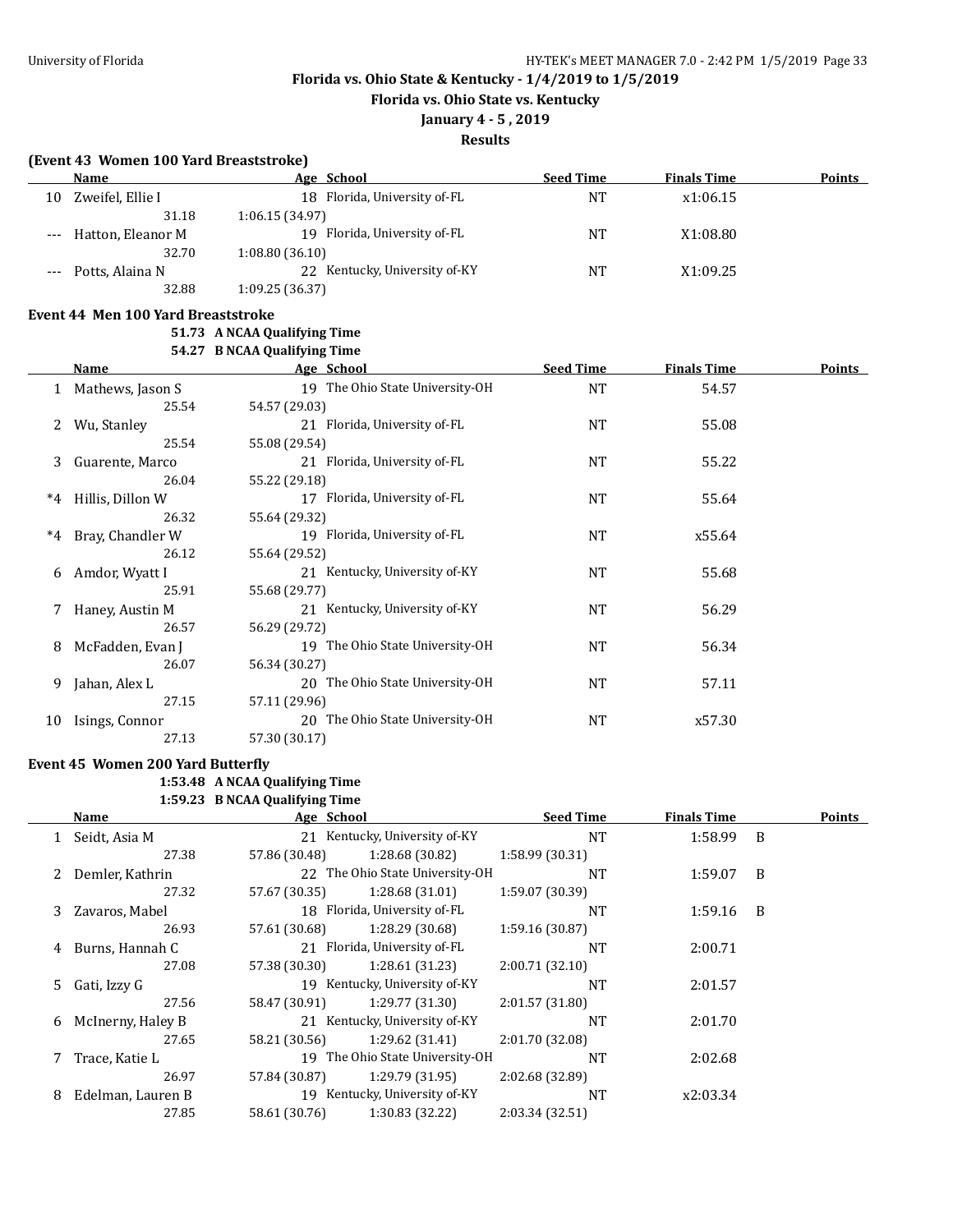**Florida vs. Ohio State & Kentucky - 1/4/2019 to 1/5/2019**

**Florida vs. Ohio State vs. Kentucky**

**January 4 - 5 , 2019**

**Results**

### (Event 43 Women 100 Yard Breaststroke)

| | Name | Age | School | Seed Time | Finals Time | Points |
|---|---|---|---|---|---|---|
| 10 | Zweifel, Ellie I | 18 | Florida, University of-FL | NT | x1:06.15 | |
| | 31.18 | 1:06.15 (34.97) | | | | |
| --- | Hatton, Eleanor M | 19 | Florida, University of-FL | NT | X1:08.80 | |
| | 32.70 | 1:08.80 (36.10) | | | | |
| --- | Potts, Alaina N | 22 | Kentucky, University of-KY | NT | X1:09.25 | |
| | 32.88 | 1:09.25 (36.37) | | | | |

### Event 44 Men 100 Yard Breaststroke

51.73 A NCAA Qualifying Time
54.27 B NCAA Qualifying Time

| | Name | Age | School | Seed Time | Finals Time | Points |
|---|---|---|---|---|---|---|
| 1 | Mathews, Jason S | 19 | The Ohio State University-OH | NT | 54.57 | |
| | 25.54 | 54.57 (29.03) | | | | |
| 2 | Wu, Stanley | 21 | Florida, University of-FL | NT | 55.08 | |
| | 25.54 | 55.08 (29.54) | | | | |
| 3 | Guarente, Marco | 21 | Florida, University of-FL | NT | 55.22 | |
| | 26.04 | 55.22 (29.18) | | | | |
| *4 | Hillis, Dillon W | 17 | Florida, University of-FL | NT | 55.64 | |
| | 26.32 | 55.64 (29.32) | | | | |
| *4 | Bray, Chandler W | 19 | Florida, University of-FL | NT | x55.64 | |
| | 26.12 | 55.64 (29.52) | | | | |
| 6 | Amdor, Wyatt I | 21 | Kentucky, University of-KY | NT | 55.68 | |
| | 25.91 | 55.68 (29.77) | | | | |
| 7 | Haney, Austin M | 21 | Kentucky, University of-KY | NT | 56.29 | |
| | 26.57 | 56.29 (29.72) | | | | |
| 8 | McFadden, Evan J | 19 | The Ohio State University-OH | NT | 56.34 | |
| | 26.07 | 56.34 (30.27) | | | | |
| 9 | Jahan, Alex L | 20 | The Ohio State University-OH | NT | 57.11 | |
| | 27.15 | 57.11 (29.96) | | | | |
| 10 | Isings, Connor | 20 | The Ohio State University-OH | NT | x57.30 | |
| | 27.13 | 57.30 (30.17) | | | | |

### Event 45 Women 200 Yard Butterfly

1:53.48 A NCAA Qualifying Time
1:59.23 B NCAA Qualifying Time

| | Name | Age | School | | Seed Time | Finals Time | | Points |
|---|---|---|---|---|---|---|---|---|
| 1 | Seidt, Asia M | 21 | Kentucky, University of-KY | | NT | 1:58.99 | B | |
| | 27.38 | 57.86 (30.48) | 1:28.68 (30.82) | 1:58.99 (30.31) | | | | |
| 2 | Demler, Kathrin | 22 | The Ohio State University-OH | | NT | 1:59.07 | B | |
| | 27.32 | 57.67 (30.35) | 1:28.68 (31.01) | 1:59.07 (30.39) | | | | |
| 3 | Zavaros, Mabel | 18 | Florida, University of-FL | | NT | 1:59.16 | B | |
| | 26.93 | 57.61 (30.68) | 1:28.29 (30.68) | 1:59.16 (30.87) | | | | |
| 4 | Burns, Hannah C | 21 | Florida, University of-FL | | NT | 2:00.71 | | |
| | 27.08 | 57.38 (30.30) | 1:28.61 (31.23) | 2:00.71 (32.10) | | | | |
| 5 | Gati, Izzy G | 19 | Kentucky, University of-KY | | NT | 2:01.57 | | |
| | 27.56 | 58.47 (30.91) | 1:29.77 (31.30) | 2:01.57 (31.80) | | | | |
| 6 | McInerny, Haley B | 21 | Kentucky, University of-KY | | NT | 2:01.70 | | |
| | 27.65 | 58.21 (30.56) | 1:29.62 (31.41) | 2:01.70 (32.08) | | | | |
| 7 | Trace, Katie L | 19 | The Ohio State University-OH | | NT | 2:02.68 | | |
| | 26.97 | 57.84 (30.87) | 1:29.79 (31.95) | 2:02.68 (32.89) | | | | |
| 8 | Edelman, Lauren B | 19 | Kentucky, University of-KY | | NT | x2:03.34 | | |
| | 27.85 | 58.61 (30.76) | 1:30.83 (32.22) | 2:03.34 (32.51) | | | | |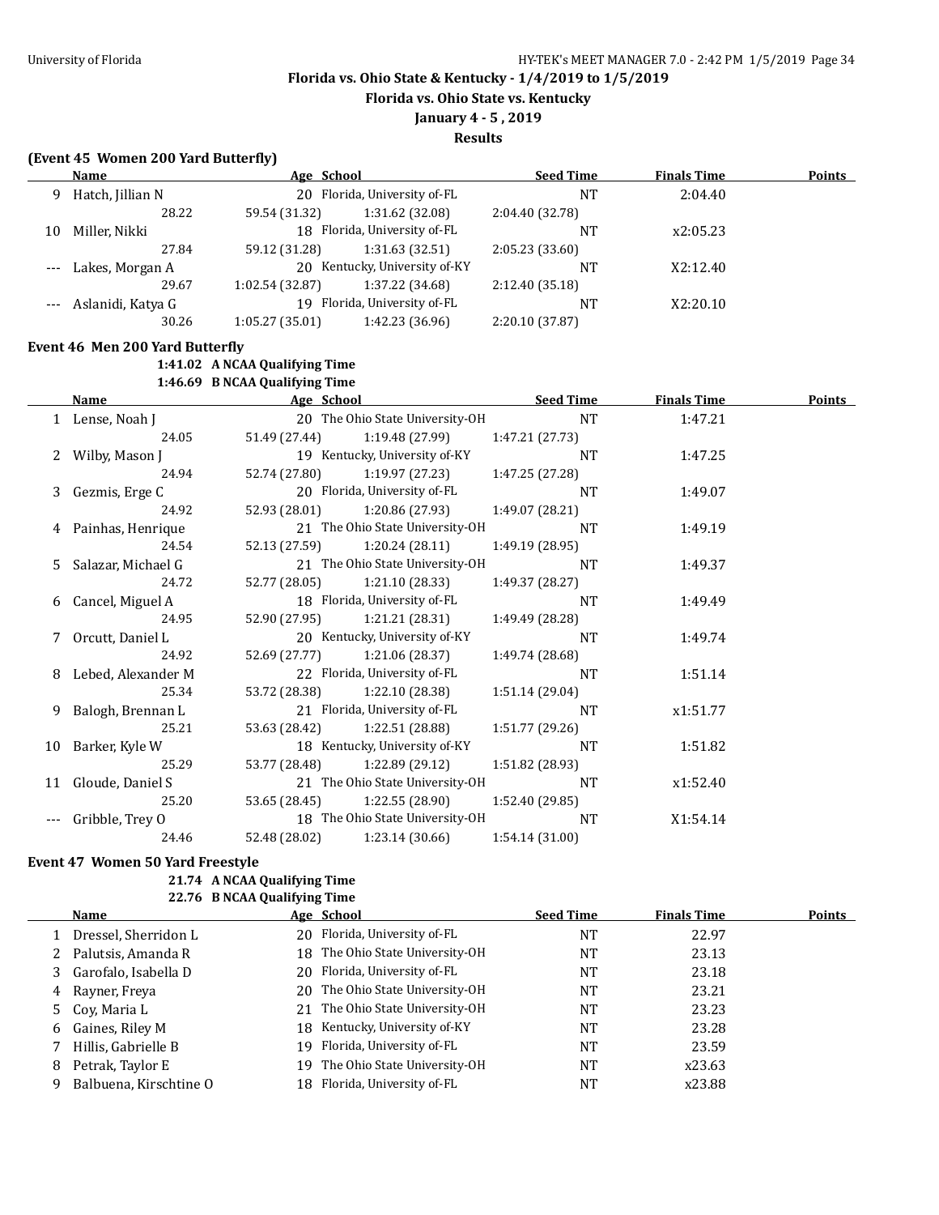# Florida vs. Ohio State & Kentucky - 1/4/2019 to 1/5/2019

## Florida vs. Ohio State vs. Kentucky

### January 4 - 5 , 2019

### Results

**(Event 45 Women 200 Yard Butterfly)**

| | Name | Age | School | Seed Time | Finals Time | Points |
|---|---|---|---|---|---|---|
| 9 | Hatch, Jillian N | 20 | Florida, University of-FL | NT | 2:04.40 | |
| | 28.22 | 59.54 (31.32) | 1:31.62 (32.08) | 2:04.40 (32.78) | | |
| 10 | Miller, Nikki | 18 | Florida, University of-FL | NT | x2:05.23 | |
| | 27.84 | 59.12 (31.28) | 1:31.63 (32.51) | 2:05.23 (33.60) | | |
| --- | Lakes, Morgan A | 20 | Kentucky, University of-KY | NT | X2:12.40 | |
| | 29.67 | 1:02.54 (32.87) | 1:37.22 (34.68) | 2:12.40 (35.18) | | |
| --- | Aslanidi, Katya G | 19 | Florida, University of-FL | NT | X2:20.10 | |
| | 30.26 | 1:05.27 (35.01) | 1:42.23 (36.96) | 2:20.10 (37.87) | | |

**Event 46 Men 200 Yard Butterfly**

1:41.02 A NCAA Qualifying Time
1:46.69 B NCAA Qualifying Time

| | Name | Age | School | Seed Time | Finals Time | Points |
|---|---|---|---|---|---|---|
| 1 | Lense, Noah J | 20 | The Ohio State University-OH | NT | 1:47.21 | |
| | 24.05 | 51.49 (27.44) | 1:19.48 (27.99) | 1:47.21 (27.73) | | |
| 2 | Wilby, Mason J | 19 | Kentucky, University of-KY | NT | 1:47.25 | |
| | 24.94 | 52.74 (27.80) | 1:19.97 (27.23) | 1:47.25 (27.28) | | |
| 3 | Gezmis, Erge C | 20 | Florida, University of-FL | NT | 1:49.07 | |
| | 24.92 | 52.93 (28.01) | 1:20.86 (27.93) | 1:49.07 (28.21) | | |
| 4 | Painhas, Henrique | 21 | The Ohio State University-OH | NT | 1:49.19 | |
| | 24.54 | 52.13 (27.59) | 1:20.24 (28.11) | 1:49.19 (28.95) | | |
| 5 | Salazar, Michael G | 21 | The Ohio State University-OH | NT | 1:49.37 | |
| | 24.72 | 52.77 (28.05) | 1:21.10 (28.33) | 1:49.37 (28.27) | | |
| 6 | Cancel, Miguel A | 18 | Florida, University of-FL | NT | 1:49.49 | |
| | 24.95 | 52.90 (27.95) | 1:21.21 (28.31) | 1:49.49 (28.28) | | |
| 7 | Orcutt, Daniel L | 20 | Kentucky, University of-KY | NT | 1:49.74 | |
| | 24.92 | 52.69 (27.77) | 1:21.06 (28.37) | 1:49.74 (28.68) | | |
| 8 | Lebed, Alexander M | 22 | Florida, University of-FL | NT | 1:51.14 | |
| | 25.34 | 53.72 (28.38) | 1:22.10 (28.38) | 1:51.14 (29.04) | | |
| 9 | Balogh, Brennan L | 21 | Florida, University of-FL | NT | x1:51.77 | |
| | 25.21 | 53.63 (28.42) | 1:22.51 (28.88) | 1:51.77 (29.26) | | |
| 10 | Barker, Kyle W | 18 | Kentucky, University of-KY | NT | 1:51.82 | |
| | 25.29 | 53.77 (28.48) | 1:22.89 (29.12) | 1:51.82 (28.93) | | |
| 11 | Gloude, Daniel S | 21 | The Ohio State University-OH | NT | x1:52.40 | |
| | 25.20 | 53.65 (28.45) | 1:22.55 (28.90) | 1:52.40 (29.85) | | |
| --- | Gribble, Trey O | 18 | The Ohio State University-OH | NT | X1:54.14 | |
| | 24.46 | 52.48 (28.02) | 1:23.14 (30.66) | 1:54.14 (31.00) | | |

**Event 47 Women 50 Yard Freestyle**

21.74 A NCAA Qualifying Time
22.76 B NCAA Qualifying Time

| | Name | Age | School | Seed Time | Finals Time | Points |
|---|---|---|---|---|---|---|
| 1 | Dressel, Sherridon L | 20 | Florida, University of-FL | NT | 22.97 | |
| 2 | Palutsis, Amanda R | 18 | The Ohio State University-OH | NT | 23.13 | |
| 3 | Garofalo, Isabella D | 20 | Florida, University of-FL | NT | 23.18 | |
| 4 | Rayner, Freya | 20 | The Ohio State University-OH | NT | 23.21 | |
| 5 | Coy, Maria L | 21 | The Ohio State University-OH | NT | 23.23 | |
| 6 | Gaines, Riley M | 18 | Kentucky, University of-KY | NT | 23.28 | |
| 7 | Hillis, Gabrielle B | 19 | Florida, University of-FL | NT | 23.59 | |
| 8 | Petrak, Taylor E | 19 | The Ohio State University-OH | NT | x23.63 | |
| 9 | Balbuena, Kirschtine O | 18 | Florida, University of-FL | NT | x23.88 | |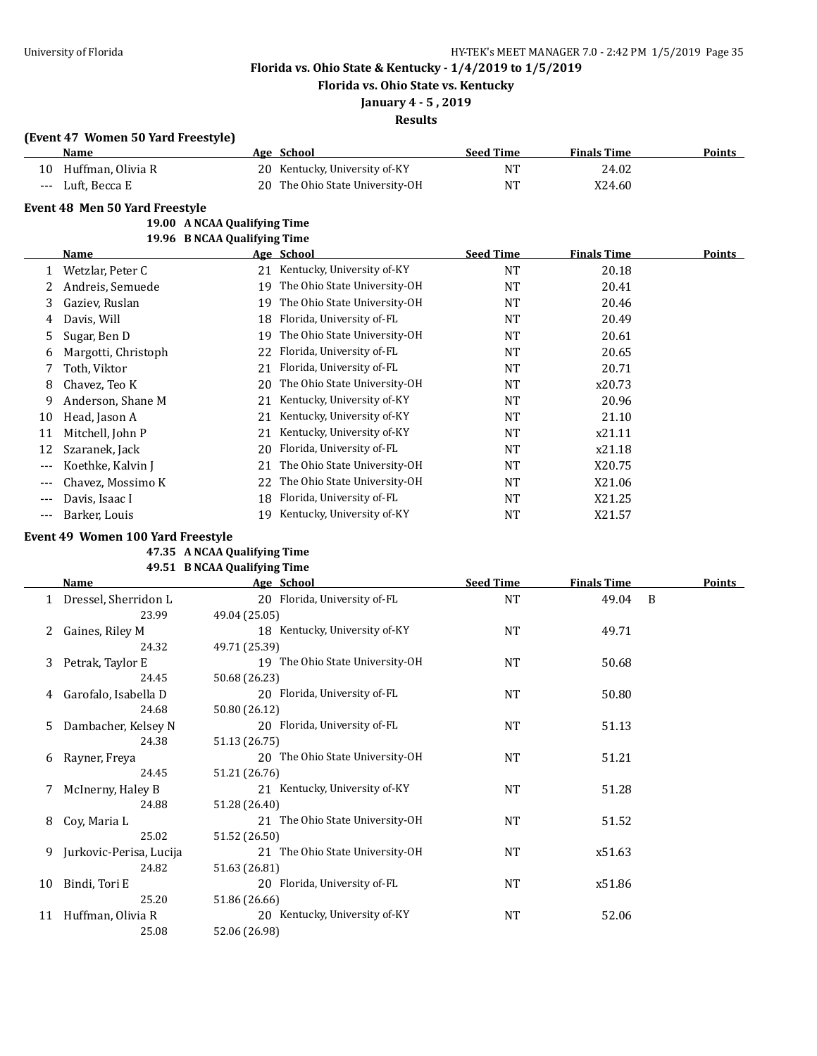**Florida vs. Ohio State & Kentucky - 1/4/2019 to 1/5/2019**

**Florida vs. Ohio State vs. Kentucky**

**January 4 - 5 , 2019**

**Results**

### (Event 47 Women 50 Yard Freestyle)

| | Name | Age | School | Seed Time | Finals Time | | Points |
|---|---|---|---|---|---|---|---|
| 10 | Huffman, Olivia R | 20 | Kentucky, University of-KY | NT | 24.02 | | |
| --- | Luft, Becca E | 20 | The Ohio State University-OH | NT | X24.60 | | |

### Event 48 Men 50 Yard Freestyle

19.00 A NCAA Qualifying Time
19.96 B NCAA Qualifying Time

| | Name | Age | School | Seed Time | Finals Time | | Points |
|---|---|---|---|---|---|---|---|
| 1 | Wetzlar, Peter C | 21 | Kentucky, University of-KY | NT | 20.18 | | |
| 2 | Andreis, Semuede | 19 | The Ohio State University-OH | NT | 20.41 | | |
| 3 | Gaziev, Ruslan | 19 | The Ohio State University-OH | NT | 20.46 | | |
| 4 | Davis, Will | 18 | Florida, University of-FL | NT | 20.49 | | |
| 5 | Sugar, Ben D | 19 | The Ohio State University-OH | NT | 20.61 | | |
| 6 | Margotti, Christoph | 22 | Florida, University of-FL | NT | 20.65 | | |
| 7 | Toth, Viktor | 21 | Florida, University of-FL | NT | 20.71 | | |
| 8 | Chavez, Teo K | 20 | The Ohio State University-OH | NT | x20.73 | | |
| 9 | Anderson, Shane M | 21 | Kentucky, University of-KY | NT | 20.96 | | |
| 10 | Head, Jason A | 21 | Kentucky, University of-KY | NT | 21.10 | | |
| 11 | Mitchell, John P | 21 | Kentucky, University of-KY | NT | x21.11 | | |
| 12 | Szaranek, Jack | 20 | Florida, University of-FL | NT | x21.18 | | |
| --- | Koethke, Kalvin J | 21 | The Ohio State University-OH | NT | X20.75 | | |
| --- | Chavez, Mossimo K | 22 | The Ohio State University-OH | NT | X21.06 | | |
| --- | Davis, Isaac I | 18 | Florida, University of-FL | NT | X21.25 | | |
| --- | Barker, Louis | 19 | Kentucky, University of-KY | NT | X21.57 | | |

### Event 49 Women 100 Yard Freestyle

47.35 A NCAA Qualifying Time
49.51 B NCAA Qualifying Time

| | Name | Age | School | Seed Time | Finals Time | | Points |
|---|---|---|---|---|---|---|---|
| 1 | Dressel, Sherridon L | 20 | Florida, University of-FL | NT | 49.04 | B | |
| | 23.99 | 49.04 (25.05) | | | | | |
| 2 | Gaines, Riley M | 18 | Kentucky, University of-KY | NT | 49.71 | | |
| | 24.32 | 49.71 (25.39) | | | | | |
| 3 | Petrak, Taylor E | 19 | The Ohio State University-OH | NT | 50.68 | | |
| | 24.45 | 50.68 (26.23) | | | | | |
| 4 | Garofalo, Isabella D | 20 | Florida, University of-FL | NT | 50.80 | | |
| | 24.68 | 50.80 (26.12) | | | | | |
| 5 | Dambacher, Kelsey N | 20 | Florida, University of-FL | NT | 51.13 | | |
| | 24.38 | 51.13 (26.75) | | | | | |
| 6 | Rayner, Freya | 20 | The Ohio State University-OH | NT | 51.21 | | |
| | 24.45 | 51.21 (26.76) | | | | | |
| 7 | McInerny, Haley B | 21 | Kentucky, University of-KY | NT | 51.28 | | |
| | 24.88 | 51.28 (26.40) | | | | | |
| 8 | Coy, Maria L | 21 | The Ohio State University-OH | NT | 51.52 | | |
| | 25.02 | 51.52 (26.50) | | | | | |
| 9 | Jurkovic-Perisa, Lucija | 21 | The Ohio State University-OH | NT | x51.63 | | |
| | 24.82 | 51.63 (26.81) | | | | | |
| 10 | Bindi, Tori E | 20 | Florida, University of-FL | NT | x51.86 | | |
| | 25.20 | 51.86 (26.66) | | | | | |
| 11 | Huffman, Olivia R | 20 | Kentucky, University of-KY | NT | 52.06 | | |
| | 25.08 | 52.06 (26.98) | | | | | |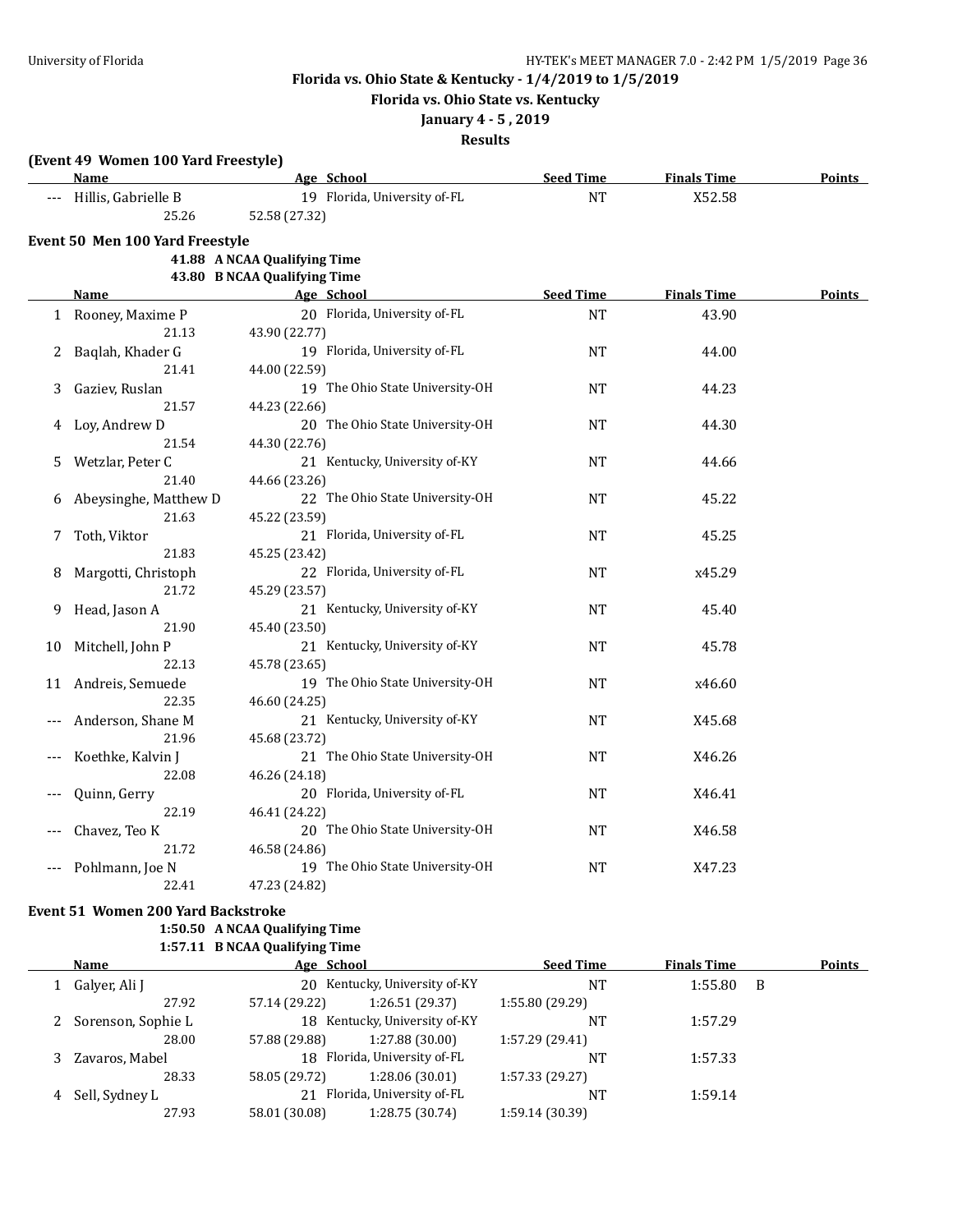**Florida vs. Ohio State & Kentucky - 1/4/2019 to 1/5/2019**

**Florida vs. Ohio State vs. Kentucky**

**January 4 - 5 , 2019**

**Results**

### (Event 49 Women 100 Yard Freestyle)

| | Name | Age | School | Seed Time | Finals Time | Points |
|---|---|---|---|---|---|---|
| --- | Hillis, Gabrielle B | 19 | Florida, University of-FL | NT | X52.58 | |
| | 25.26 | 52.58 (27.32) | | | | |

### Event 50 Men 100 Yard Freestyle

**41.88 A NCAA Qualifying Time**
**43.80 B NCAA Qualifying Time**

| | Name | Age | School | Seed Time | Finals Time | Points |
|---|---|---|---|---|---|---|
| 1 | Rooney, Maxime P | 20 | Florida, University of-FL | NT | 43.90 | |
| | 21.13 | 43.90 (22.77) | | | | |
| 2 | Baqlah, Khader G | 19 | Florida, University of-FL | NT | 44.00 | |
| | 21.41 | 44.00 (22.59) | | | | |
| 3 | Gaziev, Ruslan | 19 | The Ohio State University-OH | NT | 44.23 | |
| | 21.57 | 44.23 (22.66) | | | | |
| 4 | Loy, Andrew D | 20 | The Ohio State University-OH | NT | 44.30 | |
| | 21.54 | 44.30 (22.76) | | | | |
| 5 | Wetzlar, Peter C | 21 | Kentucky, University of-KY | NT | 44.66 | |
| | 21.40 | 44.66 (23.26) | | | | |
| 6 | Abeysinghe, Matthew D | 22 | The Ohio State University-OH | NT | 45.22 | |
| | 21.63 | 45.22 (23.59) | | | | |
| 7 | Toth, Viktor | 21 | Florida, University of-FL | NT | 45.25 | |
| | 21.83 | 45.25 (23.42) | | | | |
| 8 | Margotti, Christoph | 22 | Florida, University of-FL | NT | x45.29 | |
| | 21.72 | 45.29 (23.57) | | | | |
| 9 | Head, Jason A | 21 | Kentucky, University of-KY | NT | 45.40 | |
| | 21.90 | 45.40 (23.50) | | | | |
| 10 | Mitchell, John P | 21 | Kentucky, University of-KY | NT | 45.78 | |
| | 22.13 | 45.78 (23.65) | | | | |
| 11 | Andreis, Semuede | 19 | The Ohio State University-OH | NT | x46.60 | |
| | 22.35 | 46.60 (24.25) | | | | |
| --- | Anderson, Shane M | 21 | Kentucky, University of-KY | NT | X45.68 | |
| | 21.96 | 45.68 (23.72) | | | | |
| --- | Koethke, Kalvin J | 21 | The Ohio State University-OH | NT | X46.26 | |
| | 22.08 | 46.26 (24.18) | | | | |
| --- | Quinn, Gerry | 20 | Florida, University of-FL | NT | X46.41 | |
| | 22.19 | 46.41 (24.22) | | | | |
| --- | Chavez, Teo K | 20 | The Ohio State University-OH | NT | X46.58 | |
| | 21.72 | 46.58 (24.86) | | | | |
| --- | Pohlmann, Joe N | 19 | The Ohio State University-OH | NT | X47.23 | |
| | 22.41 | 47.23 (24.82) | | | | |

### Event 51 Women 200 Yard Backstroke

**1:50.50 A NCAA Qualifying Time**
**1:57.11 B NCAA Qualifying Time**

| | Name | Age | School | Seed Time | Finals Time | Points |
|---|---|---|---|---|---|---|
| 1 | Galyer, Ali J | 20 | Kentucky, University of-KY | NT | 1:55.80 B | |
| | 27.92 | 57.14 (29.22) | 1:26.51 (29.37) | 1:55.80 (29.29) | | |
| 2 | Sorenson, Sophie L | 18 | Kentucky, University of-KY | NT | 1:57.29 | |
| | 28.00 | 57.88 (29.88) | 1:27.88 (30.00) | 1:57.29 (29.41) | | |
| 3 | Zavaros, Mabel | 18 | Florida, University of-FL | NT | 1:57.33 | |
| | 28.33 | 58.05 (29.72) | 1:28.06 (30.01) | 1:57.33 (29.27) | | |
| 4 | Sell, Sydney L | 21 | Florida, University of-FL | NT | 1:59.14 | |
| | 27.93 | 58.01 (30.08) | 1:28.75 (30.74) | 1:59.14 (30.39) | | |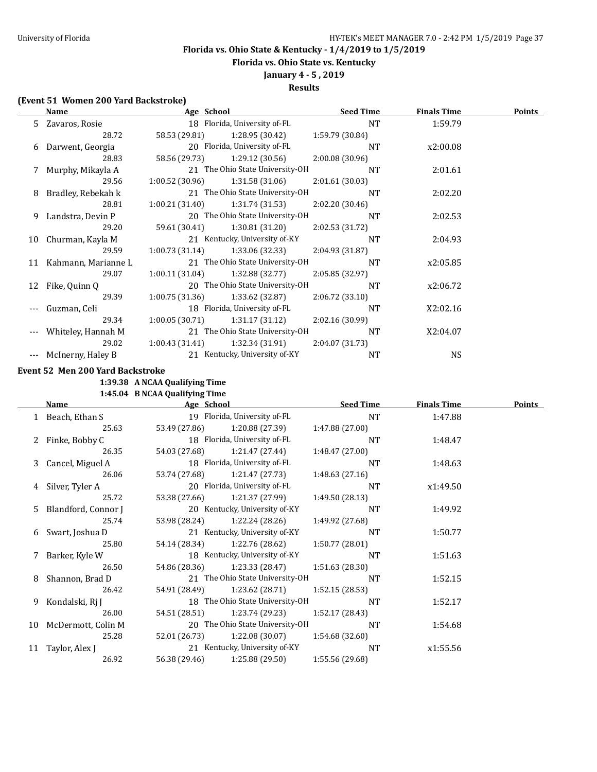**Florida vs. Ohio State & Kentucky - 1/4/2019 to 1/5/2019**

**Florida vs. Ohio State vs. Kentucky**

**January 4 - 5 , 2019**

**Results**

### (Event 51 Women 200 Yard Backstroke)

| | Name | Age | School | Seed Time | Finals Time | Points |
|---|---|---|---|---|---|---|
| 5 | Zavaros, Rosie | 18 | Florida, University of-FL | NT | 1:59.79 | |
| | 28.72 | 58.53 (29.81) | 1:28.95 (30.42) | 1:59.79 (30.84) | | |
| 6 | Darwent, Georgia | 20 | Florida, University of-FL | NT | x2:00.08 | |
| | 28.83 | 58.56 (29.73) | 1:29.12 (30.56) | 2:00.08 (30.96) | | |
| 7 | Murphy, Mikayla A | 21 | The Ohio State University-OH | NT | 2:01.61 | |
| | 29.56 | 1:00.52 (30.96) | 1:31.58 (31.06) | 2:01.61 (30.03) | | |
| 8 | Bradley, Rebekah k | 21 | The Ohio State University-OH | NT | 2:02.20 | |
| | 28.81 | 1:00.21 (31.40) | 1:31.74 (31.53) | 2:02.20 (30.46) | | |
| 9 | Landstra, Devin P | 20 | The Ohio State University-OH | NT | 2:02.53 | |
| | 29.20 | 59.61 (30.41) | 1:30.81 (31.20) | 2:02.53 (31.72) | | |
| 10 | Churman, Kayla M | 21 | Kentucky, University of-KY | NT | 2:04.93 | |
| | 29.59 | 1:00.73 (31.14) | 1:33.06 (32.33) | 2:04.93 (31.87) | | |
| 11 | Kahmann, Marianne L | 21 | The Ohio State University-OH | NT | x2:05.85 | |
| | 29.07 | 1:00.11 (31.04) | 1:32.88 (32.77) | 2:05.85 (32.97) | | |
| 12 | Fike, Quinn Q | 20 | The Ohio State University-OH | NT | x2:06.72 | |
| | 29.39 | 1:00.75 (31.36) | 1:33.62 (32.87) | 2:06.72 (33.10) | | |
| --- | Guzman, Celi | 18 | Florida, University of-FL | NT | X2:02.16 | |
| | 29.34 | 1:00.05 (30.71) | 1:31.17 (31.12) | 2:02.16 (30.99) | | |
| --- | Whiteley, Hannah M | 21 | The Ohio State University-OH | NT | X2:04.07 | |
| | 29.02 | 1:00.43 (31.41) | 1:32.34 (31.91) | 2:04.07 (31.73) | | |
| --- | McInerny, Haley B | 21 | Kentucky, University of-KY | NT | NS | |

### Event 52 Men 200 Yard Backstroke

**1:39.38 A NCAA Qualifying Time**
**1:45.04 B NCAA Qualifying Time**

| | Name | Age | School | Seed Time | Finals Time | Points |
|---|---|---|---|---|---|---|
| 1 | Beach, Ethan S | 19 | Florida, University of-FL | NT | 1:47.88 | |
| | 25.63 | 53.49 (27.86) | 1:20.88 (27.39) | 1:47.88 (27.00) | | |
| 2 | Finke, Bobby C | 18 | Florida, University of-FL | NT | 1:48.47 | |
| | 26.35 | 54.03 (27.68) | 1:21.47 (27.44) | 1:48.47 (27.00) | | |
| 3 | Cancel, Miguel A | 18 | Florida, University of-FL | NT | 1:48.63 | |
| | 26.06 | 53.74 (27.68) | 1:21.47 (27.73) | 1:48.63 (27.16) | | |
| 4 | Silver, Tyler A | 20 | Florida, University of-FL | NT | x1:49.50 | |
| | 25.72 | 53.38 (27.66) | 1:21.37 (27.99) | 1:49.50 (28.13) | | |
| 5 | Blandford, Connor J | 20 | Kentucky, University of-KY | NT | 1:49.92 | |
| | 25.74 | 53.98 (28.24) | 1:22.24 (28.26) | 1:49.92 (27.68) | | |
| 6 | Swart, Joshua D | 21 | Kentucky, University of-KY | NT | 1:50.77 | |
| | 25.80 | 54.14 (28.34) | 1:22.76 (28.62) | 1:50.77 (28.01) | | |
| 7 | Barker, Kyle W | 18 | Kentucky, University of-KY | NT | 1:51.63 | |
| | 26.50 | 54.86 (28.36) | 1:23.33 (28.47) | 1:51.63 (28.30) | | |
| 8 | Shannon, Brad D | 21 | The Ohio State University-OH | NT | 1:52.15 | |
| | 26.42 | 54.91 (28.49) | 1:23.62 (28.71) | 1:52.15 (28.53) | | |
| 9 | Kondalski, Rj J | 18 | The Ohio State University-OH | NT | 1:52.17 | |
| | 26.00 | 54.51 (28.51) | 1:23.74 (29.23) | 1:52.17 (28.43) | | |
| 10 | McDermott, Colin M | 20 | The Ohio State University-OH | NT | 1:54.68 | |
| | 25.28 | 52.01 (26.73) | 1:22.08 (30.07) | 1:54.68 (32.60) | | |
| 11 | Taylor, Alex J | 21 | Kentucky, University of-KY | NT | x1:55.56 | |
| | 26.92 | 56.38 (29.46) | 1:25.88 (29.50) | 1:55.56 (29.68) | | |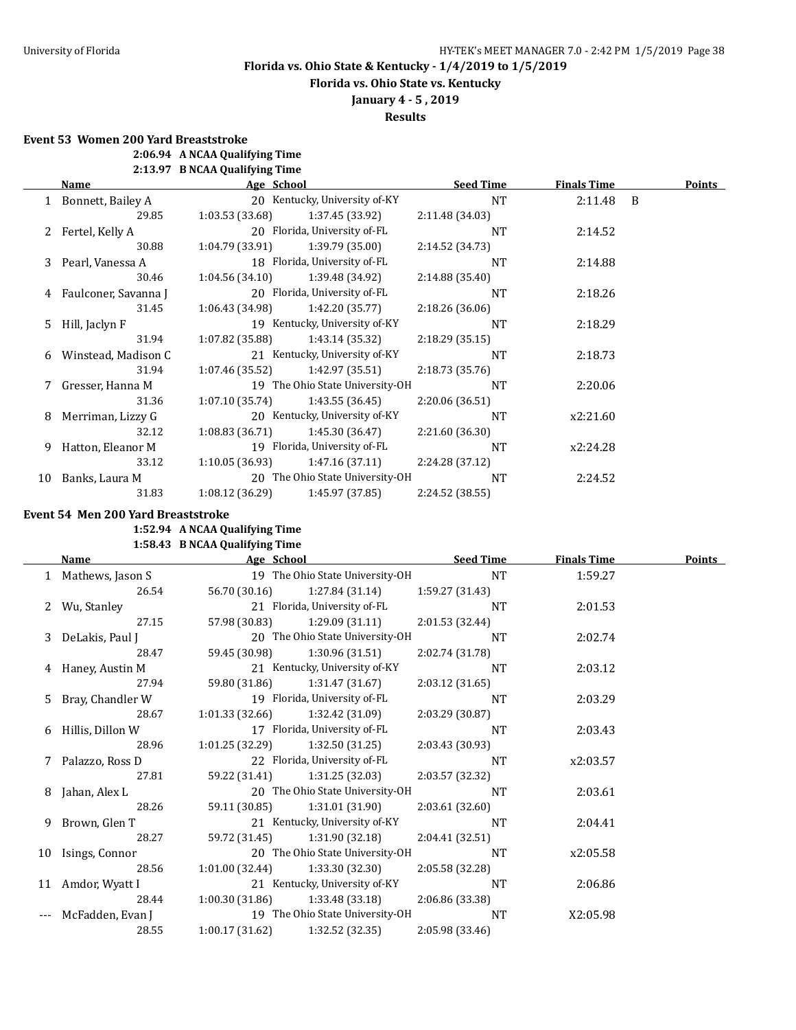**Florida vs. Ohio State & Kentucky - 1/4/2019 to 1/5/2019**

**Florida vs. Ohio State vs. Kentucky**

**January 4 - 5 , 2019**

**Results**

### Event 53 Women 200 Yard Breaststroke

2:06.94 A NCAA Qualifying Time
2:13.97 B NCAA Qualifying Time

| | Name | Age | School | Seed Time | Finals Time | | Points |
|---|---|---|---|---|---|---|---|
| 1 | Bonnett, Bailey A | 20 | Kentucky, University of-KY | NT | 2:11.48 | B | |
| | 29.85 | 1:03.53 (33.68) | 1:37.45 (33.92) | 2:11.48 (34.03) | | | |
| 2 | Fertel, Kelly A | 20 | Florida, University of-FL | NT | 2:14.52 | | |
| | 30.88 | 1:04.79 (33.91) | 1:39.79 (35.00) | 2:14.52 (34.73) | | | |
| 3 | Pearl, Vanessa A | 18 | Florida, University of-FL | NT | 2:14.88 | | |
| | 30.46 | 1:04.56 (34.10) | 1:39.48 (34.92) | 2:14.88 (35.40) | | | |
| 4 | Faulconer, Savanna J | 20 | Florida, University of-FL | NT | 2:18.26 | | |
| | 31.45 | 1:06.43 (34.98) | 1:42.20 (35.77) | 2:18.26 (36.06) | | | |
| 5 | Hill, Jaclyn F | 19 | Kentucky, University of-KY | NT | 2:18.29 | | |
| | 31.94 | 1:07.82 (35.88) | 1:43.14 (35.32) | 2:18.29 (35.15) | | | |
| 6 | Winstead, Madison C | 21 | Kentucky, University of-KY | NT | 2:18.73 | | |
| | 31.94 | 1:07.46 (35.52) | 1:42.97 (35.51) | 2:18.73 (35.76) | | | |
| 7 | Gresser, Hanna M | 19 | The Ohio State University-OH | NT | 2:20.06 | | |
| | 31.36 | 1:07.10 (35.74) | 1:43.55 (36.45) | 2:20.06 (36.51) | | | |
| 8 | Merriman, Lizzy G | 20 | Kentucky, University of-KY | NT | x2:21.60 | | |
| | 32.12 | 1:08.83 (36.71) | 1:45.30 (36.47) | 2:21.60 (36.30) | | | |
| 9 | Hatton, Eleanor M | 19 | Florida, University of-FL | NT | x2:24.28 | | |
| | 33.12 | 1:10.05 (36.93) | 1:47.16 (37.11) | 2:24.28 (37.12) | | | |
| 10 | Banks, Laura M | 20 | The Ohio State University-OH | NT | 2:24.52 | | |
| | 31.83 | 1:08.12 (36.29) | 1:45.97 (37.85) | 2:24.52 (38.55) | | | |

### Event 54 Men 200 Yard Breaststroke

1:52.94 A NCAA Qualifying Time
1:58.43 B NCAA Qualifying Time

| | Name | Age | School | Seed Time | Finals Time | Points |
|---|---|---|---|---|---|---|
| 1 | Mathews, Jason S | 19 | The Ohio State University-OH | NT | 1:59.27 | |
| | 26.54 | 56.70 (30.16) | 1:27.84 (31.14) | 1:59.27 (31.43) | | |
| 2 | Wu, Stanley | 21 | Florida, University of-FL | NT | 2:01.53 | |
| | 27.15 | 57.98 (30.83) | 1:29.09 (31.11) | 2:01.53 (32.44) | | |
| 3 | DeLakis, Paul J | 20 | The Ohio State University-OH | NT | 2:02.74 | |
| | 28.47 | 59.45 (30.98) | 1:30.96 (31.51) | 2:02.74 (31.78) | | |
| 4 | Haney, Austin M | 21 | Kentucky, University of-KY | NT | 2:03.12 | |
| | 27.94 | 59.80 (31.86) | 1:31.47 (31.67) | 2:03.12 (31.65) | | |
| 5 | Bray, Chandler W | 19 | Florida, University of-FL | NT | 2:03.29 | |
| | 28.67 | 1:01.33 (32.66) | 1:32.42 (31.09) | 2:03.29 (30.87) | | |
| 6 | Hillis, Dillon W | 17 | Florida, University of-FL | NT | 2:03.43 | |
| | 28.96 | 1:01.25 (32.29) | 1:32.50 (31.25) | 2:03.43 (30.93) | | |
| 7 | Palazzo, Ross D | 22 | Florida, University of-FL | NT | x2:03.57 | |
| | 27.81 | 59.22 (31.41) | 1:31.25 (32.03) | 2:03.57 (32.32) | | |
| 8 | Jahan, Alex L | 20 | The Ohio State University-OH | NT | 2:03.61 | |
| | 28.26 | 59.11 (30.85) | 1:31.01 (31.90) | 2:03.61 (32.60) | | |
| 9 | Brown, Glen T | 21 | Kentucky, University of-KY | NT | 2:04.41 | |
| | 28.27 | 59.72 (31.45) | 1:31.90 (32.18) | 2:04.41 (32.51) | | |
| 10 | Isings, Connor | 20 | The Ohio State University-OH | NT | x2:05.58 | |
| | 28.56 | 1:01.00 (32.44) | 1:33.30 (32.30) | 2:05.58 (32.28) | | |
| 11 | Amdor, Wyatt I | 21 | Kentucky, University of-KY | NT | 2:06.86 | |
| | 28.44 | 1:00.30 (31.86) | 1:33.48 (33.18) | 2:06.86 (33.38) | | |
| --- | McFadden, Evan J | 19 | The Ohio State University-OH | NT | X2:05.98 | |
| | 28.55 | 1:00.17 (31.62) | 1:32.52 (32.35) | 2:05.98 (33.46) | | |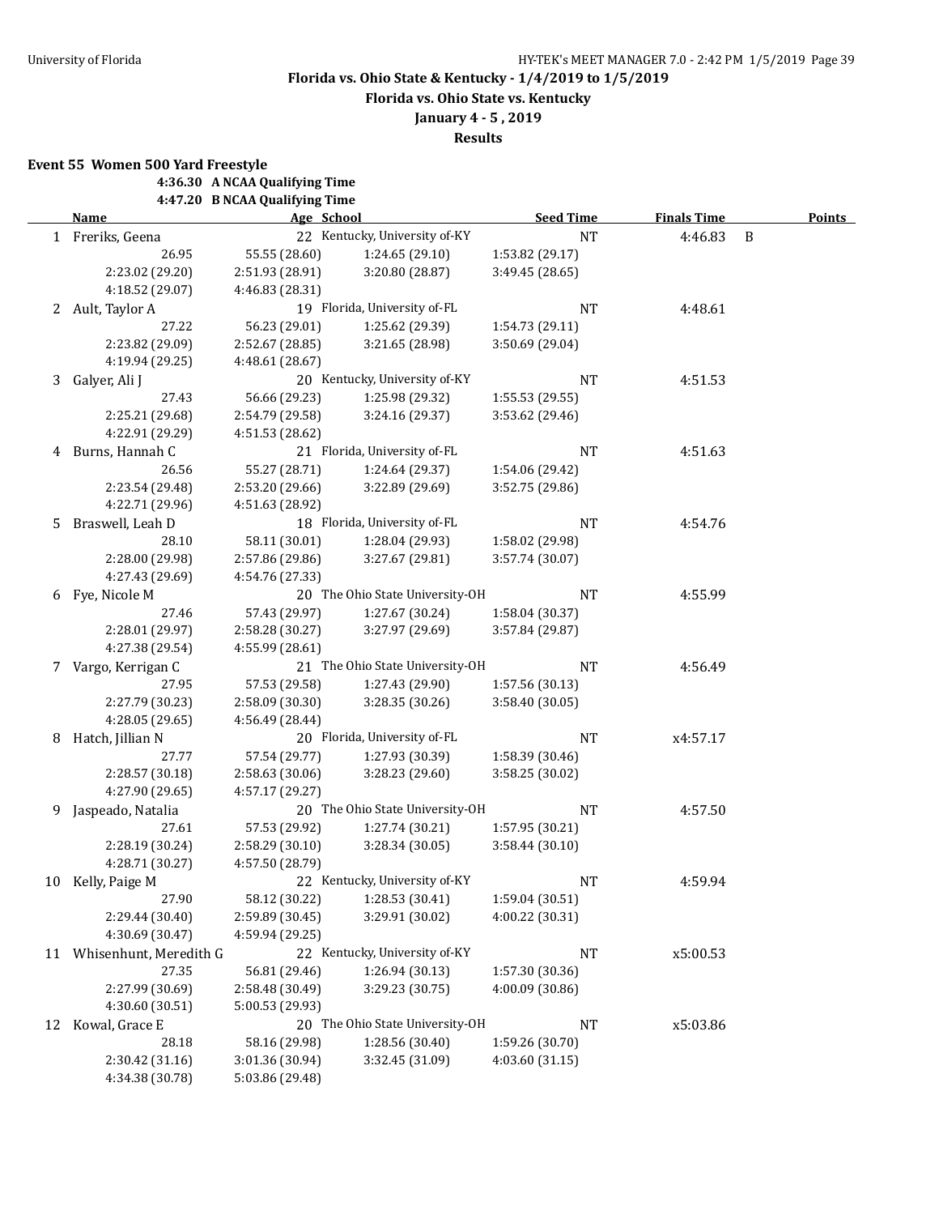## Florida vs. Ohio State & Kentucky - 1/4/2019 to 1/5/2019

### Florida vs. Ohio State vs. Kentucky

### January 4 - 5 , 2019

### Results

**Event 55 Women 500 Yard Freestyle**

**4:36.30 A NCAA Qualifying Time**
**4:47.20 B NCAA Qualifying Time**

| | Name | Age | School | Seed Time | Finals Time | | Points |
|---|---|---|---|---|---|---|---|
| 1 | Freriks, Geena | 22 | Kentucky, University of-KY | NT | 4:46.83 | B | |
| | 26.95 | 55.55 (28.60) | 1:24.65 (29.10) | 1:53.82 (29.17) | | | |
| | 2:23.02 (29.20) | 2:51.93 (28.91) | 3:20.80 (28.87) | 3:49.45 (28.65) | | | |
| | 4:18.52 (29.07) | 4:46.83 (28.31) | | | | | |
| 2 | Ault, Taylor A | 19 | Florida, University of-FL | NT | 4:48.61 | | |
| | 27.22 | 56.23 (29.01) | 1:25.62 (29.39) | 1:54.73 (29.11) | | | |
| | 2:23.82 (29.09) | 2:52.67 (28.85) | 3:21.65 (28.98) | 3:50.69 (29.04) | | | |
| | 4:19.94 (29.25) | 4:48.61 (28.67) | | | | | |
| 3 | Galyer, Ali J | 20 | Kentucky, University of-KY | NT | 4:51.53 | | |
| | 27.43 | 56.66 (29.23) | 1:25.98 (29.32) | 1:55.53 (29.55) | | | |
| | 2:25.21 (29.68) | 2:54.79 (29.58) | 3:24.16 (29.37) | 3:53.62 (29.46) | | | |
| | 4:22.91 (29.29) | 4:51.53 (28.62) | | | | | |
| 4 | Burns, Hannah C | 21 | Florida, University of-FL | NT | 4:51.63 | | |
| | 26.56 | 55.27 (28.71) | 1:24.64 (29.37) | 1:54.06 (29.42) | | | |
| | 2:23.54 (29.48) | 2:53.20 (29.66) | 3:22.89 (29.69) | 3:52.75 (29.86) | | | |
| | 4:22.71 (29.96) | 4:51.63 (28.92) | | | | | |
| 5 | Braswell, Leah D | 18 | Florida, University of-FL | NT | 4:54.76 | | |
| | 28.10 | 58.11 (30.01) | 1:28.04 (29.93) | 1:58.02 (29.98) | | | |
| | 2:28.00 (29.98) | 2:57.86 (29.86) | 3:27.67 (29.81) | 3:57.74 (30.07) | | | |
| | 4:27.43 (29.69) | 4:54.76 (27.33) | | | | | |
| 6 | Fye, Nicole M | 20 | The Ohio State University-OH | NT | 4:55.99 | | |
| | 27.46 | 57.43 (29.97) | 1:27.67 (30.24) | 1:58.04 (30.37) | | | |
| | 2:28.01 (29.97) | 2:58.28 (30.27) | 3:27.97 (29.69) | 3:57.84 (29.87) | | | |
| | 4:27.38 (29.54) | 4:55.99 (28.61) | | | | | |
| 7 | Vargo, Kerrigan C | 21 | The Ohio State University-OH | NT | 4:56.49 | | |
| | 27.95 | 57.53 (29.58) | 1:27.43 (29.90) | 1:57.56 (30.13) | | | |
| | 2:27.79 (30.23) | 2:58.09 (30.30) | 3:28.35 (30.26) | 3:58.40 (30.05) | | | |
| | 4:28.05 (29.65) | 4:56.49 (28.44) | | | | | |
| 8 | Hatch, Jillian N | 20 | Florida, University of-FL | NT | x4:57.17 | | |
| | 27.77 | 57.54 (29.77) | 1:27.93 (30.39) | 1:58.39 (30.46) | | | |
| | 2:28.57 (30.18) | 2:58.63 (30.06) | 3:28.23 (29.60) | 3:58.25 (30.02) | | | |
| | 4:27.90 (29.65) | 4:57.17 (29.27) | | | | | |
| 9 | Jaspeado, Natalia | 20 | The Ohio State University-OH | NT | 4:57.50 | | |
| | 27.61 | 57.53 (29.92) | 1:27.74 (30.21) | 1:57.95 (30.21) | | | |
| | 2:28.19 (30.24) | 2:58.29 (30.10) | 3:28.34 (30.05) | 3:58.44 (30.10) | | | |
| | 4:28.71 (30.27) | 4:57.50 (28.79) | | | | | |
| 10 | Kelly, Paige M | 22 | Kentucky, University of-KY | NT | 4:59.94 | | |
| | 27.90 | 58.12 (30.22) | 1:28.53 (30.41) | 1:59.04 (30.51) | | | |
| | 2:29.44 (30.40) | 2:59.89 (30.45) | 3:29.91 (30.02) | 4:00.22 (30.31) | | | |
| | 4:30.69 (30.47) | 4:59.94 (29.25) | | | | | |
| 11 | Whisenhunt, Meredith G | 22 | Kentucky, University of-KY | NT | x5:00.53 | | |
| | 27.35 | 56.81 (29.46) | 1:26.94 (30.13) | 1:57.30 (30.36) | | | |
| | 2:27.99 (30.69) | 2:58.48 (30.49) | 3:29.23 (30.75) | 4:00.09 (30.86) | | | |
| | 4:30.60 (30.51) | 5:00.53 (29.93) | | | | | |
| 12 | Kowal, Grace E | 20 | The Ohio State University-OH | NT | x5:03.86 | | |
| | 28.18 | 58.16 (29.98) | 1:28.56 (30.40) | 1:59.26 (30.70) | | | |
| | 2:30.42 (31.16) | 3:01.36 (30.94) | 3:32.45 (31.09) | 4:03.60 (31.15) | | | |
| | 4:34.38 (30.78) | 5:03.86 (29.48) | | | | | |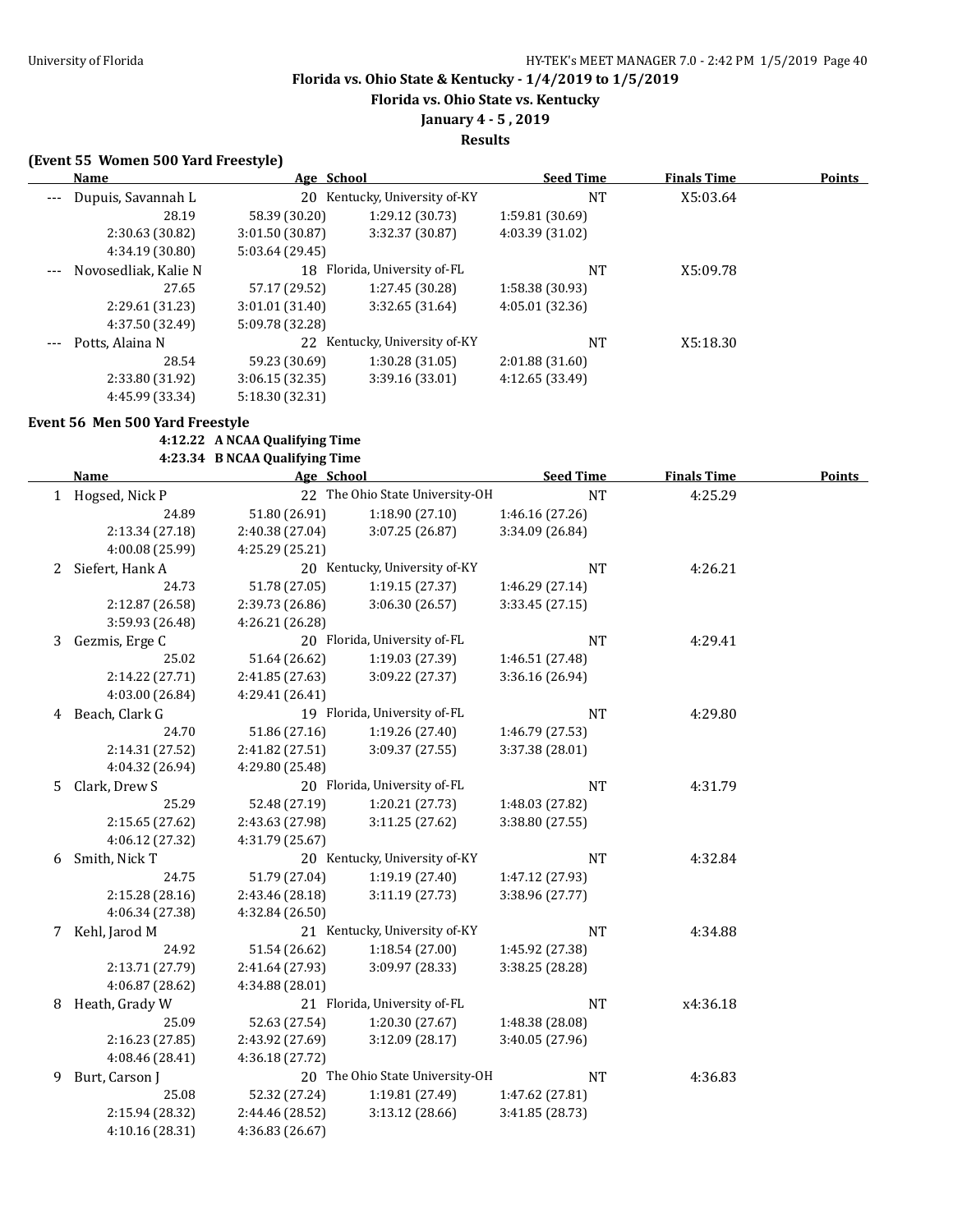# Florida vs. Ohio State & Kentucky - 1/4/2019 to 1/5/2019

## Florida vs. Ohio State vs. Kentucky

### January 4 - 5 , 2019

### Results

**(Event 55 Women 500 Yard Freestyle)**

| Name | Age | School | Seed Time | Finals Time | Points |
|---|---|---|---|---|---|
| --- Dupuis, Savannah L | 20 | Kentucky, University of-KY | NT | X5:03.64 | |
| 28.19 | 58.39 (30.20) | 1:29.12 (30.73) | 1:59.81 (30.69) | | |
| 2:30.63 (30.82) | 3:01.50 (30.87) | 3:32.37 (30.87) | 4:03.39 (31.02) | | |
| 4:34.19 (30.80) | 5:03.64 (29.45) | | | | |
| --- Novosedliak, Kalie N | 18 | Florida, University of-FL | NT | X5:09.78 | |
| 27.65 | 57.17 (29.52) | 1:27.45 (30.28) | 1:58.38 (30.93) | | |
| 2:29.61 (31.23) | 3:01.01 (31.40) | 3:32.65 (31.64) | 4:05.01 (32.36) | | |
| 4:37.50 (32.49) | 5:09.78 (32.28) | | | | |
| --- Potts, Alaina N | 22 | Kentucky, University of-KY | NT | X5:18.30 | |
| 28.54 | 59.23 (30.69) | 1:30.28 (31.05) | 2:01.88 (31.60) | | |
| 2:33.80 (31.92) | 3:06.15 (32.35) | 3:39.16 (33.01) | 4:12.65 (33.49) | | |
| 4:45.99 (33.34) | 5:18.30 (32.31) | | | | |

**Event 56 Men 500 Yard Freestyle**

**4:12.22 A NCAA Qualifying Time**
**4:23.34 B NCAA Qualifying Time**

| Name | Age | School | Seed Time | Finals Time | Points |
|---|---|---|---|---|---|
| 1 Hogsed, Nick P | 22 | The Ohio State University-OH | NT | 4:25.29 | |
| 24.89 | 51.80 (26.91) | 1:18.90 (27.10) | 1:46.16 (27.26) | | |
| 2:13.34 (27.18) | 2:40.38 (27.04) | 3:07.25 (26.87) | 3:34.09 (26.84) | | |
| 4:00.08 (25.99) | 4:25.29 (25.21) | | | | |
| 2 Siefert, Hank A | 20 | Kentucky, University of-KY | NT | 4:26.21 | |
| 24.73 | 51.78 (27.05) | 1:19.15 (27.37) | 1:46.29 (27.14) | | |
| 2:12.87 (26.58) | 2:39.73 (26.86) | 3:06.30 (26.57) | 3:33.45 (27.15) | | |
| 3:59.93 (26.48) | 4:26.21 (26.28) | | | | |
| 3 Gezmis, Erge C | 20 | Florida, University of-FL | NT | 4:29.41 | |
| 25.02 | 51.64 (26.62) | 1:19.03 (27.39) | 1:46.51 (27.48) | | |
| 2:14.22 (27.71) | 2:41.85 (27.63) | 3:09.22 (27.37) | 3:36.16 (26.94) | | |
| 4:03.00 (26.84) | 4:29.41 (26.41) | | | | |
| 4 Beach, Clark G | 19 | Florida, University of-FL | NT | 4:29.80 | |
| 24.70 | 51.86 (27.16) | 1:19.26 (27.40) | 1:46.79 (27.53) | | |
| 2:14.31 (27.52) | 2:41.82 (27.51) | 3:09.37 (27.55) | 3:37.38 (28.01) | | |
| 4:04.32 (26.94) | 4:29.80 (25.48) | | | | |
| 5 Clark, Drew S | 20 | Florida, University of-FL | NT | 4:31.79 | |
| 25.29 | 52.48 (27.19) | 1:20.21 (27.73) | 1:48.03 (27.82) | | |
| 2:15.65 (27.62) | 2:43.63 (27.98) | 3:11.25 (27.62) | 3:38.80 (27.55) | | |
| 4:06.12 (27.32) | 4:31.79 (25.67) | | | | |
| 6 Smith, Nick T | 20 | Kentucky, University of-KY | NT | 4:32.84 | |
| 24.75 | 51.79 (27.04) | 1:19.19 (27.40) | 1:47.12 (27.93) | | |
| 2:15.28 (28.16) | 2:43.46 (28.18) | 3:11.19 (27.73) | 3:38.96 (27.77) | | |
| 4:06.34 (27.38) | 4:32.84 (26.50) | | | | |
| 7 Kehl, Jarod M | 21 | Kentucky, University of-KY | NT | 4:34.88 | |
| 24.92 | 51.54 (26.62) | 1:18.54 (27.00) | 1:45.92 (27.38) | | |
| 2:13.71 (27.79) | 2:41.64 (27.93) | 3:09.97 (28.33) | 3:38.25 (28.28) | | |
| 4:06.87 (28.62) | 4:34.88 (28.01) | | | | |
| 8 Heath, Grady W | 21 | Florida, University of-FL | NT | x4:36.18 | |
| 25.09 | 52.63 (27.54) | 1:20.30 (27.67) | 1:48.38 (28.08) | | |
| 2:16.23 (27.85) | 2:43.92 (27.69) | 3:12.09 (28.17) | 3:40.05 (27.96) | | |
| 4:08.46 (28.41) | 4:36.18 (27.72) | | | | |
| 9 Burt, Carson J | 20 | The Ohio State University-OH | NT | 4:36.83 | |
| 25.08 | 52.32 (27.24) | 1:19.81 (27.49) | 1:47.62 (27.81) | | |
| 2:15.94 (28.32) | 2:44.46 (28.52) | 3:13.12 (28.66) | 3:41.85 (28.73) | | |
| 4:10.16 (28.31) | 4:36.83 (26.67) | | | | |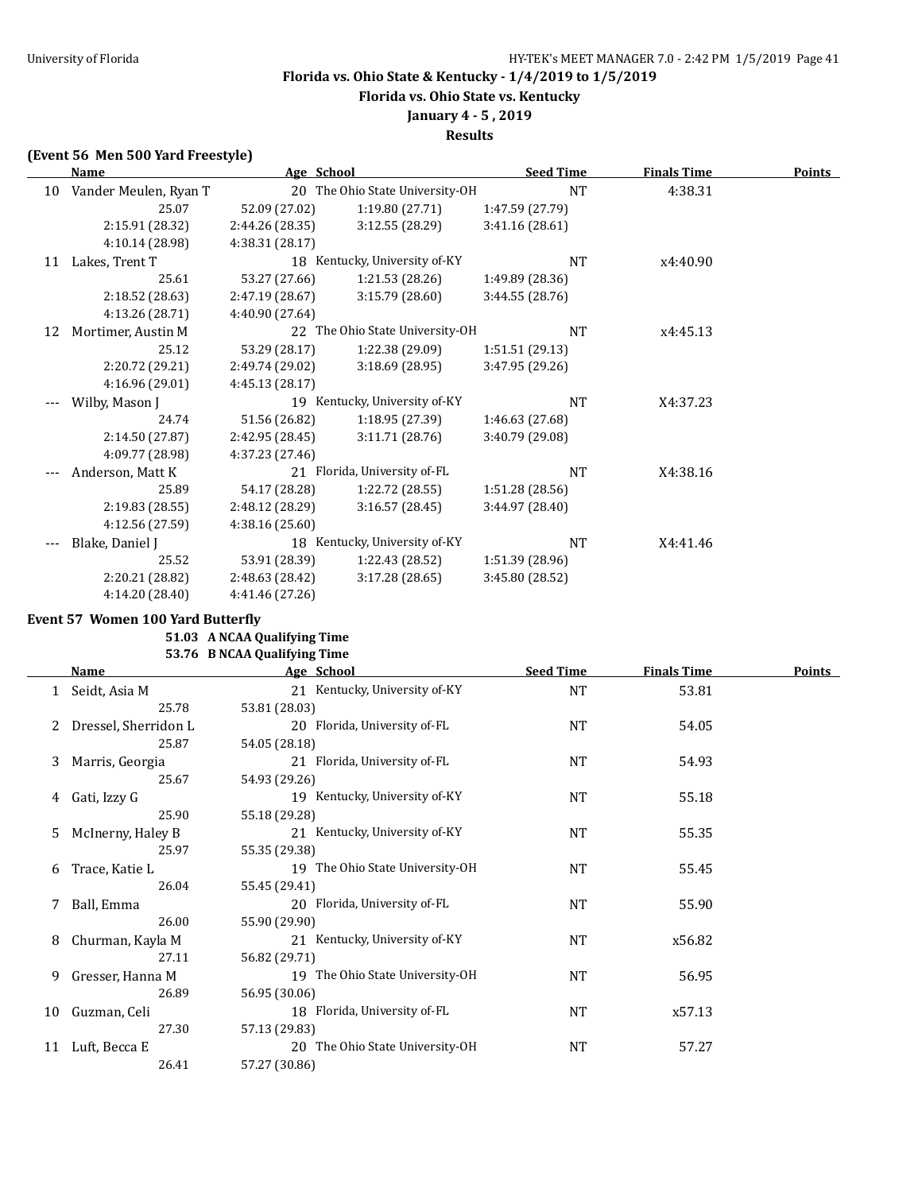## Florida vs. Ohio State & Kentucky - 1/4/2019 to 1/5/2019

### Florida vs. Ohio State vs. Kentucky

### January 4 - 5 , 2019

### Results

**(Event 56 Men 500 Yard Freestyle)**

| | Name | Age | School | Seed Time | Finals Time | Points |
|---|---|---|---|---|---|---|
| 10 | Vander Meulen, Ryan T | 20 | The Ohio State University-OH | NT | 4:38.31 | |
| | 25.07 | 52.09 (27.02) | 1:19.80 (27.71) | 1:47.59 (27.79) | | |
| | 2:15.91 (28.32) | 2:44.26 (28.35) | 3:12.55 (28.29) | 3:41.16 (28.61) | | |
| | 4:10.14 (28.98) | 4:38.31 (28.17) | | | | |
| 11 | Lakes, Trent T | 18 | Kentucky, University of-KY | NT | x4:40.90 | |
| | 25.61 | 53.27 (27.66) | 1:21.53 (28.26) | 1:49.89 (28.36) | | |
| | 2:18.52 (28.63) | 2:47.19 (28.67) | 3:15.79 (28.60) | 3:44.55 (28.76) | | |
| | 4:13.26 (28.71) | 4:40.90 (27.64) | | | | |
| 12 | Mortimer, Austin M | 22 | The Ohio State University-OH | NT | x4:45.13 | |
| | 25.12 | 53.29 (28.17) | 1:22.38 (29.09) | 1:51.51 (29.13) | | |
| | 2:20.72 (29.21) | 2:49.74 (29.02) | 3:18.69 (28.95) | 3:47.95 (29.26) | | |
| | 4:16.96 (29.01) | 4:45.13 (28.17) | | | | |
| --- | Wilby, Mason J | 19 | Kentucky, University of-KY | NT | X4:37.23 | |
| | 24.74 | 51.56 (26.82) | 1:18.95 (27.39) | 1:46.63 (27.68) | | |
| | 2:14.50 (27.87) | 2:42.95 (28.45) | 3:11.71 (28.76) | 3:40.79 (29.08) | | |
| | 4:09.77 (28.98) | 4:37.23 (27.46) | | | | |
| --- | Anderson, Matt K | 21 | Florida, University of-FL | NT | X4:38.16 | |
| | 25.89 | 54.17 (28.28) | 1:22.72 (28.55) | 1:51.28 (28.56) | | |
| | 2:19.83 (28.55) | 2:48.12 (28.29) | 3:16.57 (28.45) | 3:44.97 (28.40) | | |
| | 4:12.56 (27.59) | 4:38.16 (25.60) | | | | |
| --- | Blake, Daniel J | 18 | Kentucky, University of-KY | NT | X4:41.46 | |
| | 25.52 | 53.91 (28.39) | 1:22.43 (28.52) | 1:51.39 (28.96) | | |
| | 2:20.21 (28.82) | 2:48.63 (28.42) | 3:17.28 (28.65) | 3:45.80 (28.52) | | |
| | 4:14.20 (28.40) | 4:41.46 (27.26) | | | | |

**Event 57 Women 100 Yard Butterfly**

**51.03 A NCAA Qualifying Time**
**53.76 B NCAA Qualifying Time**

| | Name | Age | School | Seed Time | Finals Time | Points |
|---|---|---|---|---|---|---|
| 1 | Seidt, Asia M | 21 | Kentucky, University of-KY | NT | 53.81 | |
| | 25.78 | 53.81 (28.03) | | | | |
| 2 | Dressel, Sherridon L | 20 | Florida, University of-FL | NT | 54.05 | |
| | 25.87 | 54.05 (28.18) | | | | |
| 3 | Marris, Georgia | 21 | Florida, University of-FL | NT | 54.93 | |
| | 25.67 | 54.93 (29.26) | | | | |
| 4 | Gati, Izzy G | 19 | Kentucky, University of-KY | NT | 55.18 | |
| | 25.90 | 55.18 (29.28) | | | | |
| 5 | McInerny, Haley B | 21 | Kentucky, University of-KY | NT | 55.35 | |
| | 25.97 | 55.35 (29.38) | | | | |
| 6 | Trace, Katie L | 19 | The Ohio State University-OH | NT | 55.45 | |
| | 26.04 | 55.45 (29.41) | | | | |
| 7 | Ball, Emma | 20 | Florida, University of-FL | NT | 55.90 | |
| | 26.00 | 55.90 (29.90) | | | | |
| 8 | Churman, Kayla M | 21 | Kentucky, University of-KY | NT | x56.82 | |
| | 27.11 | 56.82 (29.71) | | | | |
| 9 | Gresser, Hanna M | 19 | The Ohio State University-OH | NT | 56.95 | |
| | 26.89 | 56.95 (30.06) | | | | |
| 10 | Guzman, Celi | 18 | Florida, University of-FL | NT | x57.13 | |
| | 27.30 | 57.13 (29.83) | | | | |
| 11 | Luft, Becca E | 20 | The Ohio State University-OH | NT | 57.27 | |
| | 26.41 | 57.27 (30.86) | | | | |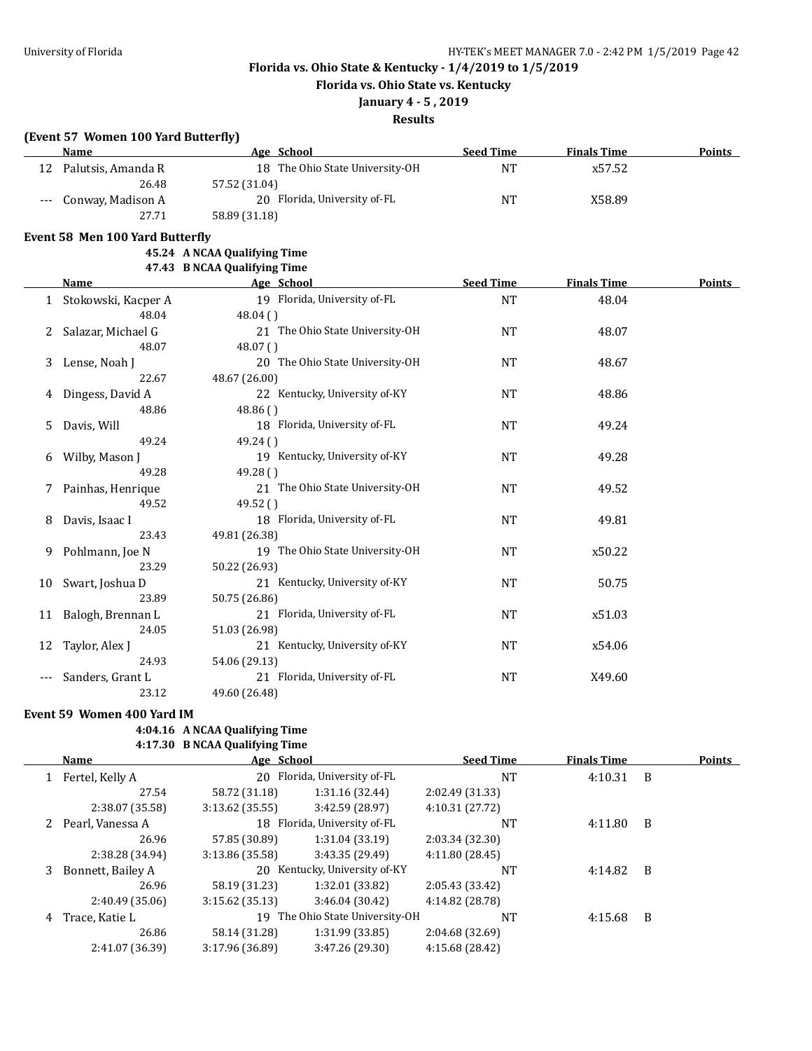Florida vs. Ohio State & Kentucky - 1/4/2019 to 1/5/2019

Florida vs. Ohio State vs. Kentucky

January 4 - 5 , 2019

**Results**

### (Event 57 Women 100 Yard Butterfly)

| | Name | Age | School | Seed Time | Finals Time | Points |
|---|---|---|---|---|---|---|
| 12 | Palutsis, Amanda R | 18 | The Ohio State University-OH | NT | x57.52 | |
| | 26.48 | 57.52 (31.04) | | | | |
| --- | Conway, Madison A | 20 | Florida, University of-FL | NT | X58.89 | |
| | 27.71 | 58.89 (31.18) | | | | |

### Event 58 Men 100 Yard Butterfly

45.24 A NCAA Qualifying Time
47.43 B NCAA Qualifying Time

| | Name | Age | School | Seed Time | Finals Time | Points |
|---|---|---|---|---|---|---|
| 1 | Stokowski, Kacper A | 19 | Florida, University of-FL | NT | 48.04 | |
| | 48.04 | 48.04 ( ) | | | | |
| 2 | Salazar, Michael G | 21 | The Ohio State University-OH | NT | 48.07 | |
| | 48.07 | 48.07 ( ) | | | | |
| 3 | Lense, Noah J | 20 | The Ohio State University-OH | NT | 48.67 | |
| | 22.67 | 48.67 (26.00) | | | | |
| 4 | Dingess, David A | 22 | Kentucky, University of-KY | NT | 48.86 | |
| | 48.86 | 48.86 ( ) | | | | |
| 5 | Davis, Will | 18 | Florida, University of-FL | NT | 49.24 | |
| | 49.24 | 49.24 ( ) | | | | |
| 6 | Wilby, Mason J | 19 | Kentucky, University of-KY | NT | 49.28 | |
| | 49.28 | 49.28 ( ) | | | | |
| 7 | Painhas, Henrique | 21 | The Ohio State University-OH | NT | 49.52 | |
| | 49.52 | 49.52 ( ) | | | | |
| 8 | Davis, Isaac I | 18 | Florida, University of-FL | NT | 49.81 | |
| | 23.43 | 49.81 (26.38) | | | | |
| 9 | Pohlmann, Joe N | 19 | The Ohio State University-OH | NT | x50.22 | |
| | 23.29 | 50.22 (26.93) | | | | |
| 10 | Swart, Joshua D | 21 | Kentucky, University of-KY | NT | 50.75 | |
| | 23.89 | 50.75 (26.86) | | | | |
| 11 | Balogh, Brennan L | 21 | Florida, University of-FL | NT | x51.03 | |
| | 24.05 | 51.03 (26.98) | | | | |
| 12 | Taylor, Alex J | 21 | Kentucky, University of-KY | NT | x54.06 | |
| | 24.93 | 54.06 (29.13) | | | | |
| --- | Sanders, Grant L | 21 | Florida, University of-FL | NT | X49.60 | |
| | 23.12 | 49.60 (26.48) | | | | |

### Event 59 Women 400 Yard IM

4:04.16 A NCAA Qualifying Time
4:17.30 B NCAA Qualifying Time

| | Name | Age | School | Seed Time | Finals Time | | Points |
|---|---|---|---|---|---|---|---|
| 1 | Fertel, Kelly A | 20 | Florida, University of-FL | NT | 4:10.31 | B | |
| | 27.54 | 58.72 (31.18) | 1:31.16 (32.44) | 2:02.49 (31.33) | | | |
| | 2:38.07 (35.58) | 3:13.62 (35.55) | 3:42.59 (28.97) | 4:10.31 (27.72) | | | |
| 2 | Pearl, Vanessa A | 18 | Florida, University of-FL | NT | 4:11.80 | B | |
| | 26.96 | 57.85 (30.89) | 1:31.04 (33.19) | 2:03.34 (32.30) | | | |
| | 2:38.28 (34.94) | 3:13.86 (35.58) | 3:43.35 (29.49) | 4:11.80 (28.45) | | | |
| 3 | Bonnett, Bailey A | 20 | Kentucky, University of-KY | NT | 4:14.82 | B | |
| | 26.96 | 58.19 (31.23) | 1:32.01 (33.82) | 2:05.43 (33.42) | | | |
| | 2:40.49 (35.06) | 3:15.62 (35.13) | 3:46.04 (30.42) | 4:14.82 (28.78) | | | |
| 4 | Trace, Katie L | 19 | The Ohio State University-OH | NT | 4:15.68 | B | |
| | 26.86 | 58.14 (31.28) | 1:31.99 (33.85) | 2:04.68 (32.69) | | | |
| | 2:41.07 (36.39) | 3:17.96 (36.89) | 3:47.26 (29.30) | 4:15.68 (28.42) | | | |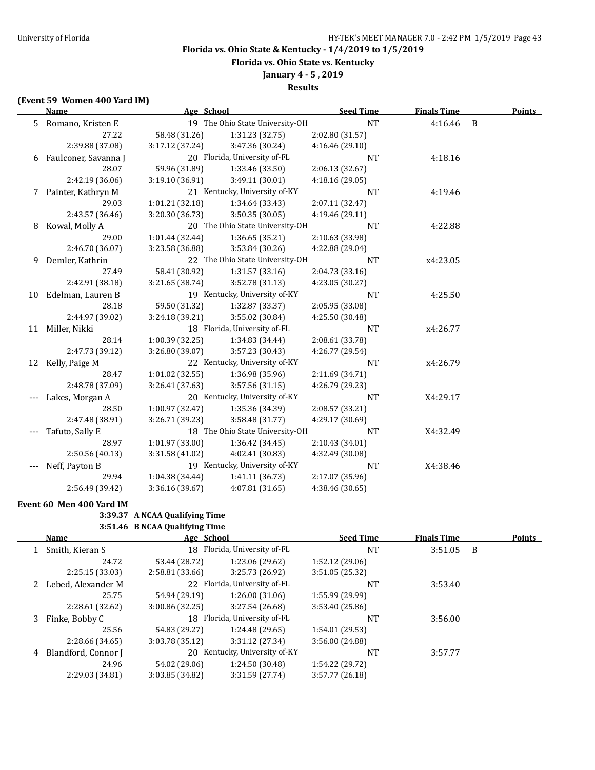**Florida vs. Ohio State & Kentucky - 1/4/2019 to 1/5/2019**

**Florida vs. Ohio State vs. Kentucky**

**January 4 - 5 , 2019**

**Results**

### (Event 59 Women 400 Yard IM)

| | Name | Age | School | Seed Time | Finals Time | | Points |
|---|---|---|---|---|---|---|---|
| 5 | Romano, Kristen E | 19 | The Ohio State University-OH | NT | 4:16.46 | B | |
| | 27.22 | 58.48 (31.26) | 1:31.23 (32.75) | 2:02.80 (31.57) | | | |
| | 2:39.88 (37.08) | 3:17.12 (37.24) | 3:47.36 (30.24) | 4:16.46 (29.10) | | | |
| 6 | Faulconer, Savanna J | 20 | Florida, University of-FL | NT | 4:18.16 | | |
| | 28.07 | 59.96 (31.89) | 1:33.46 (33.50) | 2:06.13 (32.67) | | | |
| | 2:42.19 (36.06) | 3:19.10 (36.91) | 3:49.11 (30.01) | 4:18.16 (29.05) | | | |
| 7 | Painter, Kathryn M | 21 | Kentucky, University of-KY | NT | 4:19.46 | | |
| | 29.03 | 1:01.21 (32.18) | 1:34.64 (33.43) | 2:07.11 (32.47) | | | |
| | 2:43.57 (36.46) | 3:20.30 (36.73) | 3:50.35 (30.05) | 4:19.46 (29.11) | | | |
| 8 | Kowal, Molly A | 20 | The Ohio State University-OH | NT | 4:22.88 | | |
| | 29.00 | 1:01.44 (32.44) | 1:36.65 (35.21) | 2:10.63 (33.98) | | | |
| | 2:46.70 (36.07) | 3:23.58 (36.88) | 3:53.84 (30.26) | 4:22.88 (29.04) | | | |
| 9 | Demler, Kathrin | 22 | The Ohio State University-OH | NT | x4:23.05 | | |
| | 27.49 | 58.41 (30.92) | 1:31.57 (33.16) | 2:04.73 (33.16) | | | |
| | 2:42.91 (38.18) | 3:21.65 (38.74) | 3:52.78 (31.13) | 4:23.05 (30.27) | | | |
| 10 | Edelman, Lauren B | 19 | Kentucky, University of-KY | NT | 4:25.50 | | |
| | 28.18 | 59.50 (31.32) | 1:32.87 (33.37) | 2:05.95 (33.08) | | | |
| | 2:44.97 (39.02) | 3:24.18 (39.21) | 3:55.02 (30.84) | 4:25.50 (30.48) | | | |
| 11 | Miller, Nikki | 18 | Florida, University of-FL | NT | x4:26.77 | | |
| | 28.14 | 1:00.39 (32.25) | 1:34.83 (34.44) | 2:08.61 (33.78) | | | |
| | 2:47.73 (39.12) | 3:26.80 (39.07) | 3:57.23 (30.43) | 4:26.77 (29.54) | | | |
| 12 | Kelly, Paige M | 22 | Kentucky, University of-KY | NT | x4:26.79 | | |
| | 28.47 | 1:01.02 (32.55) | 1:36.98 (35.96) | 2:11.69 (34.71) | | | |
| | 2:48.78 (37.09) | 3:26.41 (37.63) | 3:57.56 (31.15) | 4:26.79 (29.23) | | | |
| --- | Lakes, Morgan A | 20 | Kentucky, University of-KY | NT | X4:29.17 | | |
| | 28.50 | 1:00.97 (32.47) | 1:35.36 (34.39) | 2:08.57 (33.21) | | | |
| | 2:47.48 (38.91) | 3:26.71 (39.23) | 3:58.48 (31.77) | 4:29.17 (30.69) | | | |
| --- | Tafuto, Sally E | 18 | The Ohio State University-OH | NT | X4:32.49 | | |
| | 28.97 | 1:01.97 (33.00) | 1:36.42 (34.45) | 2:10.43 (34.01) | | | |
| | 2:50.56 (40.13) | 3:31.58 (41.02) | 4:02.41 (30.83) | 4:32.49 (30.08) | | | |
| --- | Neff, Payton B | 19 | Kentucky, University of-KY | NT | X4:38.46 | | |
| | 29.94 | 1:04.38 (34.44) | 1:41.11 (36.73) | 2:17.07 (35.96) | | | |
| | 2:56.49 (39.42) | 3:36.16 (39.67) | 4:07.81 (31.65) | 4:38.46 (30.65) | | | |

### Event 60 Men 400 Yard IM

3:39.37 A NCAA Qualifying Time
3:51.46 B NCAA Qualifying Time

| | Name | Age | School | Seed Time | Finals Time | | Points |
|---|---|---|---|---|---|---|---|
| 1 | Smith, Kieran S | 18 | Florida, University of-FL | NT | 3:51.05 | B | |
| | 24.72 | 53.44 (28.72) | 1:23.06 (29.62) | 1:52.12 (29.06) | | | |
| | 2:25.15 (33.03) | 2:58.81 (33.66) | 3:25.73 (26.92) | 3:51.05 (25.32) | | | |
| 2 | Lebed, Alexander M | 22 | Florida, University of-FL | NT | 3:53.40 | | |
| | 25.75 | 54.94 (29.19) | 1:26.00 (31.06) | 1:55.99 (29.99) | | | |
| | 2:28.61 (32.62) | 3:00.86 (32.25) | 3:27.54 (26.68) | 3:53.40 (25.86) | | | |
| 3 | Finke, Bobby C | 18 | Florida, University of-FL | NT | 3:56.00 | | |
| | 25.56 | 54.83 (29.27) | 1:24.48 (29.65) | 1:54.01 (29.53) | | | |
| | 2:28.66 (34.65) | 3:03.78 (35.12) | 3:31.12 (27.34) | 3:56.00 (24.88) | | | |
| 4 | Blandford, Connor J | 20 | Kentucky, University of-KY | NT | 3:57.77 | | |
| | 24.96 | 54.02 (29.06) | 1:24.50 (30.48) | 1:54.22 (29.72) | | | |
| | 2:29.03 (34.81) | 3:03.85 (34.82) | 3:31.59 (27.74) | 3:57.77 (26.18) | | | |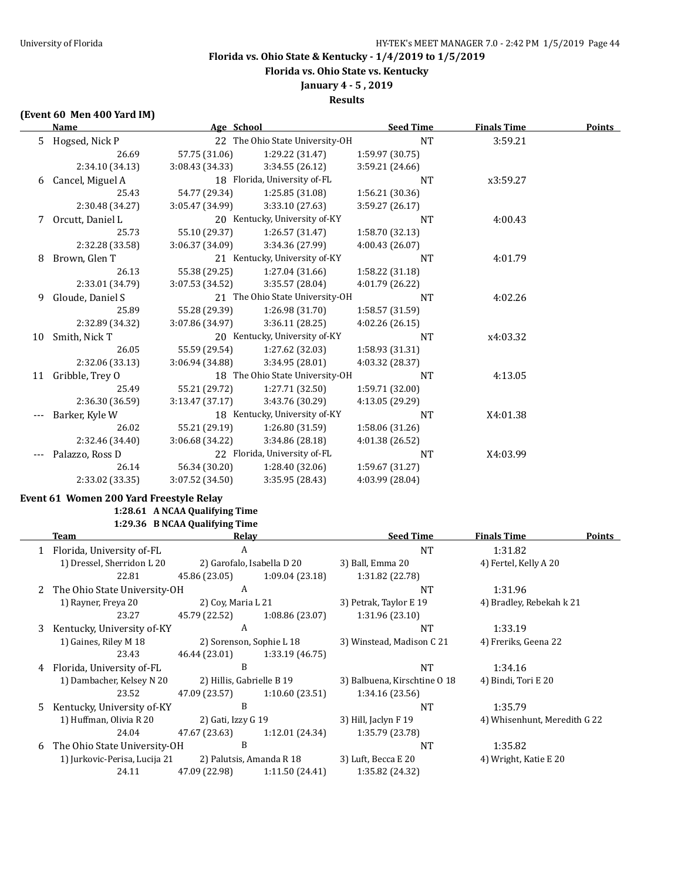Florida vs. Ohio State & Kentucky - 1/4/2019 to 1/5/2019

Florida vs. Ohio State vs. Kentucky

January 4 - 5 , 2019

Results

**(Event 60 Men 400 Yard IM)**

| | Name | Age | School | Seed Time | Finals Time | Points |
|---|---|---|---|---|---|---|
| 5 | Hogsed, Nick P | 22 | The Ohio State University-OH | NT | 3:59.21 | |
| | 26.69 | 57.75 (31.06) | 1:29.22 (31.47) | 1:59.97 (30.75) | | |
| | 2:34.10 (34.13) | 3:08.43 (34.33) | 3:34.55 (26.12) | 3:59.21 (24.66) | | |
| 6 | Cancel, Miguel A | 18 | Florida, University of-FL | NT | x3:59.27 | |
| | 25.43 | 54.77 (29.34) | 1:25.85 (31.08) | 1:56.21 (30.36) | | |
| | 2:30.48 (34.27) | 3:05.47 (34.99) | 3:33.10 (27.63) | 3:59.27 (26.17) | | |
| 7 | Orcutt, Daniel L | 20 | Kentucky, University of-KY | NT | 4:00.43 | |
| | 25.73 | 55.10 (29.37) | 1:26.57 (31.47) | 1:58.70 (32.13) | | |
| | 2:32.28 (33.58) | 3:06.37 (34.09) | 3:34.36 (27.99) | 4:00.43 (26.07) | | |
| 8 | Brown, Glen T | 21 | Kentucky, University of-KY | NT | 4:01.79 | |
| | 26.13 | 55.38 (29.25) | 1:27.04 (31.66) | 1:58.22 (31.18) | | |
| | 2:33.01 (34.79) | 3:07.53 (34.52) | 3:35.57 (28.04) | 4:01.79 (26.22) | | |
| 9 | Gloude, Daniel S | 21 | The Ohio State University-OH | NT | 4:02.26 | |
| | 25.89 | 55.28 (29.39) | 1:26.98 (31.70) | 1:58.57 (31.59) | | |
| | 2:32.89 (34.32) | 3:07.86 (34.97) | 3:36.11 (28.25) | 4:02.26 (26.15) | | |
| 10 | Smith, Nick T | 20 | Kentucky, University of-KY | NT | x4:03.32 | |
| | 26.05 | 55.59 (29.54) | 1:27.62 (32.03) | 1:58.93 (31.31) | | |
| | 2:32.06 (33.13) | 3:06.94 (34.88) | 3:34.95 (28.01) | 4:03.32 (28.37) | | |
| 11 | Gribble, Trey O | 18 | The Ohio State University-OH | NT | 4:13.05 | |
| | 25.49 | 55.21 (29.72) | 1:27.71 (32.50) | 1:59.71 (32.00) | | |
| | 2:36.30 (36.59) | 3:13.47 (37.17) | 3:43.76 (30.29) | 4:13.05 (29.29) | | |
| --- | Barker, Kyle W | 18 | Kentucky, University of-KY | NT | X4:01.38 | |
| | 26.02 | 55.21 (29.19) | 1:26.80 (31.59) | 1:58.06 (31.26) | | |
| | 2:32.46 (34.40) | 3:06.68 (34.22) | 3:34.86 (28.18) | 4:01.38 (26.52) | | |
| --- | Palazzo, Ross D | 22 | Florida, University of-FL | NT | X4:03.99 | |
| | 26.14 | 56.34 (30.20) | 1:28.40 (32.06) | 1:59.67 (31.27) | | |
| | 2:33.02 (33.35) | 3:07.52 (34.50) | 3:35.95 (28.43) | 4:03.99 (28.04) | | |

**Event 61 Women 200 Yard Freestyle Relay**

**1:28.61 A NCAA Qualifying Time**
**1:29.36 B NCAA Qualifying Time**

| | Team | Relay | | Seed Time | Finals Time | Points |
|---|---|---|---|---|---|---|
| 1 | Florida, University of-FL | A | | NT | 1:31.82 | |
| | 1) Dressel, Sherridon L 20 | 2) Garofalo, Isabella D 20 | | 3) Ball, Emma 20 | 4) Fertel, Kelly A 20 | |
| | 22.81 | 45.86 (23.05) | 1:09.04 (23.18) | 1:31.82 (22.78) | | |
| 2 | The Ohio State University-OH | A | | NT | 1:31.96 | |
| | 1) Rayner, Freya 20 | 2) Coy, Maria L 21 | | 3) Petrak, Taylor E 19 | 4) Bradley, Rebekah k 21 | |
| | 23.27 | 45.79 (22.52) | 1:08.86 (23.07) | 1:31.96 (23.10) | | |
| 3 | Kentucky, University of-KY | A | | NT | 1:33.19 | |
| | 1) Gaines, Riley M 18 | 2) Sorenson, Sophie L 18 | | 3) Winstead, Madison C 21 | 4) Freriks, Geena 22 | |
| | 23.43 | 46.44 (23.01) | 1:33.19 (46.75) | | | |
| 4 | Florida, University of-FL | B | | NT | 1:34.16 | |
| | 1) Dambacher, Kelsey N 20 | 2) Hillis, Gabrielle B 19 | | 3) Balbuena, Kirschtine O 18 | 4) Bindi, Tori E 20 | |
| | 23.52 | 47.09 (23.57) | 1:10.60 (23.51) | 1:34.16 (23.56) | | |
| 5 | Kentucky, University of-KY | B | | NT | 1:35.79 | |
| | 1) Huffman, Olivia R 20 | 2) Gati, Izzy G 19 | | 3) Hill, Jaclyn F 19 | 4) Whisenhunt, Meredith G 22 | |
| | 24.04 | 47.67 (23.63) | 1:12.01 (24.34) | 1:35.79 (23.78) | | |
| 6 | The Ohio State University-OH | B | | NT | 1:35.82 | |
| | 1) Jurkovic-Perisa, Lucija 21 | 2) Palutsis, Amanda R 18 | | 3) Luft, Becca E 20 | 4) Wright, Katie E 20 | |
| | 24.11 | 47.09 (22.98) | 1:11.50 (24.41) | 1:35.82 (24.32) | | |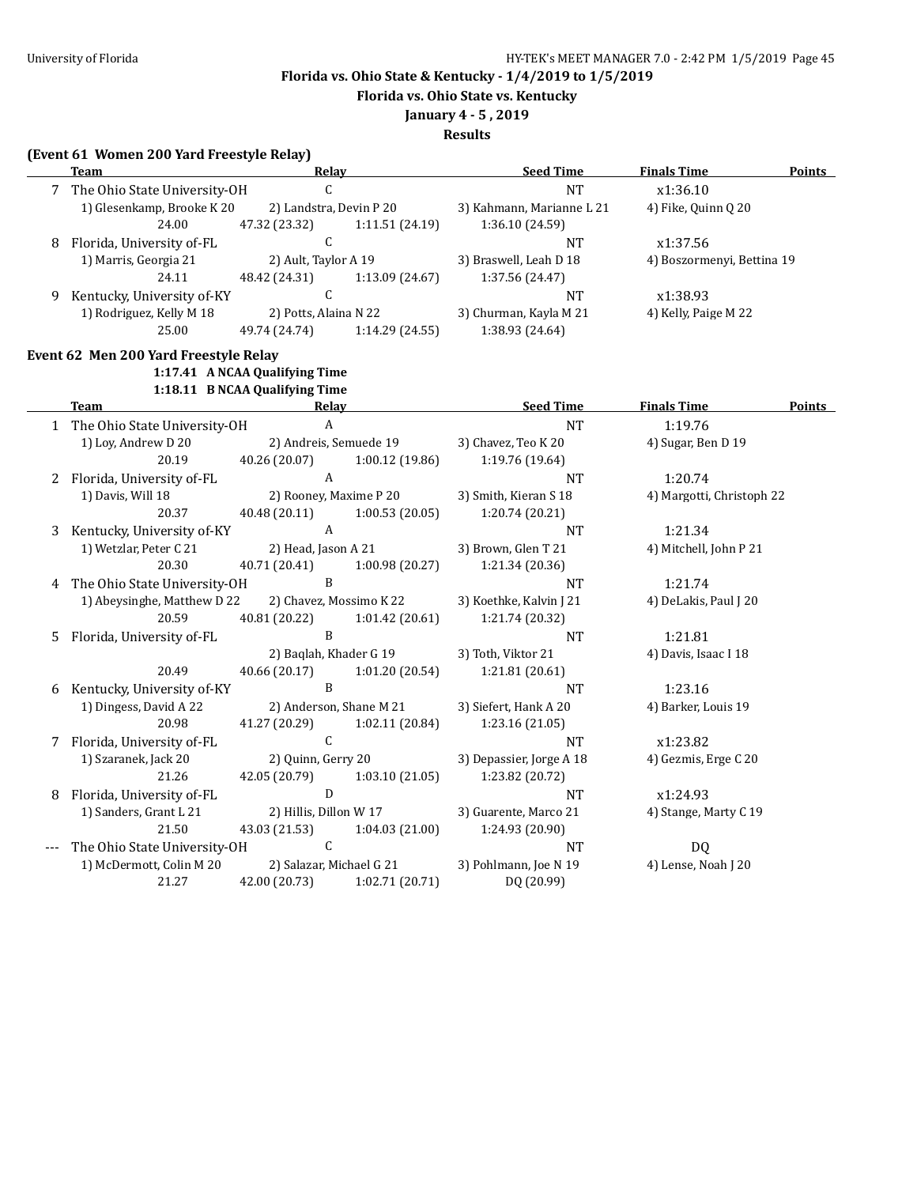Florida vs. Ohio State & Kentucky - 1/4/2019 to 1/5/2019

Florida vs. Ohio State vs. Kentucky

January 4 - 5 , 2019

Results

**(Event 61 Women 200 Yard Freestyle Relay)**

| | Team | Relay | Seed Time | Finals Time | Points |
|---|---|---|---|---|---|
| 7 | The Ohio State University-OH | C | NT | x1:36.10 | |
| | 1) Glesenkamp, Brooke K 20 | 2) Landstra, Devin P 20 | 3) Kahmann, Marianne L 21 | 4) Fike, Quinn Q 20 | |
| | 24.00 | 47.32 (23.32) | 1:11.51 (24.19) | 1:36.10 (24.59) | |
| 8 | Florida, University of-FL | C | NT | x1:37.56 | |
| | 1) Marris, Georgia 21 | 2) Ault, Taylor A 19 | 3) Braswell, Leah D 18 | 4) Boszormenyi, Bettina 19 | |
| | 24.11 | 48.42 (24.31) | 1:13.09 (24.67) | 1:37.56 (24.47) | |
| 9 | Kentucky, University of-KY | C | NT | x1:38.93 | |
| | 1) Rodriguez, Kelly M 18 | 2) Potts, Alaina N 22 | 3) Churman, Kayla M 21 | 4) Kelly, Paige M 22 | |
| | 25.00 | 49.74 (24.74) | 1:14.29 (24.55) | 1:38.93 (24.64) | |

**Event 62 Men 200 Yard Freestyle Relay**

1:17.41 A NCAA Qualifying Time

1:18.11 B NCAA Qualifying Time

| | Team | Relay | Seed Time | Finals Time | Points |
|---|---|---|---|---|---|
| 1 | The Ohio State University-OH | A | NT | 1:19.76 | |
| | 1) Loy, Andrew D 20 | 2) Andreis, Semuede 19 | 3) Chavez, Teo K 20 | 4) Sugar, Ben D 19 | |
| | 20.19 | 40.26 (20.07) | 1:00.12 (19.86) | 1:19.76 (19.64) | |
| 2 | Florida, University of-FL | A | NT | 1:20.74 | |
| | 1) Davis, Will 18 | 2) Rooney, Maxime P 20 | 3) Smith, Kieran S 18 | 4) Margotti, Christoph 22 | |
| | 20.37 | 40.48 (20.11) | 1:00.53 (20.05) | 1:20.74 (20.21) | |
| 3 | Kentucky, University of-KY | A | NT | 1:21.34 | |
| | 1) Wetzlar, Peter C 21 | 2) Head, Jason A 21 | 3) Brown, Glen T 21 | 4) Mitchell, John P 21 | |
| | 20.30 | 40.71 (20.41) | 1:00.98 (20.27) | 1:21.34 (20.36) | |
| 4 | The Ohio State University-OH | B | NT | 1:21.74 | |
| | 1) Abeysinghe, Matthew D 22 | 2) Chavez, Mossimo K 22 | 3) Koethke, Kalvin J 21 | 4) DeLakis, Paul J 20 | |
| | 20.59 | 40.81 (20.22) | 1:01.42 (20.61) | 1:21.74 (20.32) | |
| 5 | Florida, University of-FL | B | NT | 1:21.81 | |
| | | 2) Baqlah, Khader G 19 | 3) Toth, Viktor 21 | 4) Davis, Isaac I 18 | |
| | 20.49 | 40.66 (20.17) | 1:01.20 (20.54) | 1:21.81 (20.61) | |
| 6 | Kentucky, University of-KY | B | NT | 1:23.16 | |
| | 1) Dingess, David A 22 | 2) Anderson, Shane M 21 | 3) Siefert, Hank A 20 | 4) Barker, Louis 19 | |
| | 20.98 | 41.27 (20.29) | 1:02.11 (20.84) | 1:23.16 (21.05) | |
| 7 | Florida, University of-FL | C | NT | x1:23.82 | |
| | 1) Szaranek, Jack 20 | 2) Quinn, Gerry 20 | 3) Depassier, Jorge A 18 | 4) Gezmis, Erge C 20 | |
| | 21.26 | 42.05 (20.79) | 1:03.10 (21.05) | 1:23.82 (20.72) | |
| 8 | Florida, University of-FL | D | NT | x1:24.93 | |
| | 1) Sanders, Grant L 21 | 2) Hillis, Dillon W 17 | 3) Guarente, Marco 21 | 4) Stange, Marty C 19 | |
| | 21.50 | 43.03 (21.53) | 1:04.03 (21.00) | 1:24.93 (20.90) | |
| --- | The Ohio State University-OH | C | NT | DQ | |
| | 1) McDermott, Colin M 20 | 2) Salazar, Michael G 21 | 3) Pohlmann, Joe N 19 | 4) Lense, Noah J 20 | |
| | 21.27 | 42.00 (20.73) | 1:02.71 (20.71) | DQ (20.99) | |